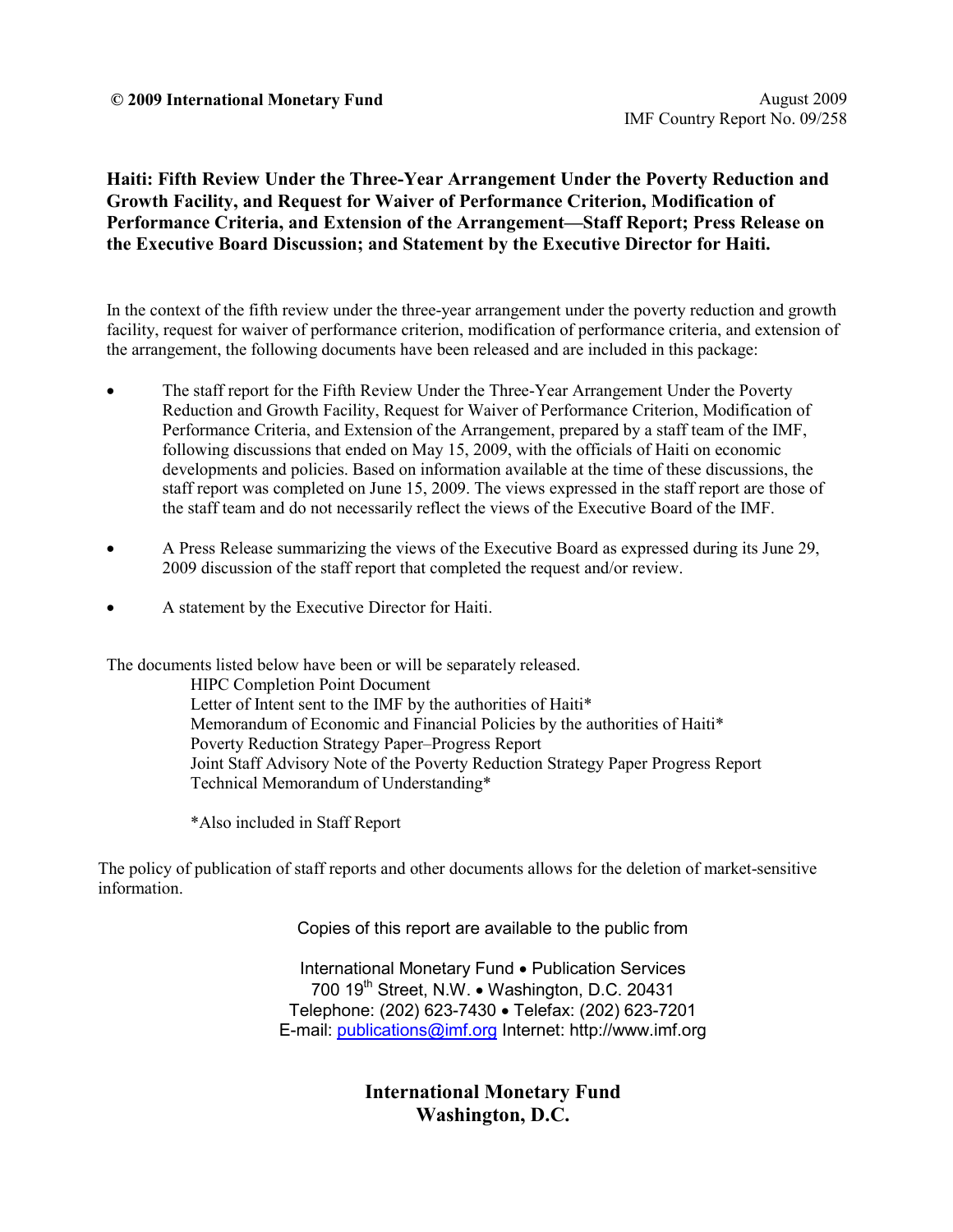**© 2009 International Monetary Fund**

August 2009
IMF Country Report No. 09/258

# Haiti: Fifth Review Under the Three-Year Arrangement Under the Poverty Reduction and Growth Facility, and Request for Waiver of Performance Criterion, Modification of Performance Criteria, and Extension of the Arrangement—Staff Report; Press Release on the Executive Board Discussion; and Statement by the Executive Director for Haiti.

In the context of the fifth review under the three-year arrangement under the poverty reduction and growth facility, request for waiver of performance criterion, modification of performance criteria, and extension of the arrangement, the following documents have been released and are included in this package:

- The staff report for the Fifth Review Under the Three-Year Arrangement Under the Poverty Reduction and Growth Facility, Request for Waiver of Performance Criterion, Modification of Performance Criteria, and Extension of the Arrangement, prepared by a staff team of the IMF, following discussions that ended on May 15, 2009, with the officials of Haiti on economic developments and policies. Based on information available at the time of these discussions, the staff report was completed on June 15, 2009. The views expressed in the staff report are those of the staff team and do not necessarily reflect the views of the Executive Board of the IMF.
- A Press Release summarizing the views of the Executive Board as expressed during its June 29, 2009 discussion of the staff report that completed the request and/or review.
- A statement by the Executive Director for Haiti.

The documents listed below have been or will be separately released.

HIPC Completion Point Document
Letter of Intent sent to the IMF by the authorities of Haiti*
Memorandum of Economic and Financial Policies by the authorities of Haiti*
Poverty Reduction Strategy Paper–Progress Report
Joint Staff Advisory Note of the Poverty Reduction Strategy Paper Progress Report
Technical Memorandum of Understanding*

*Also included in Staff Report

The policy of publication of staff reports and other documents allows for the deletion of market-sensitive information.

Copies of this report are available to the public from

International Monetary Fund • Publication Services
700 19th Street, N.W. • Washington, D.C. 20431
Telephone: (202) 623-7430 • Telefax: (202) 623-7201
E-mail: publications@imf.org Internet: http://www.imf.org

**International Monetary Fund**
**Washington, D.C.**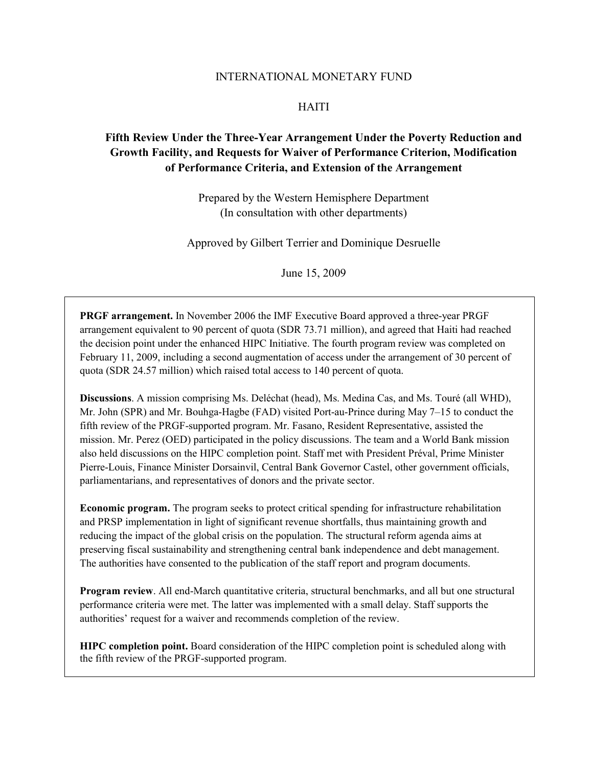INTERNATIONAL MONETARY FUND

HAITI

# Fifth Review Under the Three-Year Arrangement Under the Poverty Reduction and Growth Facility, and Requests for Waiver of Performance Criterion, Modification of Performance Criteria, and Extension of the Arrangement

Prepared by the Western Hemisphere Department
(In consultation with other departments)

Approved by Gilbert Terrier and Dominique Desruelle

June 15, 2009

**PRGF arrangement.** In November 2006 the IMF Executive Board approved a three-year PRGF arrangement equivalent to 90 percent of quota (SDR 73.71 million), and agreed that Haiti had reached the decision point under the enhanced HIPC Initiative. The fourth program review was completed on February 11, 2009, including a second augmentation of access under the arrangement of 30 percent of quota (SDR 24.57 million) which raised total access to 140 percent of quota.

**Discussions**. A mission comprising Ms. Deléchat (head), Ms. Medina Cas, and Ms. Touré (all WHD), Mr. John (SPR) and Mr. Bouhga-Hagbe (FAD) visited Port-au-Prince during May 7–15 to conduct the fifth review of the PRGF-supported program. Mr. Fasano, Resident Representative, assisted the mission. Mr. Perez (OED) participated in the policy discussions. The team and a World Bank mission also held discussions on the HIPC completion point. Staff met with President Préval, Prime Minister Pierre-Louis, Finance Minister Dorsainvil, Central Bank Governor Castel, other government officials, parliamentarians, and representatives of donors and the private sector.

**Economic program.** The program seeks to protect critical spending for infrastructure rehabilitation and PRSP implementation in light of significant revenue shortfalls, thus maintaining growth and reducing the impact of the global crisis on the population. The structural reform agenda aims at preserving fiscal sustainability and strengthening central bank independence and debt management. The authorities have consented to the publication of the staff report and program documents.

**Program review**. All end-March quantitative criteria, structural benchmarks, and all but one structural performance criteria were met. The latter was implemented with a small delay. Staff supports the authorities' request for a waiver and recommends completion of the review.

**HIPC completion point.** Board consideration of the HIPC completion point is scheduled along with the fifth review of the PRGF-supported program.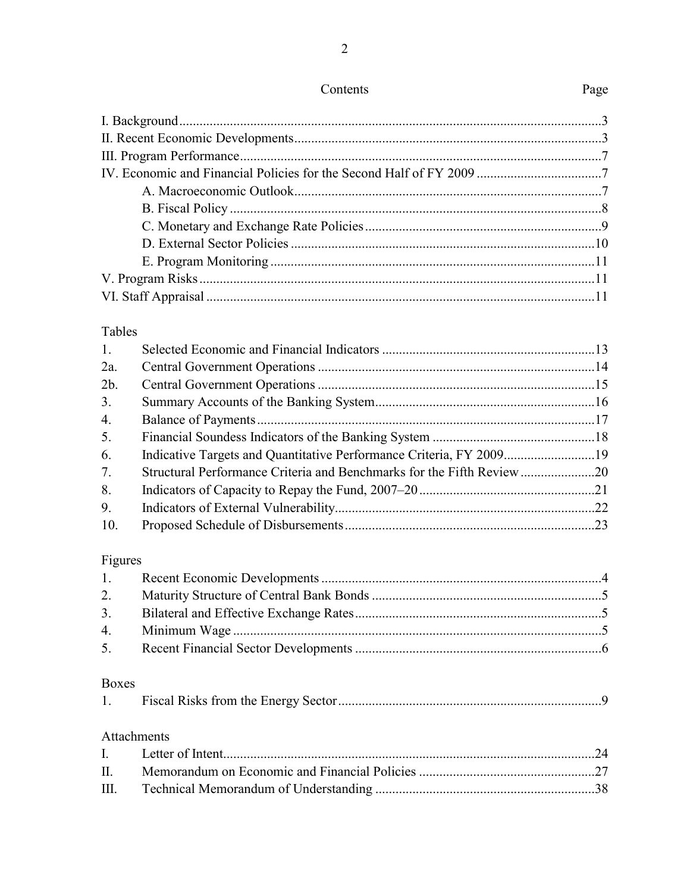## Contents

| | Page |
|---|---|
| I. Background | 3 |
| II. Recent Economic Developments | 3 |
| III. Program Performance | 7 |
| IV. Economic and Financial Policies for the Second Half of FY 2009 | 7 |
| A. Macroeconomic Outlook | 7 |
| B. Fiscal Policy | 8 |
| C. Monetary and Exchange Rate Policies | 9 |
| D. External Sector Policies | 10 |
| E. Program Monitoring | 11 |
| V. Program Risks | 11 |
| VI. Staff Appraisal | 11 |

### Tables

| | | |
|---|---|---|
| 1. | Selected Economic and Financial Indicators | 13 |
| 2a. | Central Government Operations | 14 |
| 2b. | Central Government Operations | 15 |
| 3. | Summary Accounts of the Banking System | 16 |
| 4. | Balance of Payments | 17 |
| 5. | Financial Soundess Indicators of the Banking System | 18 |
| 6. | Indicative Targets and Quantitative Performance Criteria, FY 2009 | 19 |
| 7. | Structural Performance Criteria and Benchmarks for the Fifth Review | 20 |
| 8. | Indicators of Capacity to Repay the Fund, 2007–20 | 21 |
| 9. | Indicators of External Vulnerability | 22 |
| 10. | Proposed Schedule of Disbursements | 23 |

### Figures

| | | |
|---|---|---|
| 1. | Recent Economic Developments | 4 |
| 2. | Maturity Structure of Central Bank Bonds | 5 |
| 3. | Bilateral and Effective Exchange Rates | 5 |
| 4. | Minimum Wage | 5 |
| 5. | Recent Financial Sector Developments | 6 |

### Boxes

| | | |
|---|---|---|
| 1. | Fiscal Risks from the Energy Sector | 9 |

### Attachments

| | | |
|---|---|---|
| I. | Letter of Intent | 24 |
| II. | Memorandum on Economic and Financial Policies | 27 |
| III. | Technical Memorandum of Understanding | 38 |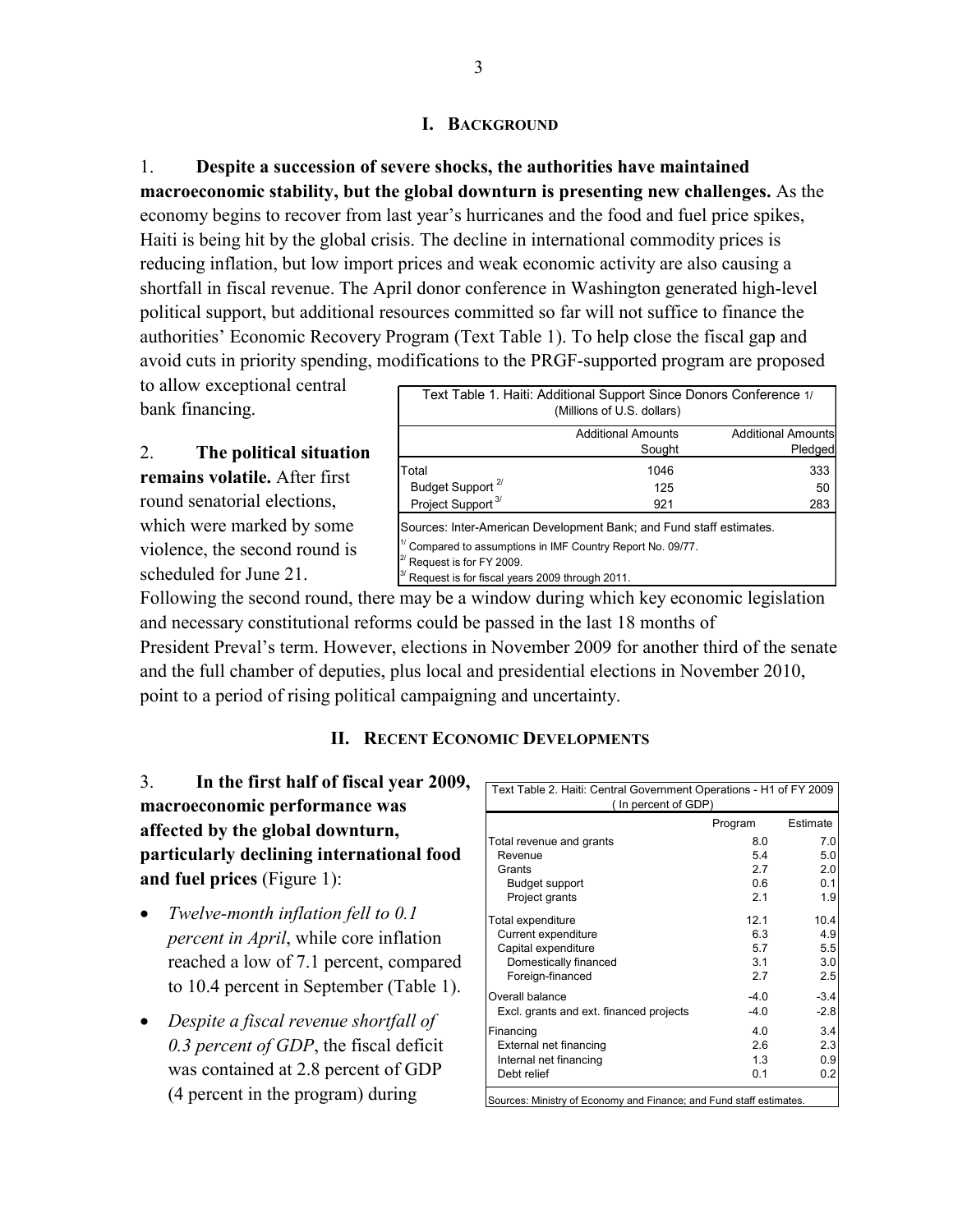## I. Background

1. **Despite a succession of severe shocks, the authorities have maintained macroeconomic stability, but the global downturn is presenting new challenges.** As the economy begins to recover from last year's hurricanes and the food and fuel price spikes, Haiti is being hit by the global crisis. The decline in international commodity prices is reducing inflation, but low import prices and weak economic activity are also causing a shortfall in fiscal revenue. The April donor conference in Washington generated high-level political support, but additional resources committed so far will not suffice to finance the authorities' Economic Recovery Program (Text Table 1). To help close the fiscal gap and avoid cuts in priority spending, modifications to the PRGF-supported program are proposed to allow exceptional central bank financing.

| Text Table 1. Haiti: Additional Support Since Donors Conference 1/ (Millions of U.S. dollars) | | |
|---|---|---|
| | Additional Amounts Sought | Additional Amounts Pledged |
| Total | 1046 | 333 |
| Budget Support [2/] | 125 | 50 |
| Project Support [3/] | 921 | 283 |

Sources: Inter-American Development Bank; and Fund staff estimates.

[1/] Compared to assumptions in IMF Country Report No. 09/77.

[2/] Request is for FY 2009.

[3/] Request is for fiscal years 2009 through 2011.

2. **The political situation remains volatile.** After first round senatorial elections, which were marked by some violence, the second round is scheduled for June 21. Following the second round, there may be a window during which key economic legislation and necessary constitutional reforms could be passed in the last 18 months of President Preval's term. However, elections in November 2009 for another third of the senate and the full chamber of deputies, plus local and presidential elections in November 2010, point to a period of rising political campaigning and uncertainty.

## II. Recent Economic Developments

3. **In the first half of fiscal year 2009, macroeconomic performance was affected by the global downturn, particularly declining international food and fuel prices** (Figure 1):

- *Twelve-month inflation fell to 0.1 percent in April*, while core inflation reached a low of 7.1 percent, compared to 10.4 percent in September (Table 1).
- *Despite a fiscal revenue shortfall of 0.3 percent of GDP*, the fiscal deficit was contained at 2.8 percent of GDP (4 percent in the program) during

| Text Table 2. Haiti: Central Government Operations - H1 of FY 2009 (In percent of GDP) | | |
|---|---|---|
| | Program | Estimate |
| Total revenue and grants | 8.0 | 7.0 |
| Revenue | 5.4 | 5.0 |
| Grants | 2.7 | 2.0 |
| Budget support | 0.6 | 0.1 |
| Project grants | 2.1 | 1.9 |
| Total expenditure | 12.1 | 10.4 |
| Current expenditure | 6.3 | 4.9 |
| Capital expenditure | 5.7 | 5.5 |
| Domestically financed | 3.1 | 3.0 |
| Foreign-financed | 2.7 | 2.5 |
| Overall balance | -4.0 | -3.4 |
| Excl. grants and ext. financed projects | -4.0 | -2.8 |
| Financing | 4.0 | 3.4 |
| External net financing | 2.6 | 2.3 |
| Internal net financing | 1.3 | 0.9 |
| Debt relief | 0.1 | 0.2 |

Sources: Ministry of Economy and Finance; and Fund staff estimates.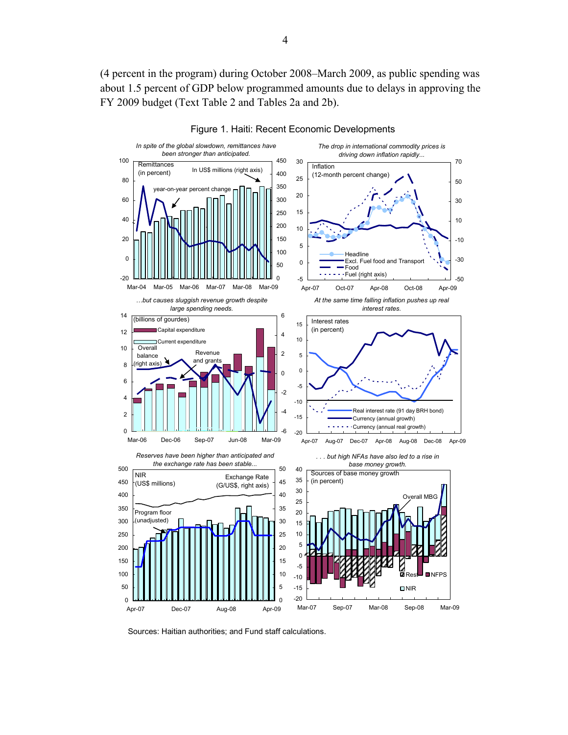(4 percent in the program) during October 2008–March 2009, as public spending was about 1.5 percent of GDP below programmed amounts due to delays in approving the FY 2009 budget (Text Table 2 and Tables 2a and 2b).

Figure 1. Haiti: Recent Economic Developments

*In spite of the global slowdown, remittances have been stronger than anticipated.*

*The drop in international commodity prices is driving down inflation rapidly...*

*...but causes sluggish revenue growth despite large spending needs.*

*At the same time falling inflation pushes up real interest rates.*

*Reserves have been higher than anticipated and the exchange rate has been stable...*

*. . . but high NFAs have also led to a rise in base money growth.*

Sources: Haitian authorities; and Fund staff calculations.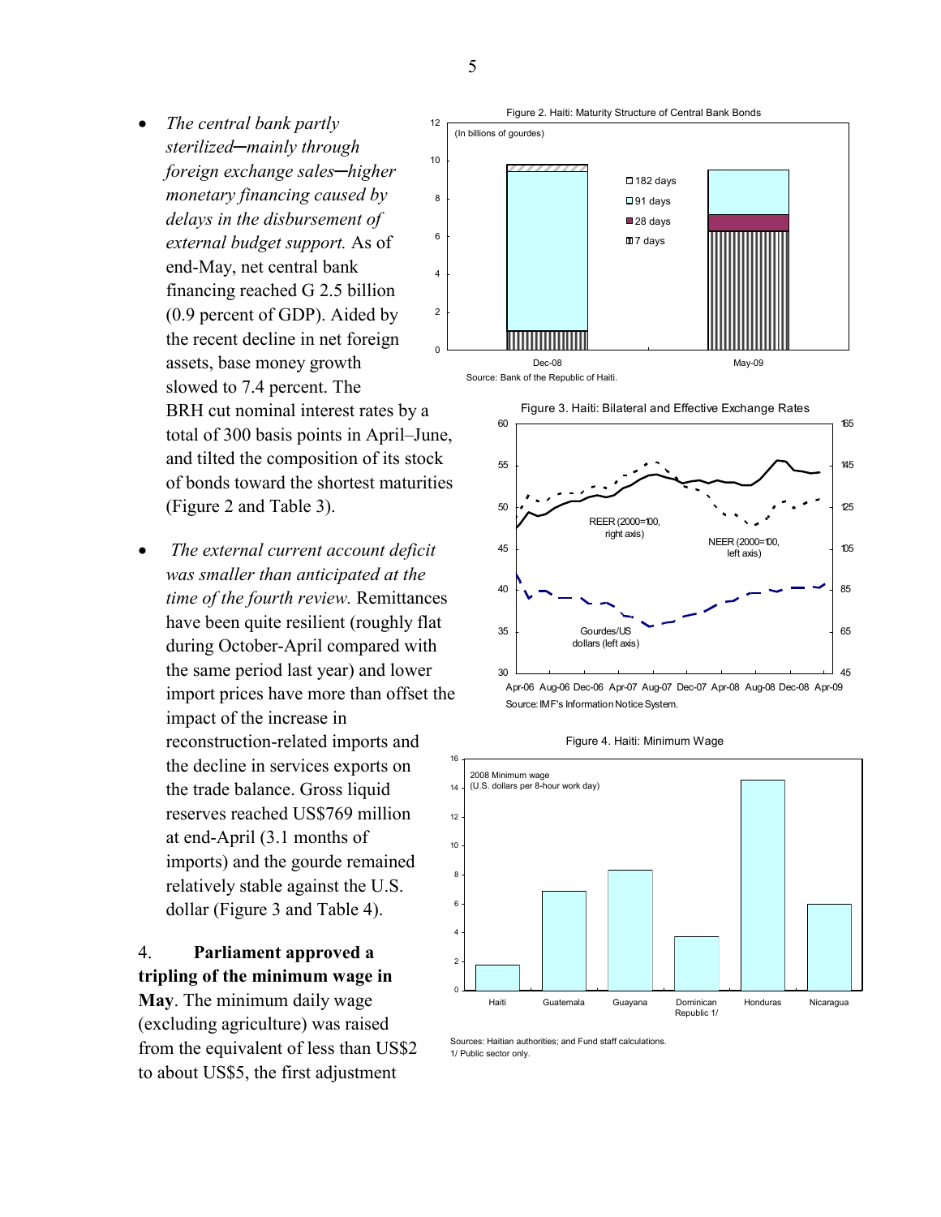- *The central bank partly sterilized─mainly through foreign exchange sales─higher monetary financing caused by delays in the disbursement of external budget support.* As of end-May, net central bank financing reached G 2.5 billion (0.9 percent of GDP). Aided by the recent decline in net foreign assets, base money growth slowed to 7.4 percent. The BRH cut nominal interest rates by a total of 300 basis points in April–June, and tilted the composition of its stock of bonds toward the shortest maturities (Figure 2 and Table 3).

- *The external current account deficit was smaller than anticipated at the time of the fourth review.* Remittances have been quite resilient (roughly flat during October-April compared with the same period last year) and lower import prices have more than offset the impact of the increase in reconstruction-related imports and the decline in services exports on the trade balance. Gross liquid reserves reached US$769 million at end-April (3.1 months of imports) and the gourde remained relatively stable against the U.S. dollar (Figure 3 and Table 4).

Figure 2. Haiti: Maturity Structure of Central Bank Bonds

(In billions of gourdes)

Source: Bank of the Republic of Haiti.

Figure 3. Haiti: Bilateral and Effective Exchange Rates

Source: IMF's Information Notice System.

Figure 4. Haiti: Minimum Wage

2008 Minimum wage (U.S. dollars per 8-hour work day)

Sources: Haitian authorities; and Fund staff calculations.
1/ Public sector only.

4. **Parliament approved a tripling of the minimum wage in May**. The minimum daily wage (excluding agriculture) was raised from the equivalent of less than US$2 to about US$5, the first adjustment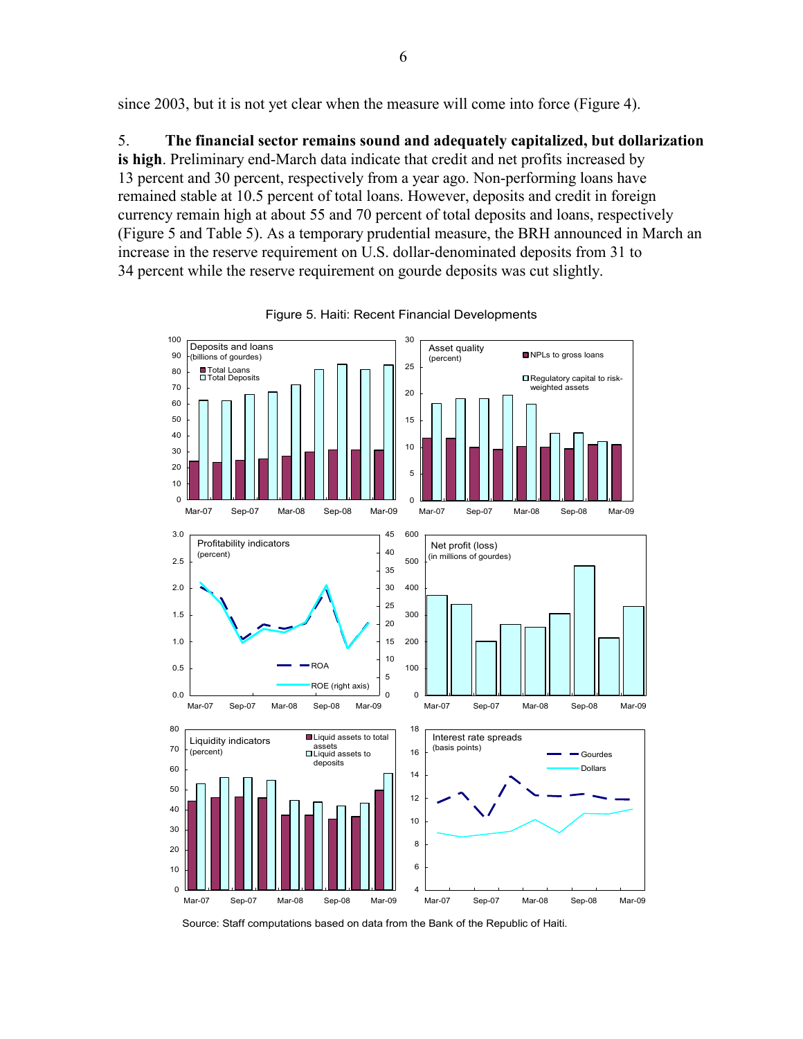since 2003, but it is not yet clear when the measure will come into force (Figure 4).

5. **The financial sector remains sound and adequately capitalized, but dollarization is high**. Preliminary end-March data indicate that credit and net profits increased by 13 percent and 30 percent, respectively from a year ago. Non-performing loans have remained stable at 10.5 percent of total loans. However, deposits and credit in foreign currency remain high at about 55 and 70 percent of total deposits and loans, respectively (Figure 5 and Table 5). As a temporary prudential measure, the BRH announced in March an increase in the reserve requirement on U.S. dollar-denominated deposits from 31 to 34 percent while the reserve requirement on gourde deposits was cut slightly.

Figure 5. Haiti: Recent Financial Developments

Source: Staff computations based on data from the Bank of the Republic of Haiti.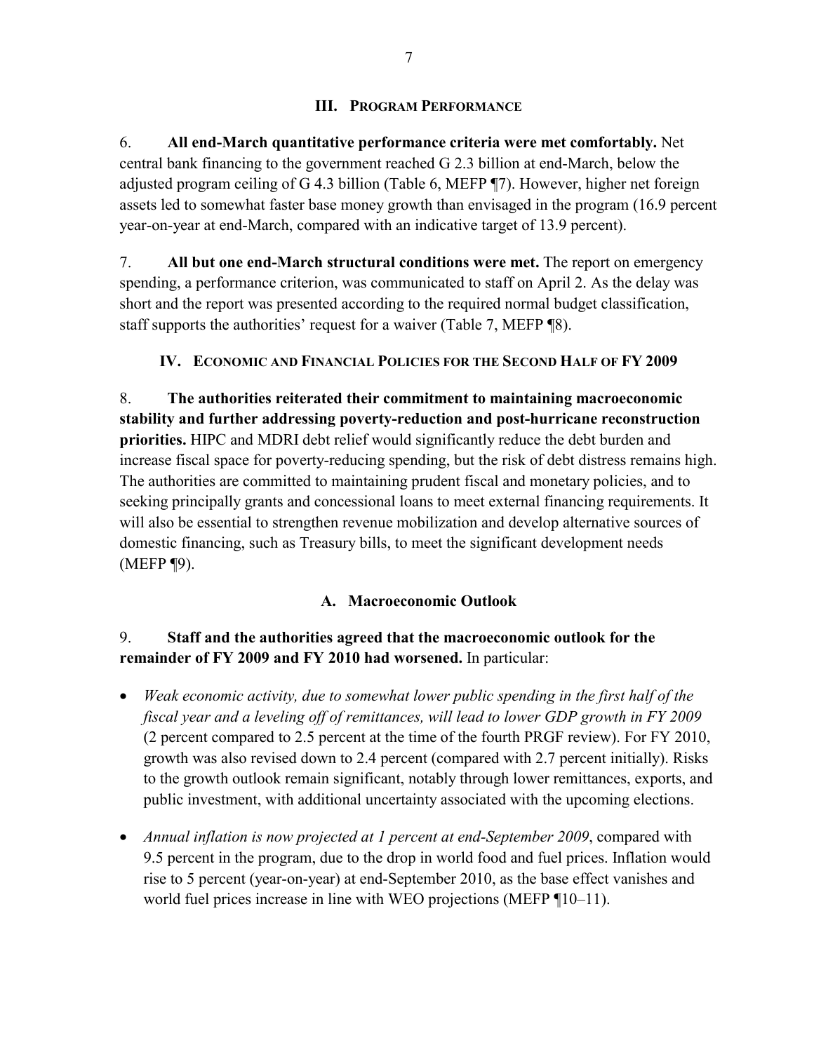## III. Program Performance

6. **All end-March quantitative performance criteria were met comfortably.** Net central bank financing to the government reached G 2.3 billion at end-March, below the adjusted program ceiling of G 4.3 billion (Table 6, MEFP ¶7). However, higher net foreign assets led to somewhat faster base money growth than envisaged in the program (16.9 percent year-on-year at end-March, compared with an indicative target of 13.9 percent).

7. **All but one end-March structural conditions were met.** The report on emergency spending, a performance criterion, was communicated to staff on April 2. As the delay was short and the report was presented according to the required normal budget classification, staff supports the authorities' request for a waiver (Table 7, MEFP ¶8).

## IV. Economic and Financial Policies for the Second Half of FY 2009

8. **The authorities reiterated their commitment to maintaining macroeconomic stability and further addressing poverty-reduction and post-hurricane reconstruction priorities.** HIPC and MDRI debt relief would significantly reduce the debt burden and increase fiscal space for poverty-reducing spending, but the risk of debt distress remains high. The authorities are committed to maintaining prudent fiscal and monetary policies, and to seeking principally grants and concessional loans to meet external financing requirements. It will also be essential to strengthen revenue mobilization and develop alternative sources of domestic financing, such as Treasury bills, to meet the significant development needs (MEFP ¶9).

### A. Macroeconomic Outlook

9. **Staff and the authorities agreed that the macroeconomic outlook for the remainder of FY 2009 and FY 2010 had worsened.** In particular:

- *Weak economic activity, due to somewhat lower public spending in the first half of the fiscal year and a leveling off of remittances, will lead to lower GDP growth in FY 2009* (2 percent compared to 2.5 percent at the time of the fourth PRGF review). For FY 2010, growth was also revised down to 2.4 percent (compared with 2.7 percent initially). Risks to the growth outlook remain significant, notably through lower remittances, exports, and public investment, with additional uncertainty associated with the upcoming elections.

- *Annual inflation is now projected at 1 percent at end-September 2009*, compared with 9.5 percent in the program, due to the drop in world food and fuel prices. Inflation would rise to 5 percent (year-on-year) at end-September 2010, as the base effect vanishes and world fuel prices increase in line with WEO projections (MEFP ¶10–11).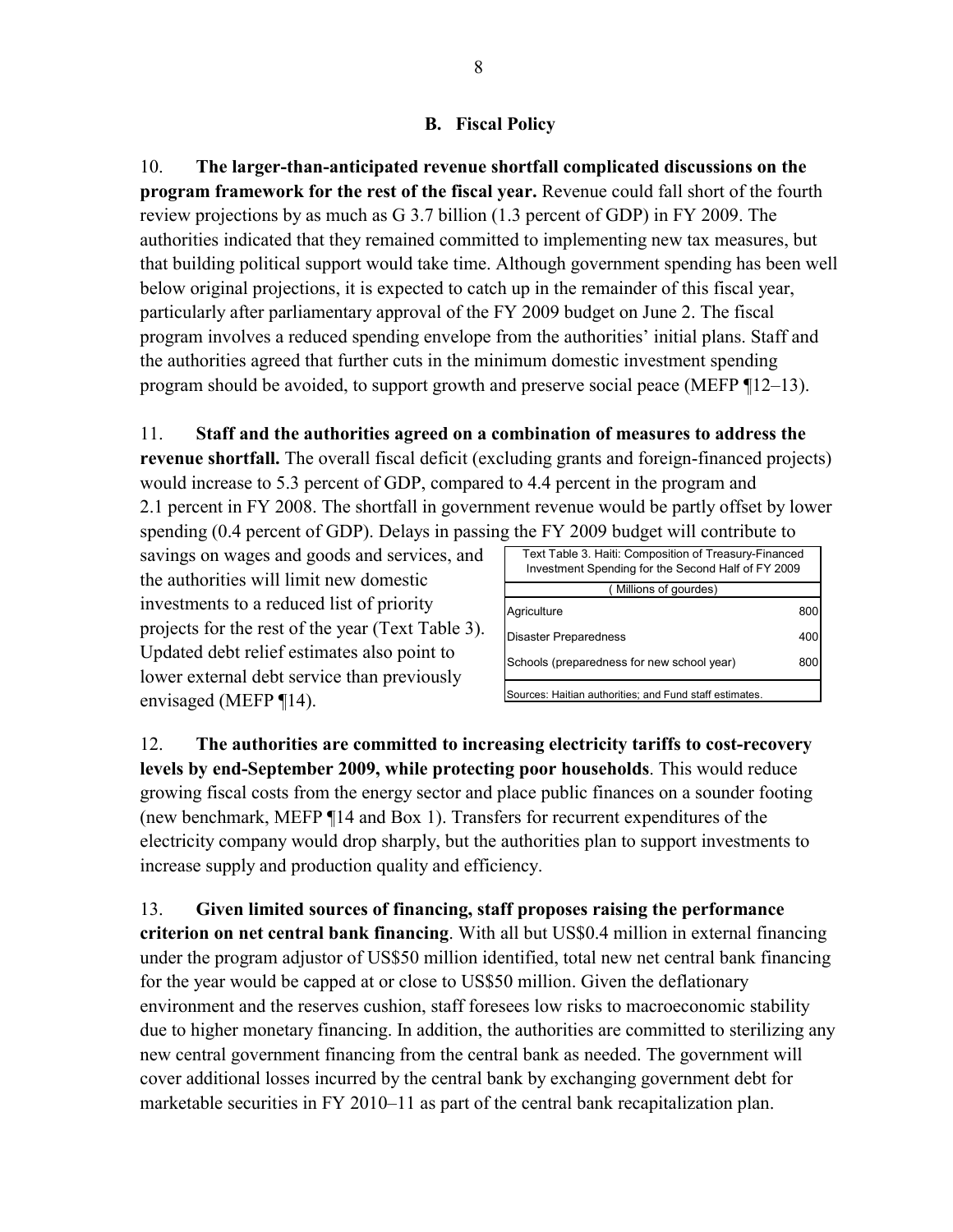### B. Fiscal Policy

10. **The larger-than-anticipated revenue shortfall complicated discussions on the program framework for the rest of the fiscal year.** Revenue could fall short of the fourth review projections by as much as G 3.7 billion (1.3 percent of GDP) in FY 2009. The authorities indicated that they remained committed to implementing new tax measures, but that building political support would take time. Although government spending has been well below original projections, it is expected to catch up in the remainder of this fiscal year, particularly after parliamentary approval of the FY 2009 budget on June 2. The fiscal program involves a reduced spending envelope from the authorities' initial plans. Staff and the authorities agreed that further cuts in the minimum domestic investment spending program should be avoided, to support growth and preserve social peace (MEFP ¶12–13).

11. **Staff and the authorities agreed on a combination of measures to address the revenue shortfall.** The overall fiscal deficit (excluding grants and foreign-financed projects) would increase to 5.3 percent of GDP, compared to 4.4 percent in the program and 2.1 percent in FY 2008. The shortfall in government revenue would be partly offset by lower spending (0.4 percent of GDP). Delays in passing the FY 2009 budget will contribute to savings on wages and goods and services, and the authorities will limit new domestic investments to a reduced list of priority projects for the rest of the year (Text Table 3). Updated debt relief estimates also point to lower external debt service than previously envisaged (MEFP ¶14).

| Text Table 3. Haiti: Composition of Treasury-Financed Investment Spending for the Second Half of FY 2009 | |
|---|---|
| (Millions of gourdes) | |
| Agriculture | 800 |
| Disaster Preparedness | 400 |
| Schools (preparedness for new school year) | 800 |

Sources: Haitian authorities; and Fund staff estimates.

12. **The authorities are committed to increasing electricity tariffs to cost-recovery levels by end-September 2009, while protecting poor households**. This would reduce growing fiscal costs from the energy sector and place public finances on a sounder footing (new benchmark, MEFP ¶14 and Box 1). Transfers for recurrent expenditures of the electricity company would drop sharply, but the authorities plan to support investments to increase supply and production quality and efficiency.

13. **Given limited sources of financing, staff proposes raising the performance criterion on net central bank financing**. With all but US$0.4 million in external financing under the program adjustor of US$50 million identified, total new net central bank financing for the year would be capped at or close to US$50 million. Given the deflationary environment and the reserves cushion, staff foresees low risks to macroeconomic stability due to higher monetary financing. In addition, the authorities are committed to sterilizing any new central government financing from the central bank as needed. The government will cover additional losses incurred by the central bank by exchanging government debt for marketable securities in FY 2010–11 as part of the central bank recapitalization plan.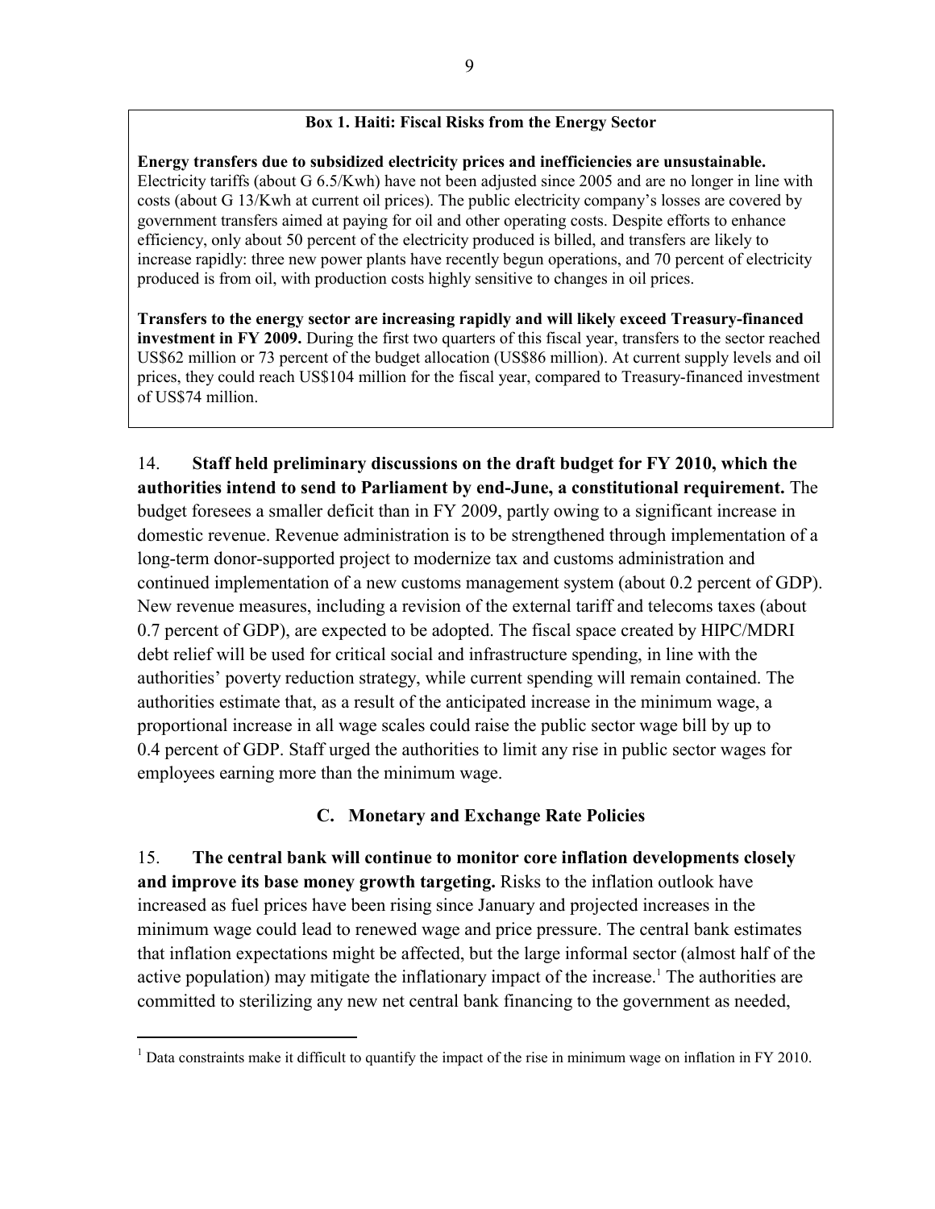**Box 1. Haiti: Fiscal Risks from the Energy Sector**

**Energy transfers due to subsidized electricity prices and inefficiencies are unsustainable.** Electricity tariffs (about G 6.5/Kwh) have not been adjusted since 2005 and are no longer in line with costs (about G 13/Kwh at current oil prices). The public electricity company's losses are covered by government transfers aimed at paying for oil and other operating costs. Despite efforts to enhance efficiency, only about 50 percent of the electricity produced is billed, and transfers are likely to increase rapidly: three new power plants have recently begun operations, and 70 percent of electricity produced is from oil, with production costs highly sensitive to changes in oil prices.

**Transfers to the energy sector are increasing rapidly and will likely exceed Treasury-financed investment in FY 2009.** During the first two quarters of this fiscal year, transfers to the sector reached US$62 million or 73 percent of the budget allocation (US$86 million). At current supply levels and oil prices, they could reach US$104 million for the fiscal year, compared to Treasury-financed investment of US$74 million.

14. **Staff held preliminary discussions on the draft budget for FY 2010, which the authorities intend to send to Parliament by end-June, a constitutional requirement.** The budget foresees a smaller deficit than in FY 2009, partly owing to a significant increase in domestic revenue. Revenue administration is to be strengthened through implementation of a long-term donor-supported project to modernize tax and customs administration and continued implementation of a new customs management system (about 0.2 percent of GDP). New revenue measures, including a revision of the external tariff and telecoms taxes (about 0.7 percent of GDP), are expected to be adopted. The fiscal space created by HIPC/MDRI debt relief will be used for critical social and infrastructure spending, in line with the authorities' poverty reduction strategy, while current spending will remain contained. The authorities estimate that, as a result of the anticipated increase in the minimum wage, a proportional increase in all wage scales could raise the public sector wage bill by up to 0.4 percent of GDP. Staff urged the authorities to limit any rise in public sector wages for employees earning more than the minimum wage.

## C. Monetary and Exchange Rate Policies

15. **The central bank will continue to monitor core inflation developments closely and improve its base money growth targeting.** Risks to the inflation outlook have increased as fuel prices have been rising since January and projected increases in the minimum wage could lead to renewed wage and price pressure. The central bank estimates that inflation expectations might be affected, but the large informal sector (almost half of the active population) may mitigate the inflationary impact of the increase.[1] The authorities are committed to sterilizing any new net central bank financing to the government as needed,

[1] Data constraints make it difficult to quantify the impact of the rise in minimum wage on inflation in FY 2010.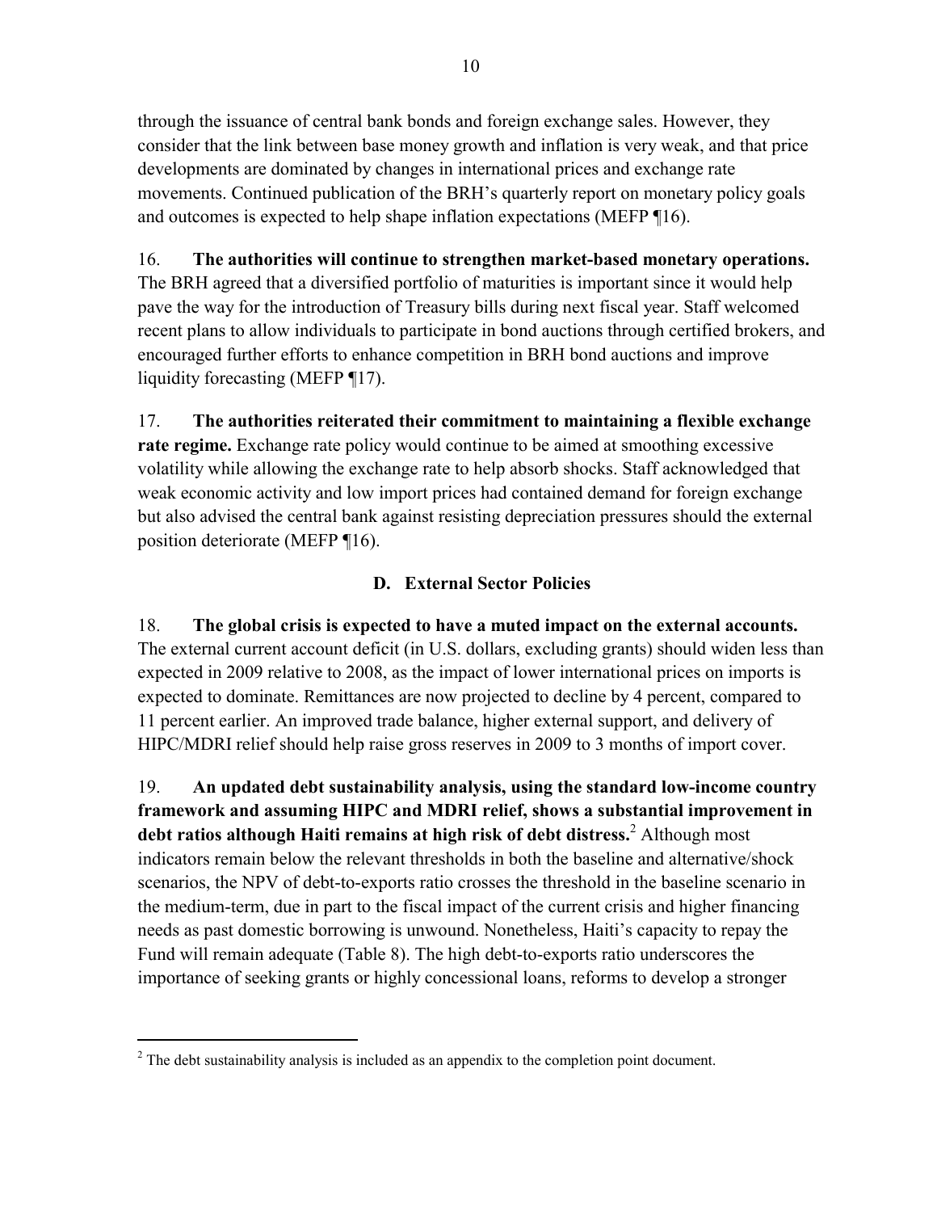through the issuance of central bank bonds and foreign exchange sales. However, they consider that the link between base money growth and inflation is very weak, and that price developments are dominated by changes in international prices and exchange rate movements. Continued publication of the BRH's quarterly report on monetary policy goals and outcomes is expected to help shape inflation expectations (MEFP ¶16).

16. **The authorities will continue to strengthen market-based monetary operations.** The BRH agreed that a diversified portfolio of maturities is important since it would help pave the way for the introduction of Treasury bills during next fiscal year. Staff welcomed recent plans to allow individuals to participate in bond auctions through certified brokers, and encouraged further efforts to enhance competition in BRH bond auctions and improve liquidity forecasting (MEFP ¶17).

17. **The authorities reiterated their commitment to maintaining a flexible exchange rate regime.** Exchange rate policy would continue to be aimed at smoothing excessive volatility while allowing the exchange rate to help absorb shocks. Staff acknowledged that weak economic activity and low import prices had contained demand for foreign exchange but also advised the central bank against resisting depreciation pressures should the external position deteriorate (MEFP ¶16).

### D. External Sector Policies

18. **The global crisis is expected to have a muted impact on the external accounts.** The external current account deficit (in U.S. dollars, excluding grants) should widen less than expected in 2009 relative to 2008, as the impact of lower international prices on imports is expected to dominate. Remittances are now projected to decline by 4 percent, compared to 11 percent earlier. An improved trade balance, higher external support, and delivery of HIPC/MDRI relief should help raise gross reserves in 2009 to 3 months of import cover.

19. **An updated debt sustainability analysis, using the standard low-income country framework and assuming HIPC and MDRI relief, shows a substantial improvement in debt ratios although Haiti remains at high risk of debt distress.**[2] Although most indicators remain below the relevant thresholds in both the baseline and alternative/shock scenarios, the NPV of debt-to-exports ratio crosses the threshold in the baseline scenario in the medium-term, due in part to the fiscal impact of the current crisis and higher financing needs as past domestic borrowing is unwound. Nonetheless, Haiti's capacity to repay the Fund will remain adequate (Table 8). The high debt-to-exports ratio underscores the importance of seeking grants or highly concessional loans, reforms to develop a stronger

[2] The debt sustainability analysis is included as an appendix to the completion point document.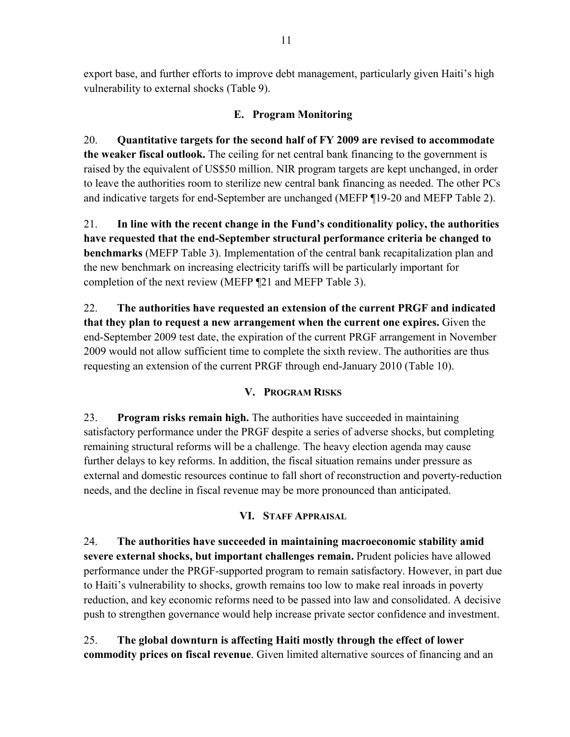export base, and further efforts to improve debt management, particularly given Haiti's high vulnerability to external shocks (Table 9).

### E. Program Monitoring

20. **Quantitative targets for the second half of FY 2009 are revised to accommodate the weaker fiscal outlook.** The ceiling for net central bank financing to the government is raised by the equivalent of US$50 million. NIR program targets are kept unchanged, in order to leave the authorities room to sterilize new central bank financing as needed. The other PCs and indicative targets for end-September are unchanged (MEFP ¶19-20 and MEFP Table 2).

21. **In line with the recent change in the Fund's conditionality policy, the authorities have requested that the end-September structural performance criteria be changed to benchmarks** (MEFP Table 3). Implementation of the central bank recapitalization plan and the new benchmark on increasing electricity tariffs will be particularly important for completion of the next review (MEFP ¶21 and MEFP Table 3).

22. **The authorities have requested an extension of the current PRGF and indicated that they plan to request a new arrangement when the current one expires.** Given the end-September 2009 test date, the expiration of the current PRGF arrangement in November 2009 would not allow sufficient time to complete the sixth review. The authorities are thus requesting an extension of the current PRGF through end-January 2010 (Table 10).

## V. Program Risks

23. **Program risks remain high.** The authorities have succeeded in maintaining satisfactory performance under the PRGF despite a series of adverse shocks, but completing remaining structural reforms will be a challenge. The heavy election agenda may cause further delays to key reforms. In addition, the fiscal situation remains under pressure as external and domestic resources continue to fall short of reconstruction and poverty-reduction needs, and the decline in fiscal revenue may be more pronounced than anticipated.

## VI. Staff Appraisal

24. **The authorities have succeeded in maintaining macroeconomic stability amid severe external shocks, but important challenges remain.** Prudent policies have allowed performance under the PRGF-supported program to remain satisfactory. However, in part due to Haiti's vulnerability to shocks, growth remains too low to make real inroads in poverty reduction, and key economic reforms need to be passed into law and consolidated. A decisive push to strengthen governance would help increase private sector confidence and investment.

25. **The global downturn is affecting Haiti mostly through the effect of lower commodity prices on fiscal revenue**. Given limited alternative sources of financing and an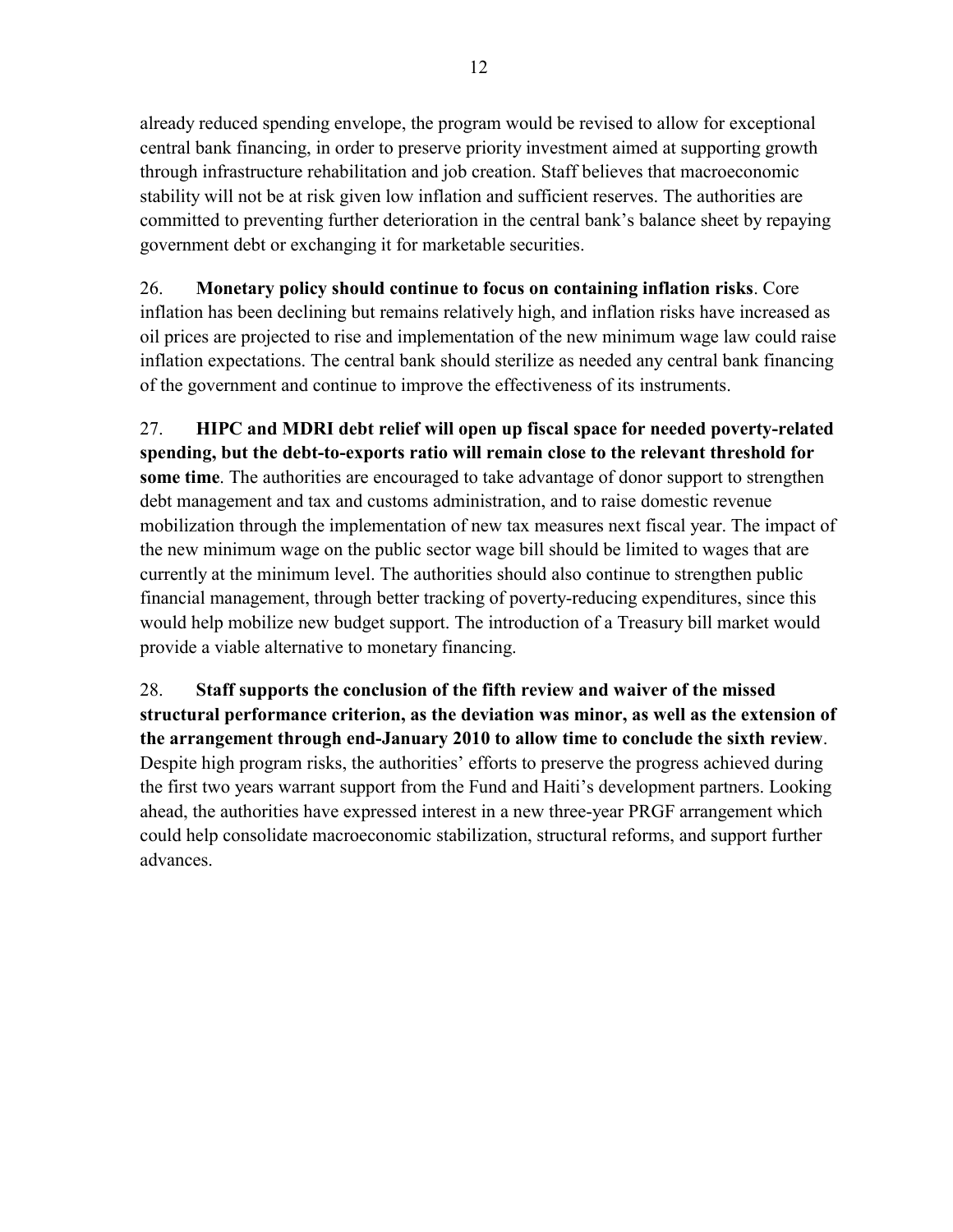already reduced spending envelope, the program would be revised to allow for exceptional central bank financing, in order to preserve priority investment aimed at supporting growth through infrastructure rehabilitation and job creation. Staff believes that macroeconomic stability will not be at risk given low inflation and sufficient reserves. The authorities are committed to preventing further deterioration in the central bank's balance sheet by repaying government debt or exchanging it for marketable securities.

26. **Monetary policy should continue to focus on containing inflation risks**. Core inflation has been declining but remains relatively high, and inflation risks have increased as oil prices are projected to rise and implementation of the new minimum wage law could raise inflation expectations. The central bank should sterilize as needed any central bank financing of the government and continue to improve the effectiveness of its instruments.

27. **HIPC and MDRI debt relief will open up fiscal space for needed poverty-related spending, but the debt-to-exports ratio will remain close to the relevant threshold for some time**. The authorities are encouraged to take advantage of donor support to strengthen debt management and tax and customs administration, and to raise domestic revenue mobilization through the implementation of new tax measures next fiscal year. The impact of the new minimum wage on the public sector wage bill should be limited to wages that are currently at the minimum level. The authorities should also continue to strengthen public financial management, through better tracking of poverty-reducing expenditures, since this would help mobilize new budget support. The introduction of a Treasury bill market would provide a viable alternative to monetary financing.

28. **Staff supports the conclusion of the fifth review and waiver of the missed structural performance criterion, as the deviation was minor, as well as the extension of the arrangement through end-January 2010 to allow time to conclude the sixth review**. Despite high program risks, the authorities' efforts to preserve the progress achieved during the first two years warrant support from the Fund and Haiti's development partners. Looking ahead, the authorities have expressed interest in a new three-year PRGF arrangement which could help consolidate macroeconomic stabilization, structural reforms, and support further advances.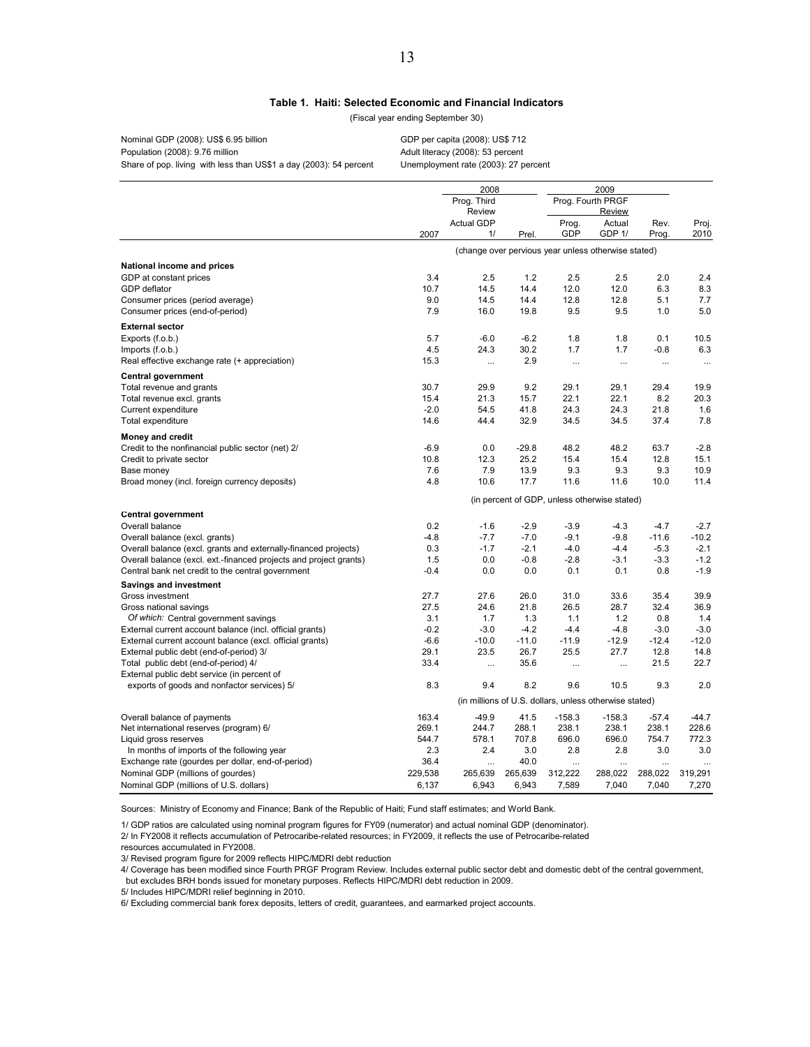### Table 1. Haiti: Selected Economic and Financial Indicators

(Fiscal year ending September 30)

Nominal GDP (2008): US$ 6.95 billion
Population (2008): 9.76 million
Share of pop. living with less than US$1 a day (2003): 54 percent

GDP per capita (2008): US$ 712
Adult literacy (2008): 53 percent
Unemployment rate (2003): 27 percent

| | 2007 | 2008 | | 2009 | | | Proj. 2010 |
|---|---|---|---|---|---|---|---|
| | | Prog. Third Review Actual GDP 1/ | Prel. | Prog. Fourth PRGF Review | | Rev. Prog. | |
| | | | | Prog. GDP | Actual GDP 1/ | | |
| | (change over pervious year unless otherwise stated) | | | | | | |
| **National income and prices** | | | | | | | |
| GDP at constant prices | 3.4 | 2.5 | 1.2 | 2.5 | 2.5 | 2.0 | 2.4 |
| GDP deflator | 10.7 | 14.5 | 14.4 | 12.0 | 12.0 | 6.3 | 8.3 |
| Consumer prices (period average) | 9.0 | 14.5 | 14.4 | 12.8 | 12.8 | 5.1 | 7.7 |
| Consumer prices (end-of-period) | 7.9 | 16.0 | 19.8 | 9.5 | 9.5 | 1.0 | 5.0 |
| **External sector** | | | | | | | |
| Exports (f.o.b.) | 5.7 | -6.0 | -6.2 | 1.8 | 1.8 | 0.1 | 10.5 |
| Imports (f.o.b.) | 4.5 | 24.3 | 30.2 | 1.7 | 1.7 | -0.8 | 6.3 |
| Real effective exchange rate (+ appreciation) | 15.3 | ... | 2.9 | ... | ... | ... | ... |
| **Central government** | | | | | | | |
| Total revenue and grants | 30.7 | 29.9 | 9.2 | 29.1 | 29.1 | 29.4 | 19.9 |
| Total revenue excl. grants | 15.4 | 21.3 | 15.7 | 22.1 | 22.1 | 8.2 | 20.3 |
| Current expenditure | -2.0 | 54.5 | 41.8 | 24.3 | 24.3 | 21.8 | 1.6 |
| Total expenditure | 14.6 | 44.4 | 32.9 | 34.5 | 34.5 | 37.4 | 7.8 |
| **Money and credit** | | | | | | | |
| Credit to the nonfinancial public sector (net) 2/ | -6.9 | 0.0 | -29.8 | 48.2 | 48.2 | 63.7 | -2.8 |
| Credit to private sector | 10.8 | 12.3 | 25.2 | 15.4 | 15.4 | 12.8 | 15.1 |
| Base money | 7.6 | 7.9 | 13.9 | 9.3 | 9.3 | 9.3 | 10.9 |
| Broad money (incl. foreign currency deposits) | 4.8 | 10.6 | 17.7 | 11.6 | 11.6 | 10.0 | 11.4 |
| | (in percent of GDP, unless otherwise stated) | | | | | | |
| **Central government** | | | | | | | |
| Overall balance | 0.2 | -1.6 | -2.9 | -3.9 | -4.3 | -4.7 | -2.7 |
| Overall balance (excl. grants) | -4.8 | -7.7 | -7.0 | -9.1 | -9.8 | -11.6 | -10.2 |
| Overall balance (excl. grants and externally-financed projects) | 0.3 | -1.7 | -2.1 | -4.0 | -4.4 | -5.3 | -2.1 |
| Overall balance (excl. ext.-financed projects and project grants) | 1.5 | 0.0 | -0.8 | -2.8 | -3.1 | -3.3 | -1.2 |
| Central bank net credit to the central government | -0.4 | 0.0 | 0.0 | 0.1 | 0.1 | 0.8 | -1.9 |
| **Savings and investment** | | | | | | | |
| Gross investment | 27.7 | 27.6 | 26.0 | 31.0 | 33.6 | 35.4 | 39.9 |
| Gross national savings | 27.5 | 24.6 | 21.8 | 26.5 | 28.7 | 32.4 | 36.9 |
| *Of which:* Central government savings | 3.1 | 1.7 | 1.3 | 1.1 | 1.2 | 0.8 | 1.4 |
| External current account balance (incl. official grants) | -0.2 | -3.0 | -4.2 | -4.4 | -4.8 | -3.0 | -3.0 |
| External current account balance (excl. official grants) | -6.6 | -10.0 | -11.0 | -11.9 | -12.9 | -12.4 | -12.0 |
| External public debt (end-of-period) 3/ | 29.1 | 23.5 | 26.7 | 25.5 | 27.7 | 12.8 | 14.8 |
| Total public debt (end-of-period) 4/ | 33.4 | ... | 35.6 | ... | ... | 21.5 | 22.7 |
| External public debt service (in percent of exports of goods and nonfactor services) 5/ | 8.3 | 9.4 | 8.2 | 9.6 | 10.5 | 9.3 | 2.0 |
| | (in millions of U.S. dollars, unless otherwise stated) | | | | | | |
| Overall balance of payments | 163.4 | -49.9 | 41.5 | -158.3 | -158.3 | -57.4 | -44.7 |
| Net international reserves (program) 6/ | 269.1 | 244.7 | 288.1 | 238.1 | 238.1 | 238.1 | 228.6 |
| Liquid gross reserves | 544.7 | 578.1 | 707.8 | 696.0 | 696.0 | 754.7 | 772.3 |
| In months of imports of the following year | 2.3 | 2.4 | 3.0 | 2.8 | 2.8 | 3.0 | 3.0 |
| Exchange rate (gourdes per dollar, end-of-period) | 36.4 | ... | 40.0 | ... | ... | ... | ... |
| Nominal GDP (millions of gourdes) | 229,538 | 265,639 | 265,639 | 312,222 | 288,022 | 288,022 | 319,291 |
| Nominal GDP (millions of U.S. dollars) | 6,137 | 6,943 | 6,943 | 7,589 | 7,040 | 7,040 | 7,270 |

Sources: Ministry of Economy and Finance; Bank of the Republic of Haiti; Fund staff estimates; and World Bank.

1/ GDP ratios are calculated using nominal program figures for FY09 (numerator) and actual nominal GDP (denominator).
2/ In FY2008 it reflects accumulation of Petrocaribe-related resources; in FY2009, it reflects the use of Petrocaribe-related resources accumulated in FY2008.
3/ Revised program figure for 2009 reflects HIPC/MDRI debt reduction
4/ Coverage has been modified since Fourth PRGF Program Review. Includes external public sector debt and domestic debt of the central government, but excludes BRH bonds issued for monetary purposes. Reflects HIPC/MDRI debt reduction in 2009.
5/ Includes HIPC/MDRI relief beginning in 2010.
6/ Excluding commercial bank forex deposits, letters of credit, guarantees, and earmarked project accounts.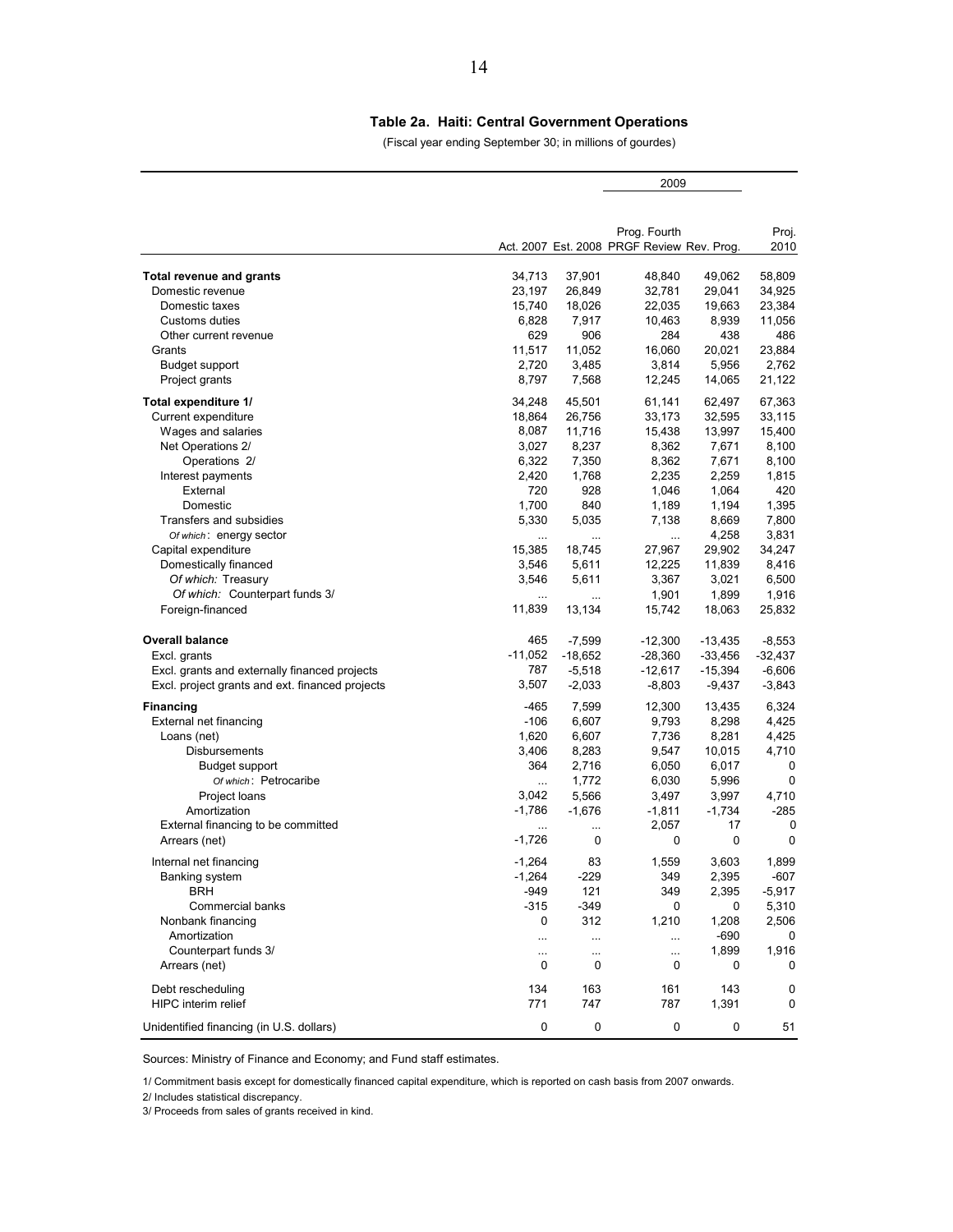### Table 2a. Haiti: Central Government Operations

(Fiscal year ending September 30; in millions of gourdes)

| | Act. 2007 | Est. 2008 | 2009 Prog. Fourth PRGF Review | 2009 Rev. Prog. | Proj. 2010 |
|---|---|---|---|---|---|
| **Total revenue and grants** | 34,713 | 37,901 | 48,840 | 49,062 | 58,809 |
| Domestic revenue | 23,197 | 26,849 | 32,781 | 29,041 | 34,925 |
| Domestic taxes | 15,740 | 18,026 | 22,035 | 19,663 | 23,384 |
| Customs duties | 6,828 | 7,917 | 10,463 | 8,939 | 11,056 |
| Other current revenue | 629 | 906 | 284 | 438 | 486 |
| Grants | 11,517 | 11,052 | 16,060 | 20,021 | 23,884 |
| Budget support | 2,720 | 3,485 | 3,814 | 5,956 | 2,762 |
| Project grants | 8,797 | 7,568 | 12,245 | 14,065 | 21,122 |
| **Total expenditure 1/** | 34,248 | 45,501 | 61,141 | 62,497 | 67,363 |
| Current expenditure | 18,864 | 26,756 | 33,173 | 32,595 | 33,115 |
| Wages and salaries | 8,087 | 11,716 | 15,438 | 13,997 | 15,400 |
| Net Operations 2/ | 3,027 | 8,237 | 8,362 | 7,671 | 8,100 |
| Operations 2/ | 6,322 | 7,350 | 8,362 | 7,671 | 8,100 |
| Interest payments | 2,420 | 1,768 | 2,235 | 2,259 | 1,815 |
| External | 720 | 928 | 1,046 | 1,064 | 420 |
| Domestic | 1,700 | 840 | 1,189 | 1,194 | 1,395 |
| Transfers and subsidies | 5,330 | 5,035 | 7,138 | 8,669 | 7,800 |
| *Of which*: energy sector | ... | ... | ... | 4,258 | 3,831 |
| Capital expenditure | 15,385 | 18,745 | 27,967 | 29,902 | 34,247 |
| Domestically financed | 3,546 | 5,611 | 12,225 | 11,839 | 8,416 |
| *Of which:* Treasury | 3,546 | 5,611 | 3,367 | 3,021 | 6,500 |
| *Of which:* Counterpart funds 3/ | ... | ... | 1,901 | 1,899 | 1,916 |
| Foreign-financed | 11,839 | 13,134 | 15,742 | 18,063 | 25,832 |
| **Overall balance** | 465 | -7,599 | -12,300 | -13,435 | -8,553 |
| Excl. grants | -11,052 | -18,652 | -28,360 | -33,456 | -32,437 |
| Excl. grants and externally financed projects | 787 | -5,518 | -12,617 | -15,394 | -6,606 |
| Excl. project grants and ext. financed projects | 3,507 | -2,033 | -8,803 | -9,437 | -3,843 |
| **Financing** | -465 | 7,599 | 12,300 | 13,435 | 6,324 |
| External net financing | -106 | 6,607 | 9,793 | 8,298 | 4,425 |
| Loans (net) | 1,620 | 6,607 | 7,736 | 8,281 | 4,425 |
| Disbursements | 3,406 | 8,283 | 9,547 | 10,015 | 4,710 |
| Budget support | 364 | 2,716 | 6,050 | 6,017 | 0 |
| *Of which*: Petrocaribe | ... | 1,772 | 6,030 | 5,996 | 0 |
| Project loans | 3,042 | 5,566 | 3,497 | 3,997 | 4,710 |
| Amortization | -1,786 | -1,676 | -1,811 | -1,734 | -285 |
| External financing to be committed | ... | ... | 2,057 | 17 | 0 |
| Arrears (net) | -1,726 | 0 | 0 | 0 | 0 |
| Internal net financing | -1,264 | 83 | 1,559 | 3,603 | 1,899 |
| Banking system | -1,264 | -229 | 349 | 2,395 | -607 |
| BRH | -949 | 121 | 349 | 2,395 | -5,917 |
| Commercial banks | -315 | -349 | 0 | 0 | 5,310 |
| Nonbank financing | 0 | 312 | 1,210 | 1,208 | 2,506 |
| Amortization | ... | ... | ... | -690 | 0 |
| Counterpart funds 3/ | ... | ... | ... | 1,899 | 1,916 |
| Arrears (net) | 0 | 0 | 0 | 0 | 0 |
| Debt rescheduling | 134 | 163 | 161 | 143 | 0 |
| HIPC interim relief | 771 | 747 | 787 | 1,391 | 0 |
| Unidentified financing (in U.S. dollars) | 0 | 0 | 0 | 0 | 51 |

Sources: Ministry of Finance and Economy; and Fund staff estimates.

1/ Commitment basis except for domestically financed capital expenditure, which is reported on cash basis from 2007 onwards.

2/ Includes statistical discrepancy.

3/ Proceeds from sales of grants received in kind.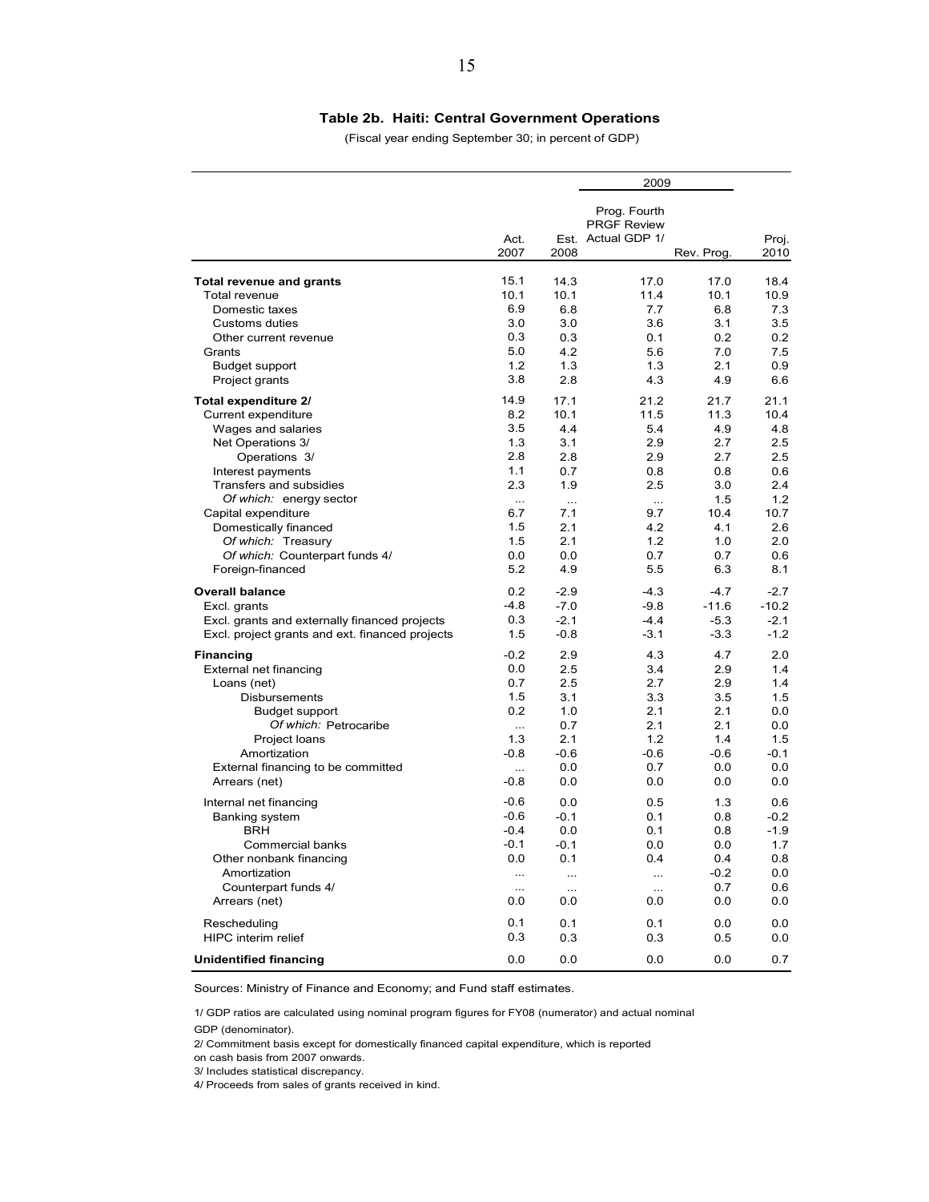**Table 2b. Haiti: Central Government Operations**

(Fiscal year ending September 30; in percent of GDP)

| | Act. 2007 | Est. 2008 | 2009 Prog. Fourth PRGF Review Actual GDP 1/ | 2009 Rev. Prog. | Proj. 2010 |
|---|---|---|---|---|---|
| **Total revenue and grants** | 15.1 | 14.3 | 17.0 | 17.0 | 18.4 |
| Total revenue | 10.1 | 10.1 | 11.4 | 10.1 | 10.9 |
| Domestic taxes | 6.9 | 6.8 | 7.7 | 6.8 | 7.3 |
| Customs duties | 3.0 | 3.0 | 3.6 | 3.1 | 3.5 |
| Other current revenue | 0.3 | 0.3 | 0.1 | 0.2 | 0.2 |
| Grants | 5.0 | 4.2 | 5.6 | 7.0 | 7.5 |
| Budget support | 1.2 | 1.3 | 1.3 | 2.1 | 0.9 |
| Project grants | 3.8 | 2.8 | 4.3 | 4.9 | 6.6 |
| **Total expenditure 2/** | 14.9 | 17.1 | 21.2 | 21.7 | 21.1 |
| Current expenditure | 8.2 | 10.1 | 11.5 | 11.3 | 10.4 |
| Wages and salaries | 3.5 | 4.4 | 5.4 | 4.9 | 4.8 |
| Net Operations 3/ | 1.3 | 3.1 | 2.9 | 2.7 | 2.5 |
| Operations 3/ | 2.8 | 2.8 | 2.9 | 2.7 | 2.5 |
| Interest payments | 1.1 | 0.7 | 0.8 | 0.8 | 0.6 |
| Transfers and subsidies | 2.3 | 1.9 | 2.5 | 3.0 | 2.4 |
| *Of which:* energy sector | ... | ... | ... | 1.5 | 1.2 |
| Capital expenditure | 6.7 | 7.1 | 9.7 | 10.4 | 10.7 |
| Domestically financed | 1.5 | 2.1 | 4.2 | 4.1 | 2.6 |
| *Of which:* Treasury | 1.5 | 2.1 | 1.2 | 1.0 | 2.0 |
| *Of which:* Counterpart funds 4/ | 0.0 | 0.0 | 0.7 | 0.7 | 0.6 |
| Foreign-financed | 5.2 | 4.9 | 5.5 | 6.3 | 8.1 |
| **Overall balance** | 0.2 | -2.9 | -4.3 | -4.7 | -2.7 |
| Excl. grants | -4.8 | -7.0 | -9.8 | -11.6 | -10.2 |
| Excl. grants and externally financed projects | 0.3 | -2.1 | -4.4 | -5.3 | -2.1 |
| Excl. project grants and ext. financed projects | 1.5 | -0.8 | -3.1 | -3.3 | -1.2 |
| **Financing** | -0.2 | 2.9 | 4.3 | 4.7 | 2.0 |
| External net financing | 0.0 | 2.5 | 3.4 | 2.9 | 1.4 |
| Loans (net) | 0.7 | 2.5 | 2.7 | 2.9 | 1.4 |
| Disbursements | 1.5 | 3.1 | 3.3 | 3.5 | 1.5 |
| Budget support | 0.2 | 1.0 | 2.1 | 2.1 | 0.0 |
| *Of which:* Petrocaribe | ... | 0.7 | 2.1 | 2.1 | 0.0 |
| Project loans | 1.3 | 2.1 | 1.2 | 1.4 | 1.5 |
| Amortization | -0.8 | -0.6 | -0.6 | -0.6 | -0.1 |
| External financing to be committed | ... | 0.0 | 0.7 | 0.0 | 0.0 |
| Arrears (net) | -0.8 | 0.0 | 0.0 | 0.0 | 0.0 |
| Internal net financing | -0.6 | 0.0 | 0.5 | 1.3 | 0.6 |
| Banking system | -0.6 | -0.1 | 0.1 | 0.8 | -0.2 |
| BRH | -0.4 | 0.0 | 0.1 | 0.8 | -1.9 |
| Commercial banks | -0.1 | -0.1 | 0.0 | 0.0 | 1.7 |
| Other nonbank financing | 0.0 | 0.1 | 0.4 | 0.4 | 0.8 |
| Amortization | ... | ... | ... | -0.2 | 0.0 |
| Counterpart funds 4/ | ... | ... | ... | 0.7 | 0.6 |
| Arrears (net) | 0.0 | 0.0 | 0.0 | 0.0 | 0.0 |
| Rescheduling | 0.1 | 0.1 | 0.1 | 0.0 | 0.0 |
| HIPC interim relief | 0.3 | 0.3 | 0.3 | 0.5 | 0.0 |
| **Unidentified financing** | 0.0 | 0.0 | 0.0 | 0.0 | 0.7 |

Sources: Ministry of Finance and Economy; and Fund staff estimates.

1/ GDP ratios are calculated using nominal program figures for FY08 (numerator) and actual nominal GDP (denominator).

2/ Commitment basis except for domestically financed capital expenditure, which is reported on cash basis from 2007 onwards.

3/ Includes statistical discrepancy.

4/ Proceeds from sales of grants received in kind.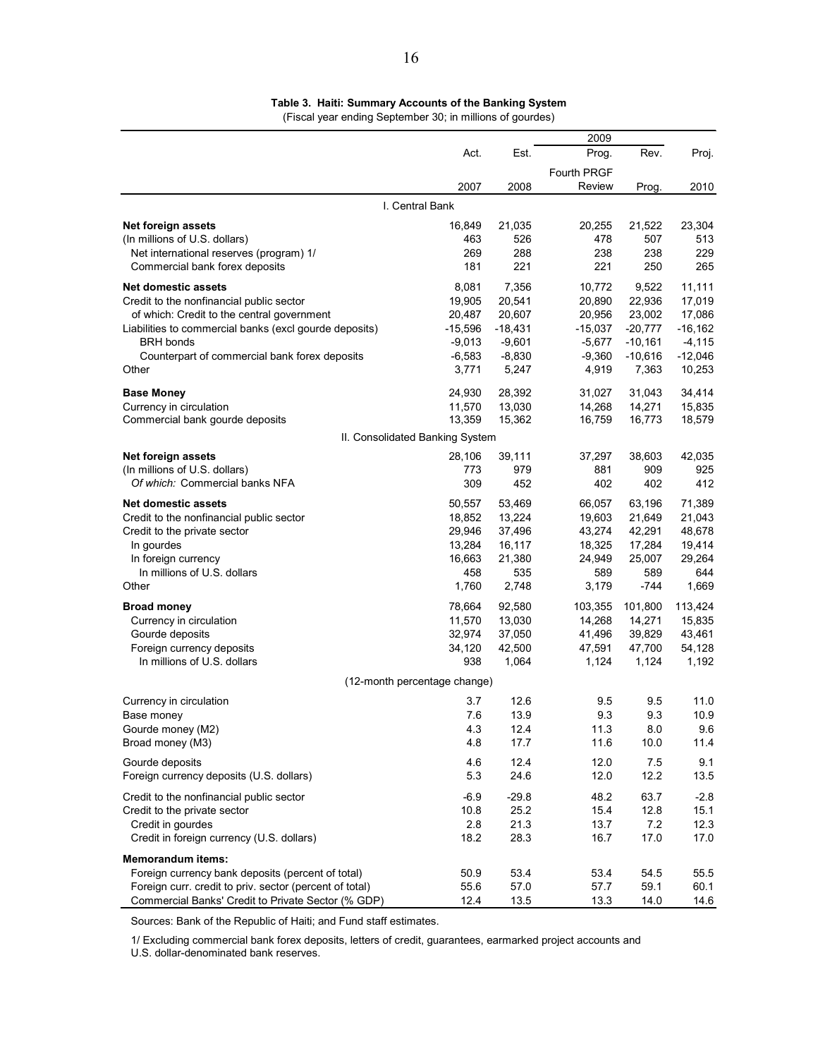**Table 3. Haiti: Summary Accounts of the Banking System**

(Fiscal year ending September 30; in millions of gourdes)

| | Act. | Est. | 2009 Prog. | 2009 Rev. | Proj. |
|---|---|---|---|---|---|
| | 2007 | 2008 | Fourth PRGF Review | Prog. | 2010 |
| **I. Central Bank** | | | | | |
| **Net foreign assets** | 16,849 | 21,035 | 20,255 | 21,522 | 23,304 |
| (In millions of U.S. dollars) | 463 | 526 | 478 | 507 | 513 |
| Net international reserves (program) 1/ | 269 | 288 | 238 | 238 | 229 |
| Commercial bank forex deposits | 181 | 221 | 221 | 250 | 265 |
| **Net domestic assets** | 8,081 | 7,356 | 10,772 | 9,522 | 11,111 |
| Credit to the nonfinancial public sector | 19,905 | 20,541 | 20,890 | 22,936 | 17,019 |
| of which: Credit to the central government | 20,487 | 20,607 | 20,956 | 23,002 | 17,086 |
| Liabilities to commercial banks (excl gourde deposits) | -15,596 | -18,431 | -15,037 | -20,777 | -16,162 |
| BRH bonds | -9,013 | -9,601 | -5,677 | -10,161 | -4,115 |
| Counterpart of commercial bank forex deposits | -6,583 | -8,830 | -9,360 | -10,616 | -12,046 |
| Other | 3,771 | 5,247 | 4,919 | 7,363 | 10,253 |
| **Base Money** | 24,930 | 28,392 | 31,027 | 31,043 | 34,414 |
| Currency in circulation | 11,570 | 13,030 | 14,268 | 14,271 | 15,835 |
| Commercial bank gourde deposits | 13,359 | 15,362 | 16,759 | 16,773 | 18,579 |
| **II. Consolidated Banking System** | | | | | |
| **Net foreign assets** | 28,106 | 39,111 | 37,297 | 38,603 | 42,035 |
| (In millions of U.S. dollars) | 773 | 979 | 881 | 909 | 925 |
| *Of which:* Commercial banks NFA | 309 | 452 | 402 | 402 | 412 |
| **Net domestic assets** | 50,557 | 53,469 | 66,057 | 63,196 | 71,389 |
| Credit to the nonfinancial public sector | 18,852 | 13,224 | 19,603 | 21,649 | 21,043 |
| Credit to the private sector | 29,946 | 37,496 | 43,274 | 42,291 | 48,678 |
| In gourdes | 13,284 | 16,117 | 18,325 | 17,284 | 19,414 |
| In foreign currency | 16,663 | 21,380 | 24,949 | 25,007 | 29,264 |
| In millions of U.S. dollars | 458 | 535 | 589 | 589 | 644 |
| Other | 1,760 | 2,748 | 3,179 | -744 | 1,669 |
| **Broad money** | 78,664 | 92,580 | 103,355 | 101,800 | 113,424 |
| Currency in circulation | 11,570 | 13,030 | 14,268 | 14,271 | 15,835 |
| Gourde deposits | 32,974 | 37,050 | 41,496 | 39,829 | 43,461 |
| Foreign currency deposits | 34,120 | 42,500 | 47,591 | 47,700 | 54,128 |
| In millions of U.S. dollars | 938 | 1,064 | 1,124 | 1,124 | 1,192 |
| (12-month percentage change) | | | | | |
| Currency in circulation | 3.7 | 12.6 | 9.5 | 9.5 | 11.0 |
| Base money | 7.6 | 13.9 | 9.3 | 9.3 | 10.9 |
| Gourde money (M2) | 4.3 | 12.4 | 11.3 | 8.0 | 9.6 |
| Broad money (M3) | 4.8 | 17.7 | 11.6 | 10.0 | 11.4 |
| Gourde deposits | 4.6 | 12.4 | 12.0 | 7.5 | 9.1 |
| Foreign currency deposits (U.S. dollars) | 5.3 | 24.6 | 12.0 | 12.2 | 13.5 |
| Credit to the nonfinancial public sector | -6.9 | -29.8 | 48.2 | 63.7 | -2.8 |
| Credit to the private sector | 10.8 | 25.2 | 15.4 | 12.8 | 15.1 |
| Credit in gourdes | 2.8 | 21.3 | 13.7 | 7.2 | 12.3 |
| Credit in foreign currency (U.S. dollars) | 18.2 | 28.3 | 16.7 | 17.0 | 17.0 |
| **Memorandum items:** | | | | | |
| Foreign currency bank deposits (percent of total) | 50.9 | 53.4 | 53.4 | 54.5 | 55.5 |
| Foreign curr. credit to priv. sector (percent of total) | 55.6 | 57.0 | 57.7 | 59.1 | 60.1 |
| Commercial Banks' Credit to Private Sector (% GDP) | 12.4 | 13.5 | 13.3 | 14.0 | 14.6 |

Sources: Bank of the Republic of Haiti; and Fund staff estimates.

1/ Excluding commercial bank forex deposits, letters of credit, guarantees, earmarked project accounts and U.S. dollar-denominated bank reserves.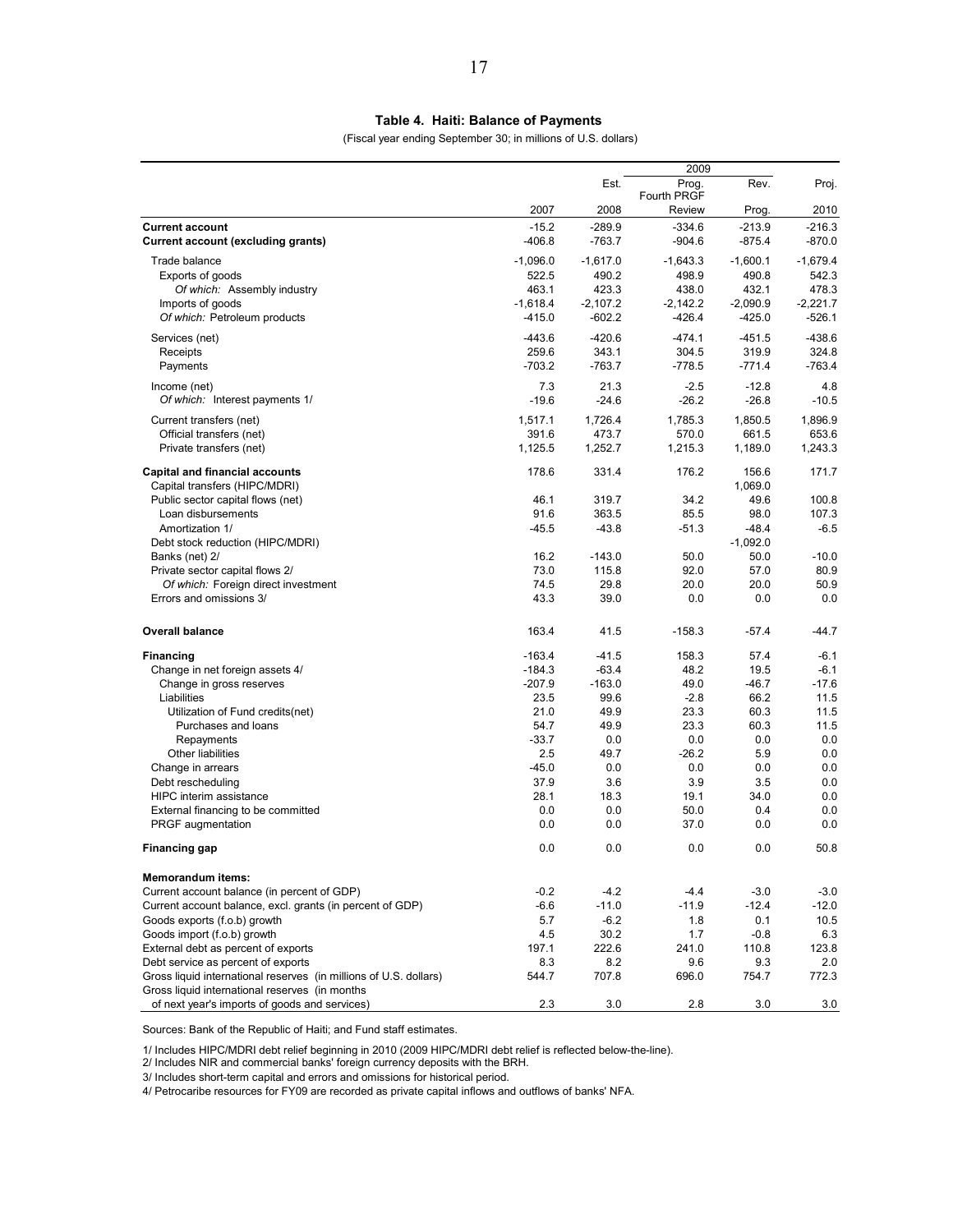**Table 4. Haiti: Balance of Payments**

(Fiscal year ending September 30; in millions of U.S. dollars)

| | 2007 | Est. 2008 | 2009 Prog. Fourth PRGF Review | 2009 Rev. Prog. | Proj. 2010 |
|---|---|---|---|---|---|
| **Current account** | -15.2 | -289.9 | -334.6 | -213.9 | -216.3 |
| **Current account (excluding grants)** | -406.8 | -763.7 | -904.6 | -875.4 | -870.0 |
| Trade balance | -1,096.0 | -1,617.0 | -1,643.3 | -1,600.1 | -1,679.4 |
| Exports of goods | 522.5 | 490.2 | 498.9 | 490.8 | 542.3 |
| *Of which:* Assembly industry | 463.1 | 423.3 | 438.0 | 432.1 | 478.3 |
| Imports of goods | -1,618.4 | -2,107.2 | -2,142.2 | -2,090.9 | -2,221.7 |
| *Of which:* Petroleum products | -415.0 | -602.2 | -426.4 | -425.0 | -526.1 |
| Services (net) | -443.6 | -420.6 | -474.1 | -451.5 | -438.6 |
| Receipts | 259.6 | 343.1 | 304.5 | 319.9 | 324.8 |
| Payments | -703.2 | -763.7 | -778.5 | -771.4 | -763.4 |
| Income (net) | 7.3 | 21.3 | -2.5 | -12.8 | 4.8 |
| *Of which:* Interest payments 1/ | -19.6 | -24.6 | -26.2 | -26.8 | -10.5 |
| Current transfers (net) | 1,517.1 | 1,726.4 | 1,785.3 | 1,850.5 | 1,896.9 |
| Official transfers (net) | 391.6 | 473.7 | 570.0 | 661.5 | 653.6 |
| Private transfers (net) | 1,125.5 | 1,252.7 | 1,215.3 | 1,189.0 | 1,243.3 |
| **Capital and financial accounts** | 178.6 | 331.4 | 176.2 | 156.6 | 171.7 |
| Capital transfers (HIPC/MDRI) | | | | 1,069.0 | |
| Public sector capital flows (net) | 46.1 | 319.7 | 34.2 | 49.6 | 100.8 |
| Loan disbursements | 91.6 | 363.5 | 85.5 | 98.0 | 107.3 |
| Amortization 1/ | -45.5 | -43.8 | -51.3 | -48.4 | -6.5 |
| Debt stock reduction (HIPC/MDRI) | | | | -1,092.0 | |
| Banks (net) 2/ | 16.2 | -143.0 | 50.0 | 50.0 | -10.0 |
| Private sector capital flows 2/ | 73.0 | 115.8 | 92.0 | 57.0 | 80.9 |
| *Of which:* Foreign direct investment | 74.5 | 29.8 | 20.0 | 20.0 | 50.9 |
| Errors and omissions 3/ | 43.3 | 39.0 | 0.0 | 0.0 | 0.0 |
| **Overall balance** | 163.4 | 41.5 | -158.3 | -57.4 | -44.7 |
| **Financing** | -163.4 | -41.5 | 158.3 | 57.4 | -6.1 |
| Change in net foreign assets 4/ | -184.3 | -63.4 | 48.2 | 19.5 | -6.1 |
| Change in gross reserves | -207.9 | -163.0 | 49.0 | -46.7 | -17.6 |
| Liabilities | 23.5 | 99.6 | -2.8 | 66.2 | 11.5 |
| Utilization of Fund credits(net) | 21.0 | 49.9 | 23.3 | 60.3 | 11.5 |
| Purchases and loans | 54.7 | 49.9 | 23.3 | 60.3 | 11.5 |
| Repayments | -33.7 | 0.0 | 0.0 | 0.0 | 0.0 |
| Other liabilities | 2.5 | 49.7 | -26.2 | 5.9 | 0.0 |
| Change in arrears | -45.0 | 0.0 | 0.0 | 0.0 | 0.0 |
| Debt rescheduling | 37.9 | 3.6 | 3.9 | 3.5 | 0.0 |
| HIPC interim assistance | 28.1 | 18.3 | 19.1 | 34.0 | 0.0 |
| External financing to be committed | 0.0 | 0.0 | 50.0 | 0.4 | 0.0 |
| PRGF augmentation | 0.0 | 0.0 | 37.0 | 0.0 | 0.0 |
| **Financing gap** | 0.0 | 0.0 | 0.0 | 0.0 | 50.8 |
| **Memorandum items:** | | | | | |
| Current account balance (in percent of GDP) | -0.2 | -4.2 | -4.4 | -3.0 | -3.0 |
| Current account balance, excl. grants (in percent of GDP) | -6.6 | -11.0 | -11.9 | -12.4 | -12.0 |
| Goods exports (f.o.b) growth | 5.7 | -6.2 | 1.8 | 0.1 | 10.5 |
| Goods import (f.o.b) growth | 4.5 | 30.2 | 1.7 | -0.8 | 6.3 |
| External debt as percent of exports | 197.1 | 222.6 | 241.0 | 110.8 | 123.8 |
| Debt service as percent of exports | 8.3 | 8.2 | 9.6 | 9.3 | 2.0 |
| Gross liquid international reserves (in millions of U.S. dollars) | 544.7 | 707.8 | 696.0 | 754.7 | 772.3 |
| Gross liquid international reserves (in months of next year's imports of goods and services) | 2.3 | 3.0 | 2.8 | 3.0 | 3.0 |

Sources: Bank of the Republic of Haiti; and Fund staff estimates.

1/ Includes HIPC/MDRI debt relief beginning in 2010 (2009 HIPC/MDRI debt relief is reflected below-the-line).
2/ Includes NIR and commercial banks' foreign currency deposits with the BRH.
3/ Includes short-term capital and errors and omissions for historical period.
4/ Petrocaribe resources for FY09 are recorded as private capital inflows and outflows of banks' NFA.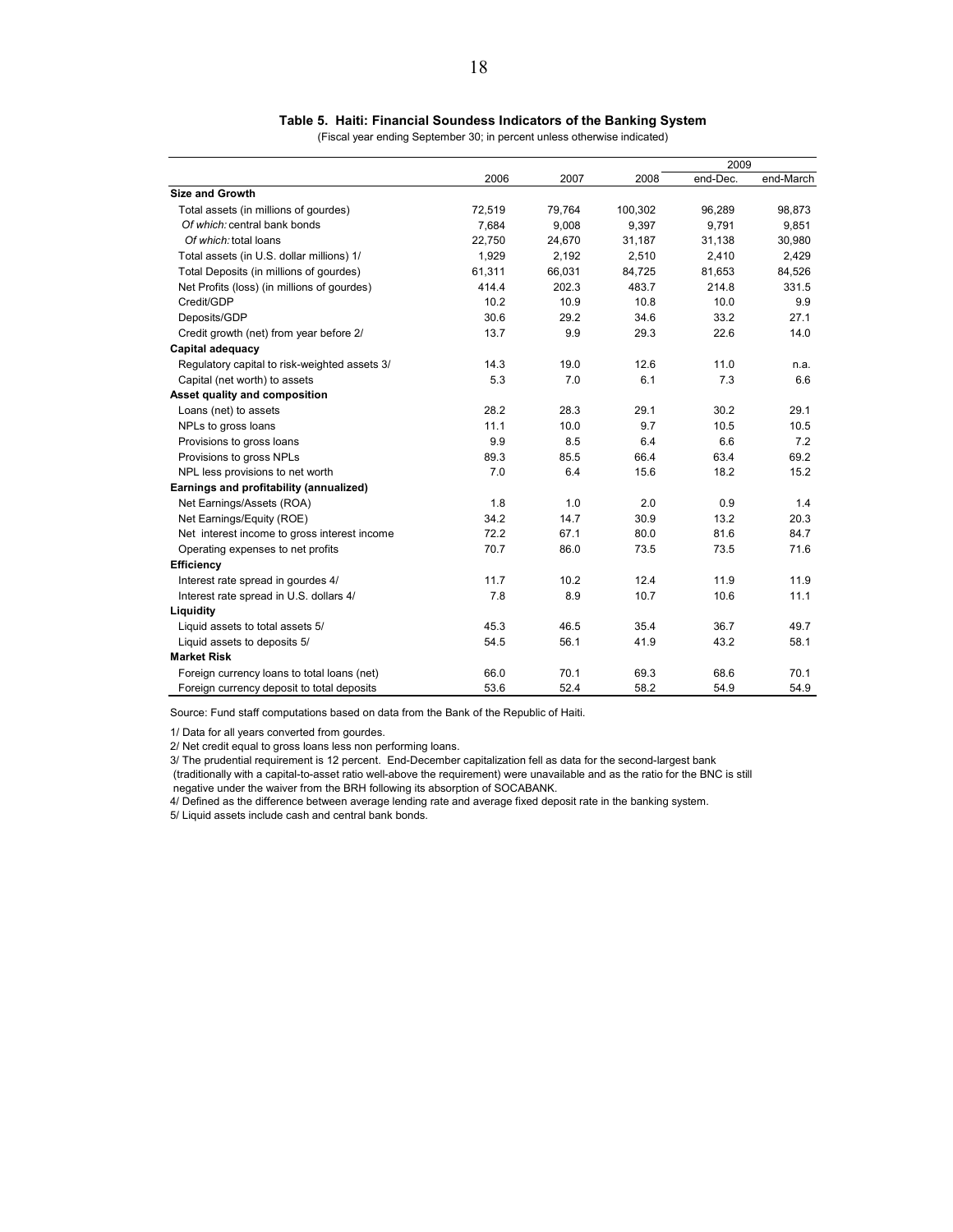**Table 5. Haiti: Financial Soundess Indicators of the Banking System**

(Fiscal year ending September 30; in percent unless otherwise indicated)

| | 2006 | 2007 | 2008 | 2009 | |
|---|---|---|---|---|---|
| | | | | end-Dec. | end-March |
| **Size and Growth** | | | | | |
| Total assets (in millions of gourdes) | 72,519 | 79,764 | 100,302 | 96,289 | 98,873 |
| *Of which:* central bank bonds | 7,684 | 9,008 | 9,397 | 9,791 | 9,851 |
| *Of which:* total loans | 22,750 | 24,670 | 31,187 | 31,138 | 30,980 |
| Total assets (in U.S. dollar millions) 1/ | 1,929 | 2,192 | 2,510 | 2,410 | 2,429 |
| Total Deposits (in millions of gourdes) | 61,311 | 66,031 | 84,725 | 81,653 | 84,526 |
| Net Profits (loss) (in millions of gourdes) | 414.4 | 202.3 | 483.7 | 214.8 | 331.5 |
| Credit/GDP | 10.2 | 10.9 | 10.8 | 10.0 | 9.9 |
| Deposits/GDP | 30.6 | 29.2 | 34.6 | 33.2 | 27.1 |
| Credit growth (net) from year before 2/ | 13.7 | 9.9 | 29.3 | 22.6 | 14.0 |
| **Capital adequacy** | | | | | |
| Regulatory capital to risk-weighted assets 3/ | 14.3 | 19.0 | 12.6 | 11.0 | n.a. |
| Capital (net worth) to assets | 5.3 | 7.0 | 6.1 | 7.3 | 6.6 |
| **Asset quality and composition** | | | | | |
| Loans (net) to assets | 28.2 | 28.3 | 29.1 | 30.2 | 29.1 |
| NPLs to gross loans | 11.1 | 10.0 | 9.7 | 10.5 | 10.5 |
| Provisions to gross loans | 9.9 | 8.5 | 6.4 | 6.6 | 7.2 |
| Provisions to gross NPLs | 89.3 | 85.5 | 66.4 | 63.4 | 69.2 |
| NPL less provisions to net worth | 7.0 | 6.4 | 15.6 | 18.2 | 15.2 |
| **Earnings and profitability (annualized)** | | | | | |
| Net Earnings/Assets (ROA) | 1.8 | 1.0 | 2.0 | 0.9 | 1.4 |
| Net Earnings/Equity (ROE) | 34.2 | 14.7 | 30.9 | 13.2 | 20.3 |
| Net interest income to gross interest income | 72.2 | 67.1 | 80.0 | 81.6 | 84.7 |
| Operating expenses to net profits | 70.7 | 86.0 | 73.5 | 73.5 | 71.6 |
| **Efficiency** | | | | | |
| Interest rate spread in gourdes 4/ | 11.7 | 10.2 | 12.4 | 11.9 | 11.9 |
| Interest rate spread in U.S. dollars 4/ | 7.8 | 8.9 | 10.7 | 10.6 | 11.1 |
| **Liquidity** | | | | | |
| Liquid assets to total assets 5/ | 45.3 | 46.5 | 35.4 | 36.7 | 49.7 |
| Liquid assets to deposits 5/ | 54.5 | 56.1 | 41.9 | 43.2 | 58.1 |
| **Market Risk** | | | | | |
| Foreign currency loans to total loans (net) | 66.0 | 70.1 | 69.3 | 68.6 | 70.1 |
| Foreign currency deposit to total deposits | 53.6 | 52.4 | 58.2 | 54.9 | 54.9 |

Source: Fund staff computations based on data from the Bank of the Republic of Haiti.

1/ Data for all years converted from gourdes.

2/ Net credit equal to gross loans less non performing loans.

3/ The prudential requirement is 12 percent. End-December capitalization fell as data for the second-largest bank (traditionally with a capital-to-asset ratio well-above the requirement) were unavailable and as the ratio for the BNC is still negative under the waiver from the BRH following its absorption of SOCABANK.

4/ Defined as the difference between average lending rate and average fixed deposit rate in the banking system.

5/ Liquid assets include cash and central bank bonds.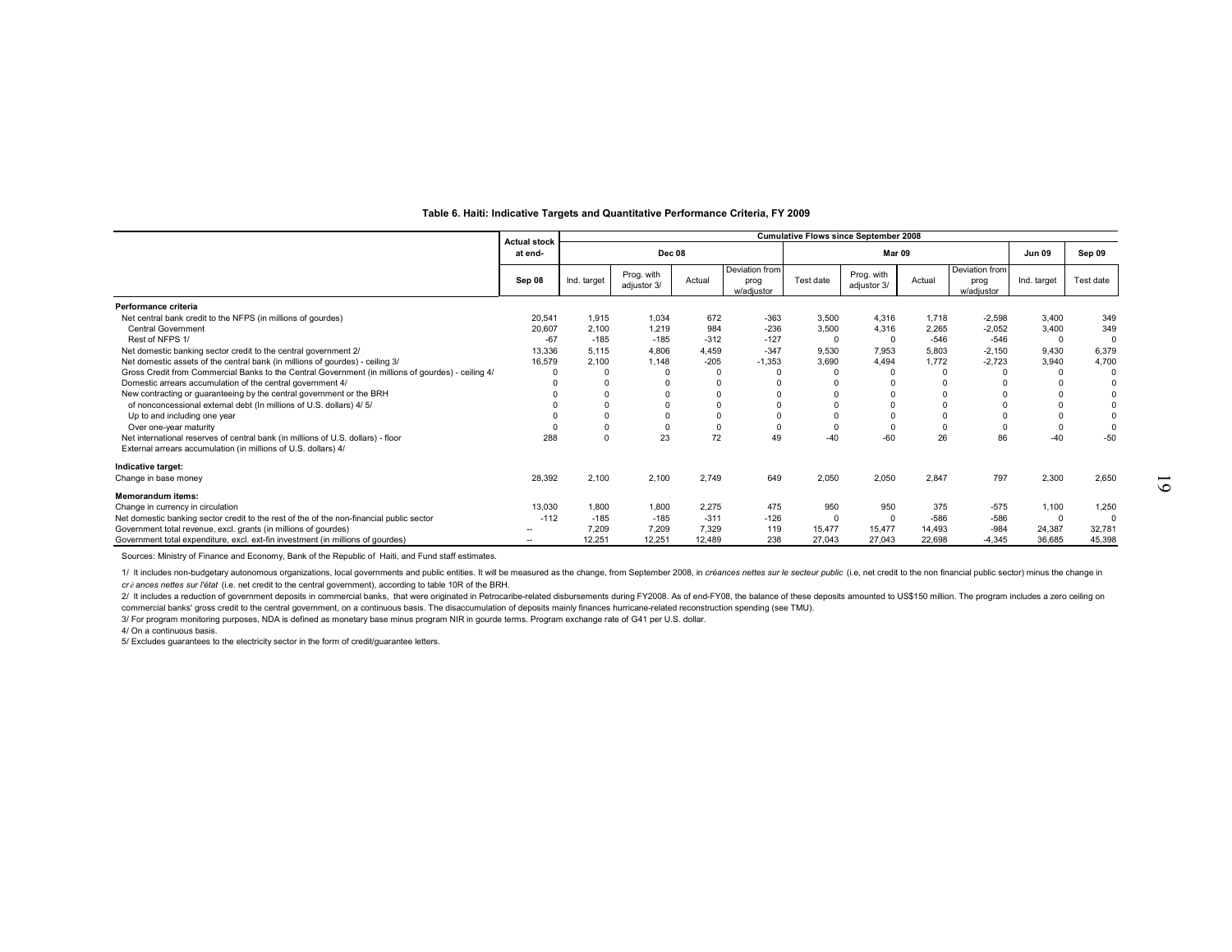**Table 6. Haiti: Indicative Targets and Quantitative Performance Criteria, FY 2009**

| | Actual stock at end- | Cumulative Flows since September 2008 | | | | | | | | | | |
|---|---|---|---|---|---|---|---|---|---|---|---|---|
| | | Dec 08 | | | | Mar 09 | | | | Jun 09 | Sep 09 |
| | Sep 08 | Ind. target | Prog. with adjustor 3/ | Actual | Deviation from prog w/adjustor | Test date | Prog. with adjustor 3/ | Actual | Deviation from prog w/adjustor | Ind. target | Test date |
| **Performance criteria** | | | | | | | | | | | |
| Net central bank credit to the NFPS (in millions of gourdes) | 20,541 | 1,915 | 1,034 | 672 | -363 | 3,500 | 4,316 | 1,718 | -2,598 | 3,400 | 349 |
| Central Government | 20,607 | 2,100 | 1,219 | 984 | -236 | 3,500 | 4,316 | 2,265 | -2,052 | 3,400 | 349 |
| Rest of NFPS 1/ | -67 | -185 | -185 | -312 | -127 | 0 | 0 | -546 | -546 | 0 | 0 |
| Net domestic banking sector credit to the central government 2/ | 13,336 | 5,115 | 4,806 | 4,459 | -347 | 9,530 | 7,953 | 5,803 | -2,150 | 9,430 | 6,379 |
| Net domestic assets of the central bank (in millions of gourdes) - ceiling 3/ | 16,579 | 2,100 | 1,148 | -205 | -1,353 | 3,690 | 4,494 | 1,772 | -2,723 | 3,940 | 4,700 |
| Gross Credit from Commercial Banks to the Central Government (in millions of gourdes) - ceiling 4/ | 0 | 0 | 0 | 0 | 0 | 0 | 0 | 0 | 0 | 0 | 0 |
| Domestic arrears accumulation of the central government 4/ | 0 | 0 | 0 | 0 | 0 | 0 | 0 | 0 | 0 | 0 | 0 |
| New contracting or guaranteeing by the central government or the BRH | 0 | 0 | 0 | 0 | 0 | 0 | 0 | 0 | 0 | 0 | 0 |
| of nonconcessional external debt (In millions of U.S. dollars) 4/ 5/ | 0 | 0 | 0 | 0 | 0 | 0 | 0 | 0 | 0 | 0 | 0 |
| Up to and including one year | 0 | 0 | 0 | 0 | 0 | 0 | 0 | 0 | 0 | 0 | 0 |
| Over one-year maturity | 0 | 0 | 0 | 0 | 0 | 0 | 0 | 0 | 0 | 0 | 0 |
| Net international reserves of central bank (in millions of U.S. dollars) - floor | 288 | 0 | 23 | 72 | 49 | -40 | -60 | 26 | 86 | -40 | -50 |
| External arrears accumulation (in millions of U.S. dollars) 4/ | | | | | | | | | | | |
| **Indicative target:** | | | | | | | | | | | |
| Change in base money | 28,392 | 2,100 | 2,100 | 2,749 | 649 | 2,050 | 2,050 | 2,847 | 797 | 2,300 | 2,650 |
| **Memorandum items:** | | | | | | | | | | | |
| Change in currency in circulation | 13,030 | 1,800 | 1,800 | 2,275 | 475 | 950 | 950 | 375 | -575 | 1,100 | 1,250 |
| Net domestic banking sector credit to the rest of the of the non-financial public sector | -112 | -185 | -185 | -311 | -126 | 0 | 0 | -586 | -586 | 0 | 0 |
| Government total revenue, excl. grants (in millions of gourdes) | -- | 7,209 | 7,209 | 7,329 | 119 | 15,477 | 15,477 | 14,493 | -984 | 24,387 | 32,781 |
| Government total expenditure, excl. ext-fin investment (in millions of gourdes) | -- | 12,251 | 12,251 | 12,489 | 238 | 27,043 | 27,043 | 22,698 | -4,345 | 36,685 | 45,398 |

Sources: Ministry of Finance and Economy, Bank of the Republic of Haiti, and Fund staff estimates.

1/ It includes non-budgetary autonomous organizations, local governments and public entities. It will be measured as the change, from September 2008, in *créances nettes sur le secteur public* (i.e, net credit to the non financial public sector) minus the change in *créances nettes sur l'état* (i.e. net credit to the central government), according to table 10R of the BRH.

2/ It includes a reduction of government deposits in commercial banks, that were originated in Petrocaribe-related disbursements during FY2008. As of end-FY08, the balance of these deposits amounted to US$150 million. The program includes a zero ceiling on commercial banks' gross credit to the central government, on a continuous basis. The disaccumulation of deposits mainly finances hurricane-related reconstruction spending (see TMU).

3/ For program monitoring purposes, NDA is defined as monetary base minus program NIR in gourde terms. Program exchange rate of G41 per U.S. dollar.

4/ On a continuous basis.

5/ Excludes guarantees to the electricity sector in the form of credit/guarantee letters.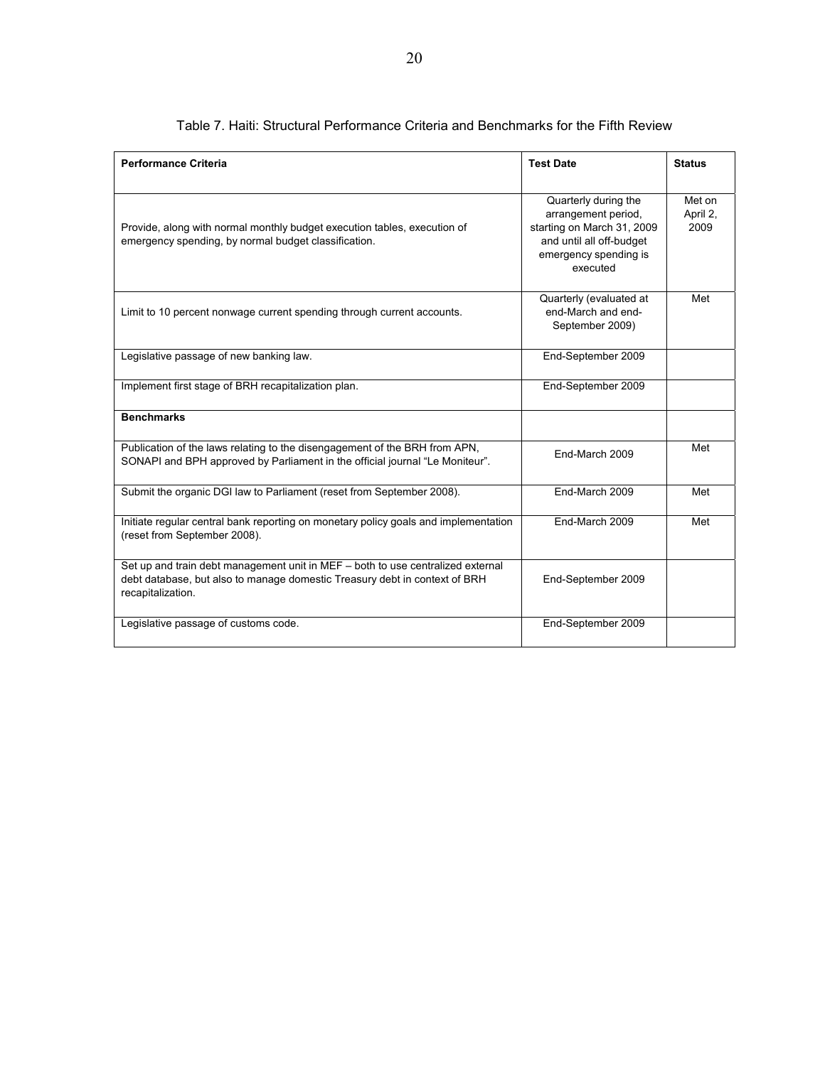Table 7. Haiti: Structural Performance Criteria and Benchmarks for the Fifth Review

| Performance Criteria | Test Date | Status |
|---|---|---|
| Provide, along with normal monthly budget execution tables, execution of emergency spending, by normal budget classification. | Quarterly during the arrangement period, starting on March 31, 2009 and until all off-budget emergency spending is executed | Met on April 2, 2009 |
| Limit to 10 percent nonwage current spending through current accounts. | Quarterly (evaluated at end-March and end-September 2009) | Met |
| Legislative passage of new banking law. | End-September 2009 | |
| Implement first stage of BRH recapitalization plan. | End-September 2009 | |
| **Benchmarks** | | |
| Publication of the laws relating to the disengagement of the BRH from APN, SONAPI and BPH approved by Parliament in the official journal "Le Moniteur". | End-March 2009 | Met |
| Submit the organic DGI law to Parliament (reset from September 2008). | End-March 2009 | Met |
| Initiate regular central bank reporting on monetary policy goals and implementation (reset from September 2008). | End-March 2009 | Met |
| Set up and train debt management unit in MEF – both to use centralized external debt database, but also to manage domestic Treasury debt in context of BRH recapitalization. | End-September 2009 | |
| Legislative passage of customs code. | End-September 2009 | |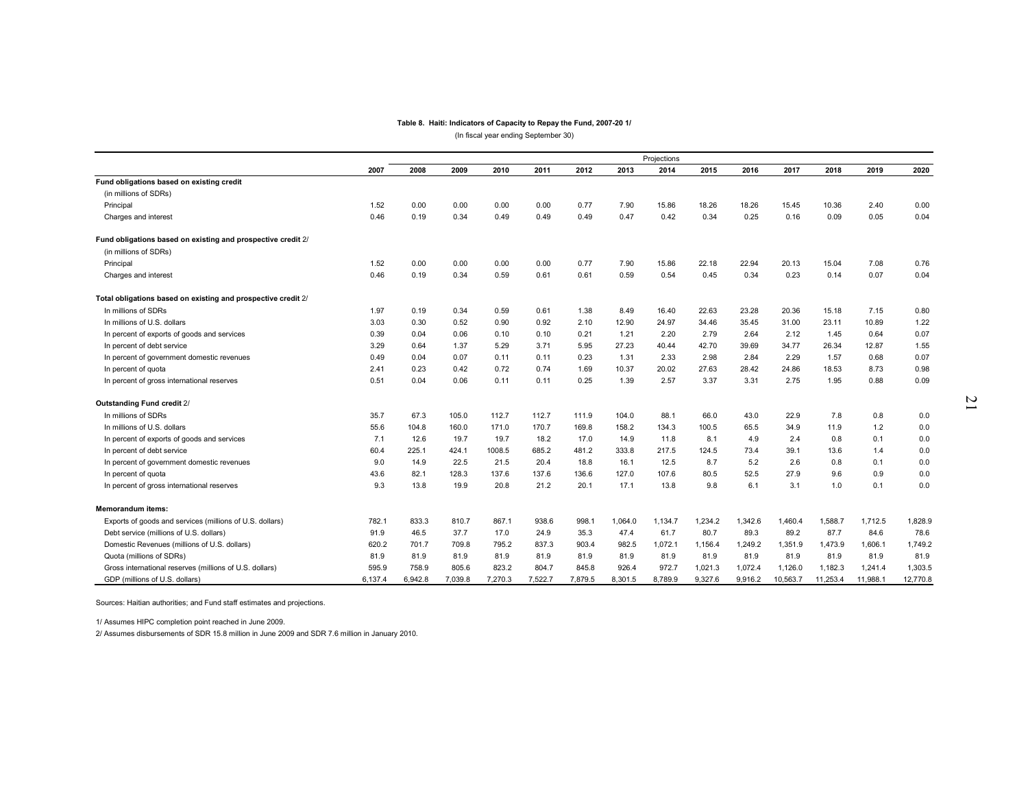**Table 8. Haiti: Indicators of Capacity to Repay the Fund, 2007-20 1/**

(In fiscal year ending September 30)

| | 2007 | 2008 | 2009 | 2010 | 2011 | 2012 | 2013 | 2014 | 2015 | 2016 | 2017 | 2018 | 2019 | 2020 |
|---|---|---|---|---|---|---|---|---|---|---|---|---|---|---|
| | | Projections | | | | | | | | | | | | |
| **Fund obligations based on existing credit** | | | | | | | | | | | | | | |
| (in millions of SDRs) | | | | | | | | | | | | | | |
| Principal | 1.52 | 0.00 | 0.00 | 0.00 | 0.00 | 0.77 | 7.90 | 15.86 | 18.26 | 18.26 | 15.45 | 10.36 | 2.40 | 0.00 |
| Charges and interest | 0.46 | 0.19 | 0.34 | 0.49 | 0.49 | 0.49 | 0.47 | 0.42 | 0.34 | 0.25 | 0.16 | 0.09 | 0.05 | 0.04 |
| **Fund obligations based on existing and prospective credit** 2/ | | | | | | | | | | | | | | |
| (in millions of SDRs) | | | | | | | | | | | | | | |
| Principal | 1.52 | 0.00 | 0.00 | 0.00 | 0.00 | 0.77 | 7.90 | 15.86 | 22.18 | 22.94 | 20.13 | 15.04 | 7.08 | 0.76 |
| Charges and interest | 0.46 | 0.19 | 0.34 | 0.59 | 0.61 | 0.61 | 0.59 | 0.54 | 0.45 | 0.34 | 0.23 | 0.14 | 0.07 | 0.04 |
| **Total obligations based on existing and prospective credit** 2/ | | | | | | | | | | | | | | |
| In millions of SDRs | 1.97 | 0.19 | 0.34 | 0.59 | 0.61 | 1.38 | 8.49 | 16.40 | 22.63 | 23.28 | 20.36 | 15.18 | 7.15 | 0.80 |
| In millions of U.S. dollars | 3.03 | 0.30 | 0.52 | 0.90 | 0.92 | 2.10 | 12.90 | 24.97 | 34.46 | 35.45 | 31.00 | 23.11 | 10.89 | 1.22 |
| In percent of exports of goods and services | 0.39 | 0.04 | 0.06 | 0.10 | 0.10 | 0.21 | 1.21 | 2.20 | 2.79 | 2.64 | 2.12 | 1.45 | 0.64 | 0.07 |
| In percent of debt service | 3.29 | 0.64 | 1.37 | 5.29 | 3.71 | 5.95 | 27.23 | 40.44 | 42.70 | 39.69 | 34.77 | 26.34 | 12.87 | 1.55 |
| In percent of government domestic revenues | 0.49 | 0.04 | 0.07 | 0.11 | 0.11 | 0.23 | 1.31 | 2.33 | 2.98 | 2.84 | 2.29 | 1.57 | 0.68 | 0.07 |
| In percent of quota | 2.41 | 0.23 | 0.42 | 0.72 | 0.74 | 1.69 | 10.37 | 20.02 | 27.63 | 28.42 | 24.86 | 18.53 | 8.73 | 0.98 |
| In percent of gross international reserves | 0.51 | 0.04 | 0.06 | 0.11 | 0.11 | 0.25 | 1.39 | 2.57 | 3.37 | 3.31 | 2.75 | 1.95 | 0.88 | 0.09 |
| **Outstanding Fund credit** 2/ | | | | | | | | | | | | | | |
| In millions of SDRs | 35.7 | 67.3 | 105.0 | 112.7 | 112.7 | 111.9 | 104.0 | 88.1 | 66.0 | 43.0 | 22.9 | 7.8 | 0.8 | 0.0 |
| In millions of U.S. dollars | 55.6 | 104.8 | 160.0 | 171.0 | 170.7 | 169.8 | 158.2 | 134.3 | 100.5 | 65.5 | 34.9 | 11.9 | 1.2 | 0.0 |
| In percent of exports of goods and services | 7.1 | 12.6 | 19.7 | 19.7 | 18.2 | 17.0 | 14.9 | 11.8 | 8.1 | 4.9 | 2.4 | 0.8 | 0.1 | 0.0 |
| In percent of debt service | 60.4 | 225.1 | 424.1 | 1008.5 | 685.2 | 481.2 | 333.8 | 217.5 | 124.5 | 73.4 | 39.1 | 13.6 | 1.4 | 0.0 |
| In percent of government domestic revenues | 9.0 | 14.9 | 22.5 | 21.5 | 20.4 | 18.8 | 16.1 | 12.5 | 8.7 | 5.2 | 2.6 | 0.8 | 0.1 | 0.0 |
| In percent of quota | 43.6 | 82.1 | 128.3 | 137.6 | 137.6 | 136.6 | 127.0 | 107.6 | 80.5 | 52.5 | 27.9 | 9.6 | 0.9 | 0.0 |
| In percent of gross international reserves | 9.3 | 13.8 | 19.9 | 20.8 | 21.2 | 20.1 | 17.1 | 13.8 | 9.8 | 6.1 | 3.1 | 1.0 | 0.1 | 0.0 |
| **Memorandum items:** | | | | | | | | | | | | | | |
| Exports of goods and services (millions of U.S. dollars) | 782.1 | 833.3 | 810.7 | 867.1 | 938.6 | 998.1 | 1,064.0 | 1,134.7 | 1,234.2 | 1,342.6 | 1,460.4 | 1,588.7 | 1,712.5 | 1,828.9 |
| Debt service (millions of U.S. dollars) | 91.9 | 46.5 | 37.7 | 17.0 | 24.9 | 35.3 | 47.4 | 61.7 | 80.7 | 89.3 | 89.2 | 87.7 | 84.6 | 78.6 |
| Domestic Revenues (millions of U.S. dollars) | 620.2 | 701.7 | 709.8 | 795.2 | 837.3 | 903.4 | 982.5 | 1,072.1 | 1,156.4 | 1,249.2 | 1,351.9 | 1,473.9 | 1,606.1 | 1,749.2 |
| Quota (millions of SDRs) | 81.9 | 81.9 | 81.9 | 81.9 | 81.9 | 81.9 | 81.9 | 81.9 | 81.9 | 81.9 | 81.9 | 81.9 | 81.9 | 81.9 |
| Gross international reserves (millions of U.S. dollars) | 595.9 | 758.9 | 805.6 | 823.2 | 804.7 | 845.8 | 926.4 | 972.7 | 1,021.3 | 1,072.4 | 1,126.0 | 1,182.3 | 1,241.4 | 1,303.5 |
| GDP (millions of U.S. dollars) | 6,137.4 | 6,942.8 | 7,039.8 | 7,270.3 | 7,522.7 | 7,879.5 | 8,301.5 | 8,789.9 | 9,327.6 | 9,916.2 | 10,563.7 | 11,253.4 | 11,988.1 | 12,770.8 |

Sources: Haitian authorities; and Fund staff estimates and projections.

1/ Assumes HIPC completion point reached in June 2009.

2/ Assumes disbursements of SDR 15.8 million in June 2009 and SDR 7.6 million in January 2010.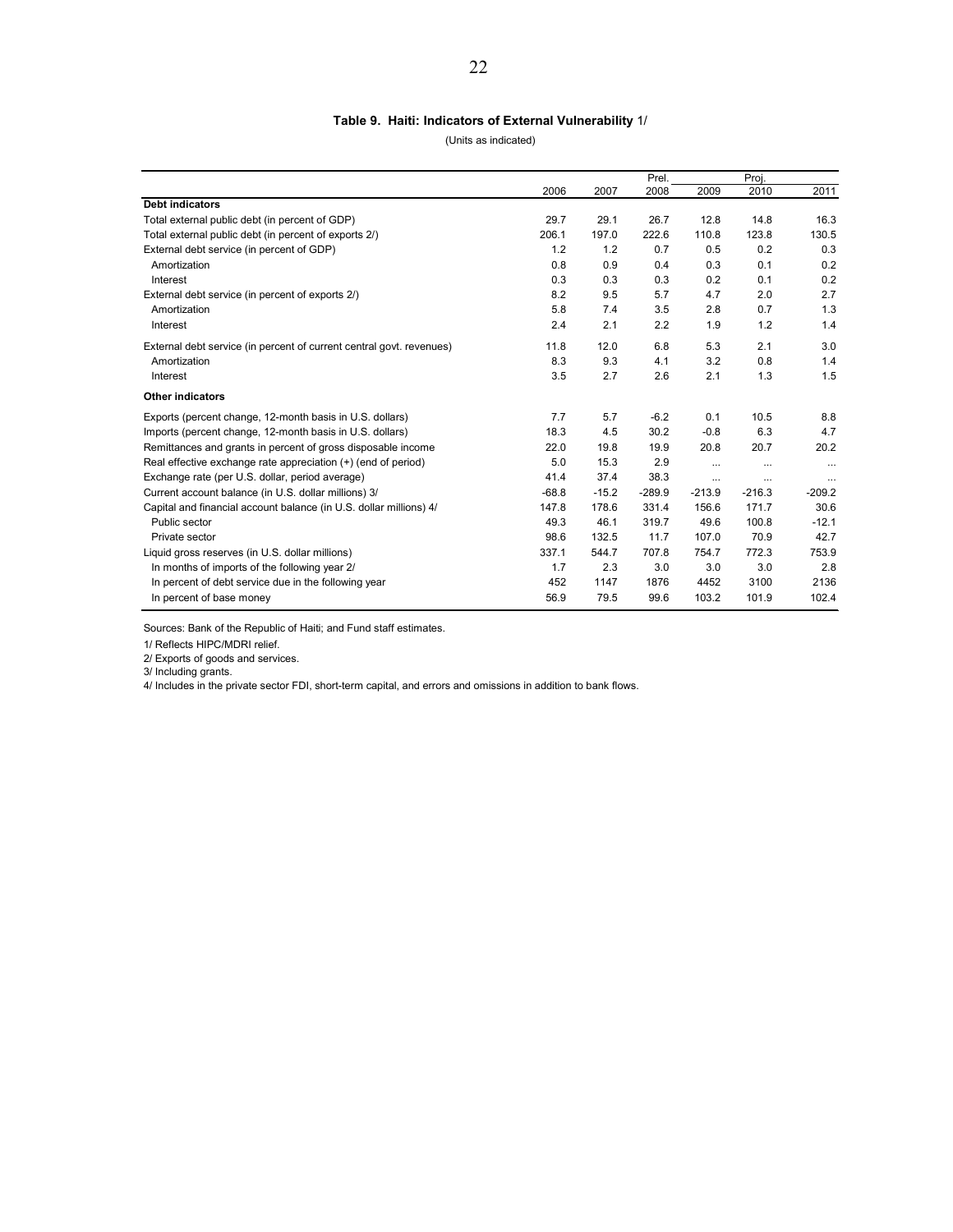**Table 9. Haiti: Indicators of External Vulnerability** 1/

(Units as indicated)

| | 2006 | 2007 | Prel. 2008 | Proj. 2009 | Proj. 2010 | Proj. 2011 |
|---|---|---|---|---|---|---|
| **Debt indicators** | | | | | | |
| Total external public debt (in percent of GDP) | 29.7 | 29.1 | 26.7 | 12.8 | 14.8 | 16.3 |
| Total external public debt (in percent of exports 2/) | 206.1 | 197.0 | 222.6 | 110.8 | 123.8 | 130.5 |
| External debt service (in percent of GDP) | 1.2 | 1.2 | 0.7 | 0.5 | 0.2 | 0.3 |
| Amortization | 0.8 | 0.9 | 0.4 | 0.3 | 0.1 | 0.2 |
| Interest | 0.3 | 0.3 | 0.3 | 0.2 | 0.1 | 0.2 |
| External debt service (in percent of exports 2/) | 8.2 | 9.5 | 5.7 | 4.7 | 2.0 | 2.7 |
| Amortization | 5.8 | 7.4 | 3.5 | 2.8 | 0.7 | 1.3 |
| Interest | 2.4 | 2.1 | 2.2 | 1.9 | 1.2 | 1.4 |
| External debt service (in percent of current central govt. revenues) | 11.8 | 12.0 | 6.8 | 5.3 | 2.1 | 3.0 |
| Amortization | 8.3 | 9.3 | 4.1 | 3.2 | 0.8 | 1.4 |
| Interest | 3.5 | 2.7 | 2.6 | 2.1 | 1.3 | 1.5 |
| **Other indicators** | | | | | | |
| Exports (percent change, 12-month basis in U.S. dollars) | 7.7 | 5.7 | -6.2 | 0.1 | 10.5 | 8.8 |
| Imports (percent change, 12-month basis in U.S. dollars) | 18.3 | 4.5 | 30.2 | -0.8 | 6.3 | 4.7 |
| Remittances and grants in percent of gross disposable income | 22.0 | 19.8 | 19.9 | 20.8 | 20.7 | 20.2 |
| Real effective exchange rate appreciation (+) (end of period) | 5.0 | 15.3 | 2.9 | ... | ... | ... |
| Exchange rate (per U.S. dollar, period average) | 41.4 | 37.4 | 38.3 | ... | ... | ... |
| Current account balance (in U.S. dollar millions) 3/ | -68.8 | -15.2 | -289.9 | -213.9 | -216.3 | -209.2 |
| Capital and financial account balance (in U.S. dollar millions) 4/ | 147.8 | 178.6 | 331.4 | 156.6 | 171.7 | 30.6 |
| Public sector | 49.3 | 46.1 | 319.7 | 49.6 | 100.8 | -12.1 |
| Private sector | 98.6 | 132.5 | 11.7 | 107.0 | 70.9 | 42.7 |
| Liquid gross reserves (in U.S. dollar millions) | 337.1 | 544.7 | 707.8 | 754.7 | 772.3 | 753.9 |
| In months of imports of the following year 2/ | 1.7 | 2.3 | 3.0 | 3.0 | 3.0 | 2.8 |
| In percent of debt service due in the following year | 452 | 1147 | 1876 | 4452 | 3100 | 2136 |
| In percent of base money | 56.9 | 79.5 | 99.6 | 103.2 | 101.9 | 102.4 |

Sources: Bank of the Republic of Haiti; and Fund staff estimates.

1/ Reflects HIPC/MDRI relief.

2/ Exports of goods and services.

3/ Including grants.

4/ Includes in the private sector FDI, short-term capital, and errors and omissions in addition to bank flows.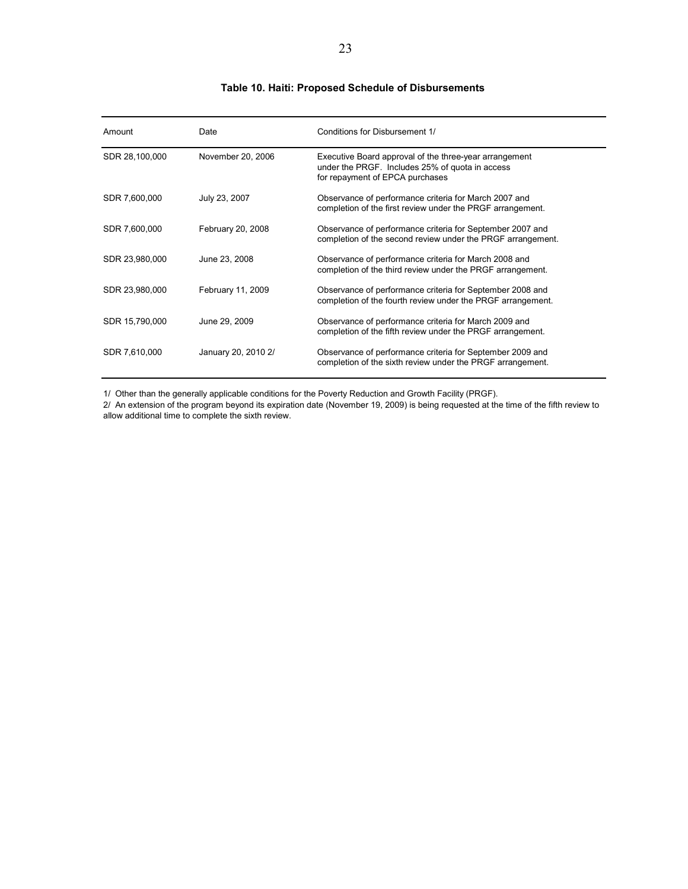**Table 10. Haiti: Proposed Schedule of Disbursements**

| Amount | Date | Conditions for Disbursement 1/ |
|---|---|---|
| SDR 28,100,000 | November 20, 2006 | Executive Board approval of the three-year arrangement under the PRGF. Includes 25% of quota in access for repayment of EPCA purchases |
| SDR 7,600,000 | July 23, 2007 | Observance of performance criteria for March 2007 and completion of the first review under the PRGF arrangement. |
| SDR 7,600,000 | February 20, 2008 | Observance of performance criteria for September 2007 and completion of the second review under the PRGF arrangement. |
| SDR 23,980,000 | June 23, 2008 | Observance of performance criteria for March 2008 and completion of the third review under the PRGF arrangement. |
| SDR 23,980,000 | February 11, 2009 | Observance of performance criteria for September 2008 and completion of the fourth review under the PRGF arrangement. |
| SDR 15,790,000 | June 29, 2009 | Observance of performance criteria for March 2009 and completion of the fifth review under the PRGF arrangement. |
| SDR 7,610,000 | January 20, 2010 2/ | Observance of performance criteria for September 2009 and completion of the sixth review under the PRGF arrangement. |

1/ Other than the generally applicable conditions for the Poverty Reduction and Growth Facility (PRGF).

2/ An extension of the program beyond its expiration date (November 19, 2009) is being requested at the time of the fifth review to allow additional time to complete the sixth review.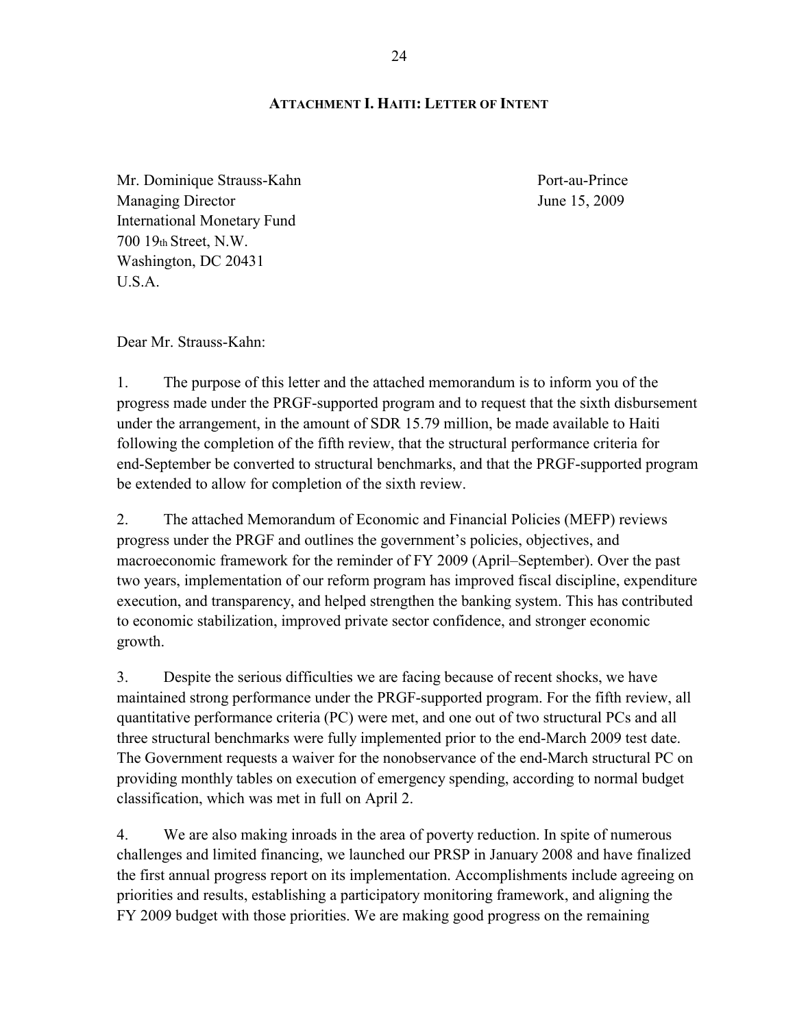## ATTACHMENT I. HAITI: LETTER OF INTENT

Mr. Dominique Strauss-Kahn
Managing Director
International Monetary Fund
700 19th Street, N.W.
Washington, DC 20431
U.S.A.

Port-au-Prince
June 15, 2009

Dear Mr. Strauss-Kahn:

1. The purpose of this letter and the attached memorandum is to inform you of the progress made under the PRGF-supported program and to request that the sixth disbursement under the arrangement, in the amount of SDR 15.79 million, be made available to Haiti following the completion of the fifth review, that the structural performance criteria for end-September be converted to structural benchmarks, and that the PRGF-supported program be extended to allow for completion of the sixth review.

2. The attached Memorandum of Economic and Financial Policies (MEFP) reviews progress under the PRGF and outlines the government's policies, objectives, and macroeconomic framework for the reminder of FY 2009 (April–September). Over the past two years, implementation of our reform program has improved fiscal discipline, expenditure execution, and transparency, and helped strengthen the banking system. This has contributed to economic stabilization, improved private sector confidence, and stronger economic growth.

3. Despite the serious difficulties we are facing because of recent shocks, we have maintained strong performance under the PRGF-supported program. For the fifth review, all quantitative performance criteria (PC) were met, and one out of two structural PCs and all three structural benchmarks were fully implemented prior to the end-March 2009 test date. The Government requests a waiver for the nonobservance of the end-March structural PC on providing monthly tables on execution of emergency spending, according to normal budget classification, which was met in full on April 2.

4. We are also making inroads in the area of poverty reduction. In spite of numerous challenges and limited financing, we launched our PRSP in January 2008 and have finalized the first annual progress report on its implementation. Accomplishments include agreeing on priorities and results, establishing a participatory monitoring framework, and aligning the FY 2009 budget with those priorities. We are making good progress on the remaining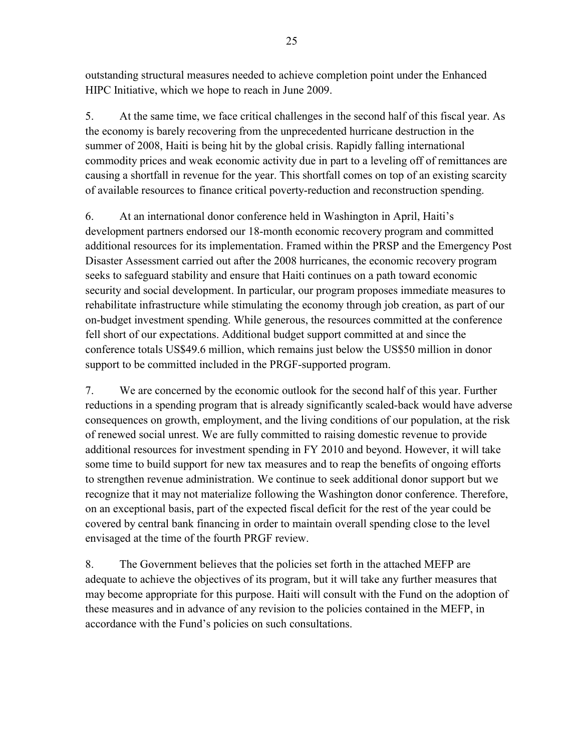outstanding structural measures needed to achieve completion point under the Enhanced HIPC Initiative, which we hope to reach in June 2009.

5. At the same time, we face critical challenges in the second half of this fiscal year. As the economy is barely recovering from the unprecedented hurricane destruction in the summer of 2008, Haiti is being hit by the global crisis. Rapidly falling international commodity prices and weak economic activity due in part to a leveling off of remittances are causing a shortfall in revenue for the year. This shortfall comes on top of an existing scarcity of available resources to finance critical poverty-reduction and reconstruction spending.

6. At an international donor conference held in Washington in April, Haiti's development partners endorsed our 18-month economic recovery program and committed additional resources for its implementation. Framed within the PRSP and the Emergency Post Disaster Assessment carried out after the 2008 hurricanes, the economic recovery program seeks to safeguard stability and ensure that Haiti continues on a path toward economic security and social development. In particular, our program proposes immediate measures to rehabilitate infrastructure while stimulating the economy through job creation, as part of our on-budget investment spending. While generous, the resources committed at the conference fell short of our expectations. Additional budget support committed at and since the conference totals US$49.6 million, which remains just below the US$50 million in donor support to be committed included in the PRGF-supported program.

7. We are concerned by the economic outlook for the second half of this year. Further reductions in a spending program that is already significantly scaled-back would have adverse consequences on growth, employment, and the living conditions of our population, at the risk of renewed social unrest. We are fully committed to raising domestic revenue to provide additional resources for investment spending in FY 2010 and beyond. However, it will take some time to build support for new tax measures and to reap the benefits of ongoing efforts to strengthen revenue administration. We continue to seek additional donor support but we recognize that it may not materialize following the Washington donor conference. Therefore, on an exceptional basis, part of the expected fiscal deficit for the rest of the year could be covered by central bank financing in order to maintain overall spending close to the level envisaged at the time of the fourth PRGF review.

8. The Government believes that the policies set forth in the attached MEFP are adequate to achieve the objectives of its program, but it will take any further measures that may become appropriate for this purpose. Haiti will consult with the Fund on the adoption of these measures and in advance of any revision to the policies contained in the MEFP, in accordance with the Fund's policies on such consultations.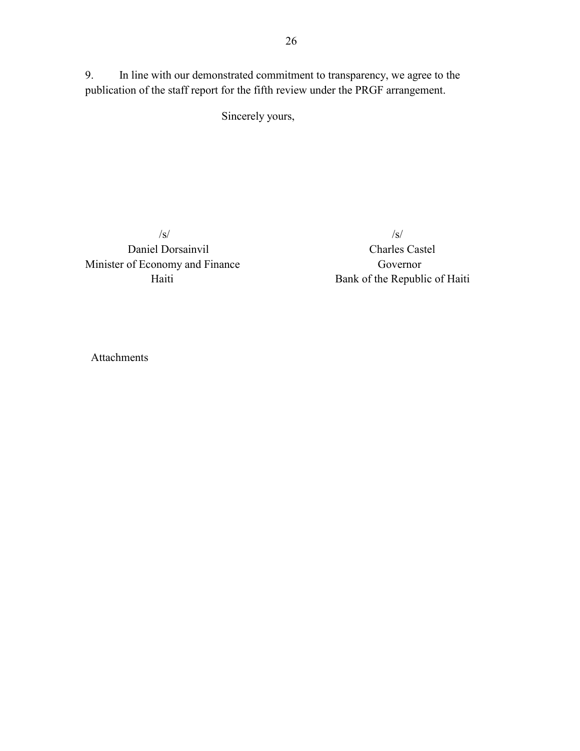9. In line with our demonstrated commitment to transparency, we agree to the publication of the staff report for the fifth review under the PRGF arrangement.

Sincerely yours,

| /s/ | /s/ |
|---|---|
| Daniel Dorsainvil | Charles Castel |
| Minister of Economy and Finance | Governor |
| Haiti | Bank of the Republic of Haiti |

Attachments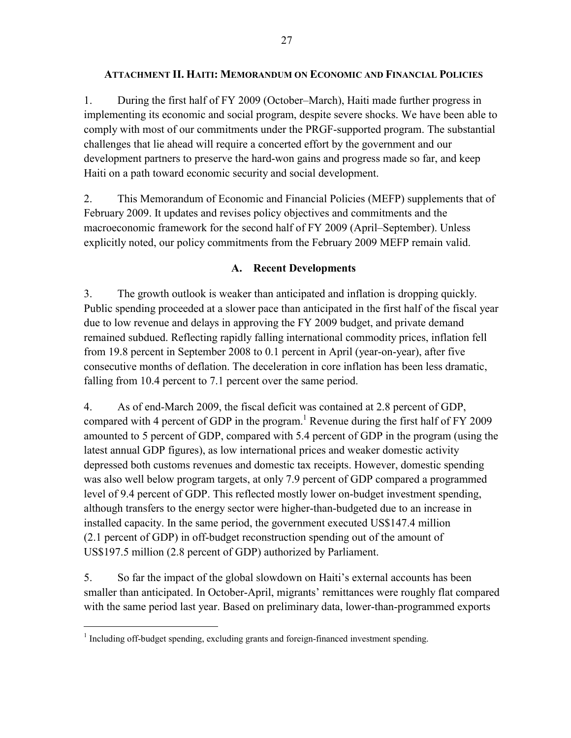## ATTACHMENT II. HAITI: MEMORANDUM ON ECONOMIC AND FINANCIAL POLICIES

1. During the first half of FY 2009 (October–March), Haiti made further progress in implementing its economic and social program, despite severe shocks. We have been able to comply with most of our commitments under the PRGF-supported program. The substantial challenges that lie ahead will require a concerted effort by the government and our development partners to preserve the hard-won gains and progress made so far, and keep Haiti on a path toward economic security and social development.

2. This Memorandum of Economic and Financial Policies (MEFP) supplements that of February 2009. It updates and revises policy objectives and commitments and the macroeconomic framework for the second half of FY 2009 (April–September). Unless explicitly noted, our policy commitments from the February 2009 MEFP remain valid.

### A. Recent Developments

3. The growth outlook is weaker than anticipated and inflation is dropping quickly. Public spending proceeded at a slower pace than anticipated in the first half of the fiscal year due to low revenue and delays in approving the FY 2009 budget, and private demand remained subdued. Reflecting rapidly falling international commodity prices, inflation fell from 19.8 percent in September 2008 to 0.1 percent in April (year-on-year), after five consecutive months of deflation. The deceleration in core inflation has been less dramatic, falling from 10.4 percent to 7.1 percent over the same period.

4. As of end-March 2009, the fiscal deficit was contained at 2.8 percent of GDP, compared with 4 percent of GDP in the program.[1] Revenue during the first half of FY 2009 amounted to 5 percent of GDP, compared with 5.4 percent of GDP in the program (using the latest annual GDP figures), as low international prices and weaker domestic activity depressed both customs revenues and domestic tax receipts. However, domestic spending was also well below program targets, at only 7.9 percent of GDP compared a programmed level of 9.4 percent of GDP. This reflected mostly lower on-budget investment spending, although transfers to the energy sector were higher-than-budgeted due to an increase in installed capacity. In the same period, the government executed US$147.4 million (2.1 percent of GDP) in off-budget reconstruction spending out of the amount of US$197.5 million (2.8 percent of GDP) authorized by Parliament.

5. So far the impact of the global slowdown on Haiti's external accounts has been smaller than anticipated. In October-April, migrants' remittances were roughly flat compared with the same period last year. Based on preliminary data, lower-than-programmed exports

---

[1] Including off-budget spending, excluding grants and foreign-financed investment spending.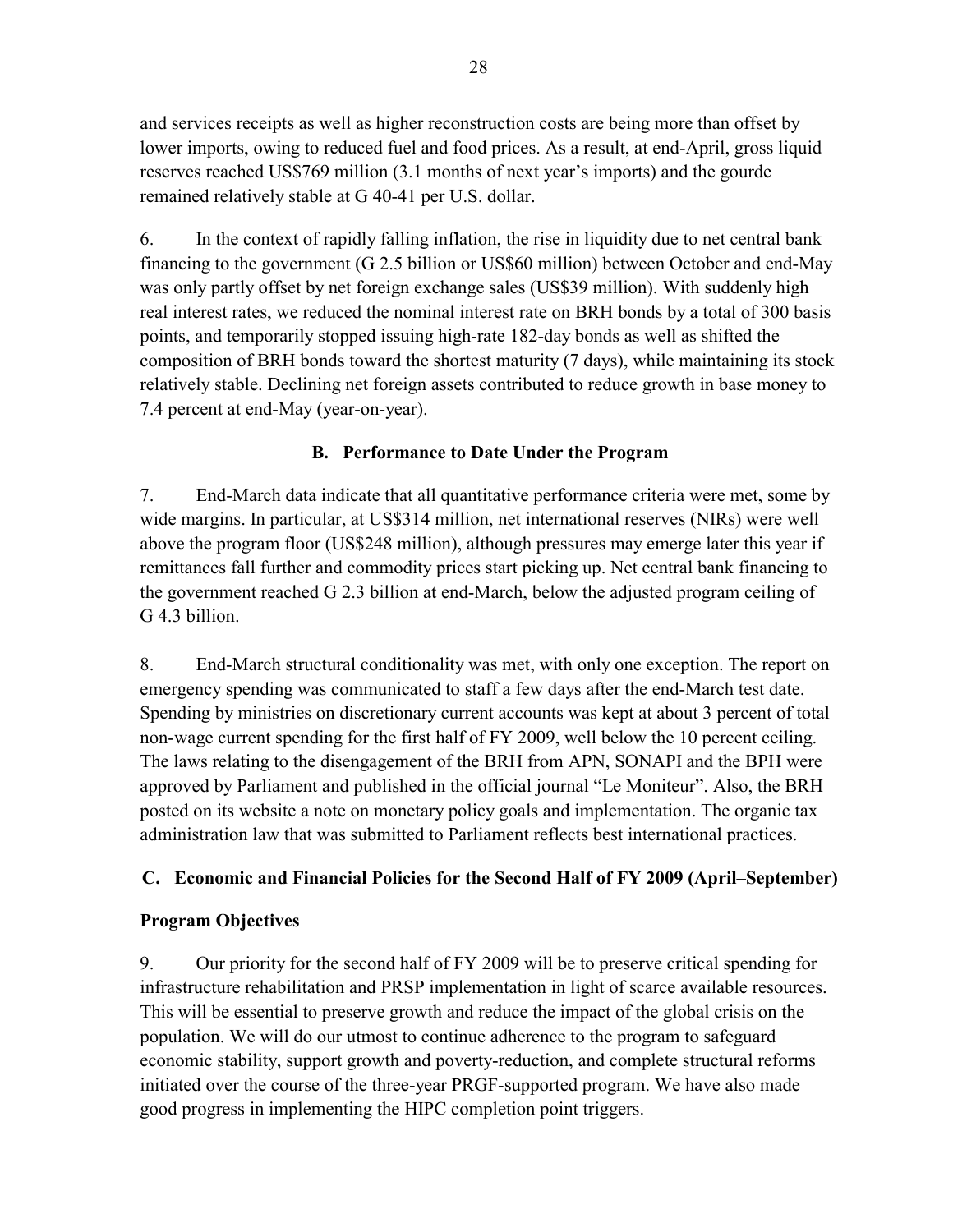and services receipts as well as higher reconstruction costs are being more than offset by lower imports, owing to reduced fuel and food prices. As a result, at end-April, gross liquid reserves reached US$769 million (3.1 months of next year's imports) and the gourde remained relatively stable at G 40-41 per U.S. dollar.

6. In the context of rapidly falling inflation, the rise in liquidity due to net central bank financing to the government (G 2.5 billion or US$60 million) between October and end-May was only partly offset by net foreign exchange sales (US$39 million). With suddenly high real interest rates, we reduced the nominal interest rate on BRH bonds by a total of 300 basis points, and temporarily stopped issuing high-rate 182-day bonds as well as shifted the composition of BRH bonds toward the shortest maturity (7 days), while maintaining its stock relatively stable. Declining net foreign assets contributed to reduce growth in base money to 7.4 percent at end-May (year-on-year).

## B. Performance to Date Under the Program

7. End-March data indicate that all quantitative performance criteria were met, some by wide margins. In particular, at US$314 million, net international reserves (NIRs) were well above the program floor (US$248 million), although pressures may emerge later this year if remittances fall further and commodity prices start picking up. Net central bank financing to the government reached G 2.3 billion at end-March, below the adjusted program ceiling of G 4.3 billion.

8. End-March structural conditionality was met, with only one exception. The report on emergency spending was communicated to staff a few days after the end-March test date. Spending by ministries on discretionary current accounts was kept at about 3 percent of total non-wage current spending for the first half of FY 2009, well below the 10 percent ceiling. The laws relating to the disengagement of the BRH from APN, SONAPI and the BPH were approved by Parliament and published in the official journal "Le Moniteur". Also, the BRH posted on its website a note on monetary policy goals and implementation. The organic tax administration law that was submitted to Parliament reflects best international practices.

## C. Economic and Financial Policies for the Second Half of FY 2009 (April–September)

### Program Objectives

9. Our priority for the second half of FY 2009 will be to preserve critical spending for infrastructure rehabilitation and PRSP implementation in light of scarce available resources. This will be essential to preserve growth and reduce the impact of the global crisis on the population. We will do our utmost to continue adherence to the program to safeguard economic stability, support growth and poverty-reduction, and complete structural reforms initiated over the course of the three-year PRGF-supported program. We have also made good progress in implementing the HIPC completion point triggers.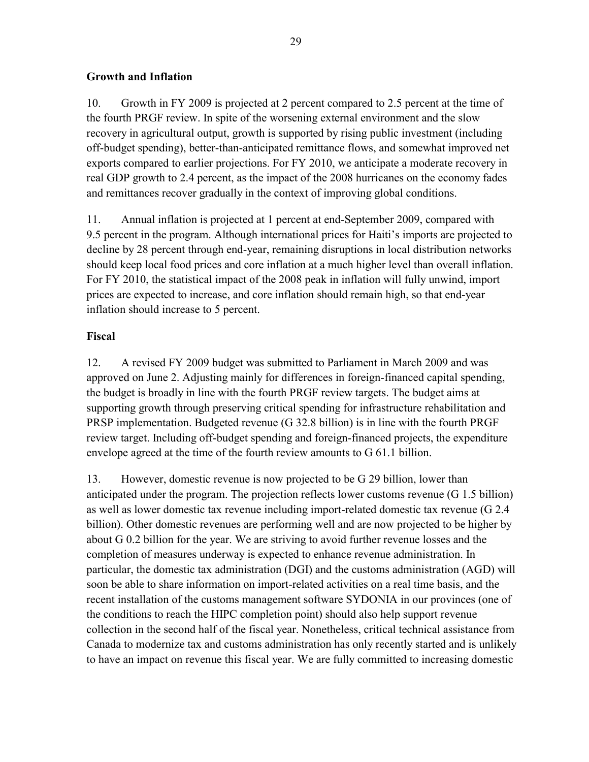**Growth and Inflation**

10. Growth in FY 2009 is projected at 2 percent compared to 2.5 percent at the time of the fourth PRGF review. In spite of the worsening external environment and the slow recovery in agricultural output, growth is supported by rising public investment (including off-budget spending), better-than-anticipated remittance flows, and somewhat improved net exports compared to earlier projections. For FY 2010, we anticipate a moderate recovery in real GDP growth to 2.4 percent, as the impact of the 2008 hurricanes on the economy fades and remittances recover gradually in the context of improving global conditions.

11. Annual inflation is projected at 1 percent at end-September 2009, compared with 9.5 percent in the program. Although international prices for Haiti's imports are projected to decline by 28 percent through end-year, remaining disruptions in local distribution networks should keep local food prices and core inflation at a much higher level than overall inflation. For FY 2010, the statistical impact of the 2008 peak in inflation will fully unwind, import prices are expected to increase, and core inflation should remain high, so that end-year inflation should increase to 5 percent.

**Fiscal**

12. A revised FY 2009 budget was submitted to Parliament in March 2009 and was approved on June 2. Adjusting mainly for differences in foreign-financed capital spending, the budget is broadly in line with the fourth PRGF review targets. The budget aims at supporting growth through preserving critical spending for infrastructure rehabilitation and PRSP implementation. Budgeted revenue (G 32.8 billion) is in line with the fourth PRGF review target. Including off-budget spending and foreign-financed projects, the expenditure envelope agreed at the time of the fourth review amounts to G 61.1 billion.

13. However, domestic revenue is now projected to be G 29 billion, lower than anticipated under the program. The projection reflects lower customs revenue (G 1.5 billion) as well as lower domestic tax revenue including import-related domestic tax revenue (G 2.4 billion). Other domestic revenues are performing well and are now projected to be higher by about G 0.2 billion for the year. We are striving to avoid further revenue losses and the completion of measures underway is expected to enhance revenue administration. In particular, the domestic tax administration (DGI) and the customs administration (AGD) will soon be able to share information on import-related activities on a real time basis, and the recent installation of the customs management software SYDONIA in our provinces (one of the conditions to reach the HIPC completion point) should also help support revenue collection in the second half of the fiscal year. Nonetheless, critical technical assistance from Canada to modernize tax and customs administration has only recently started and is unlikely to have an impact on revenue this fiscal year. We are fully committed to increasing domestic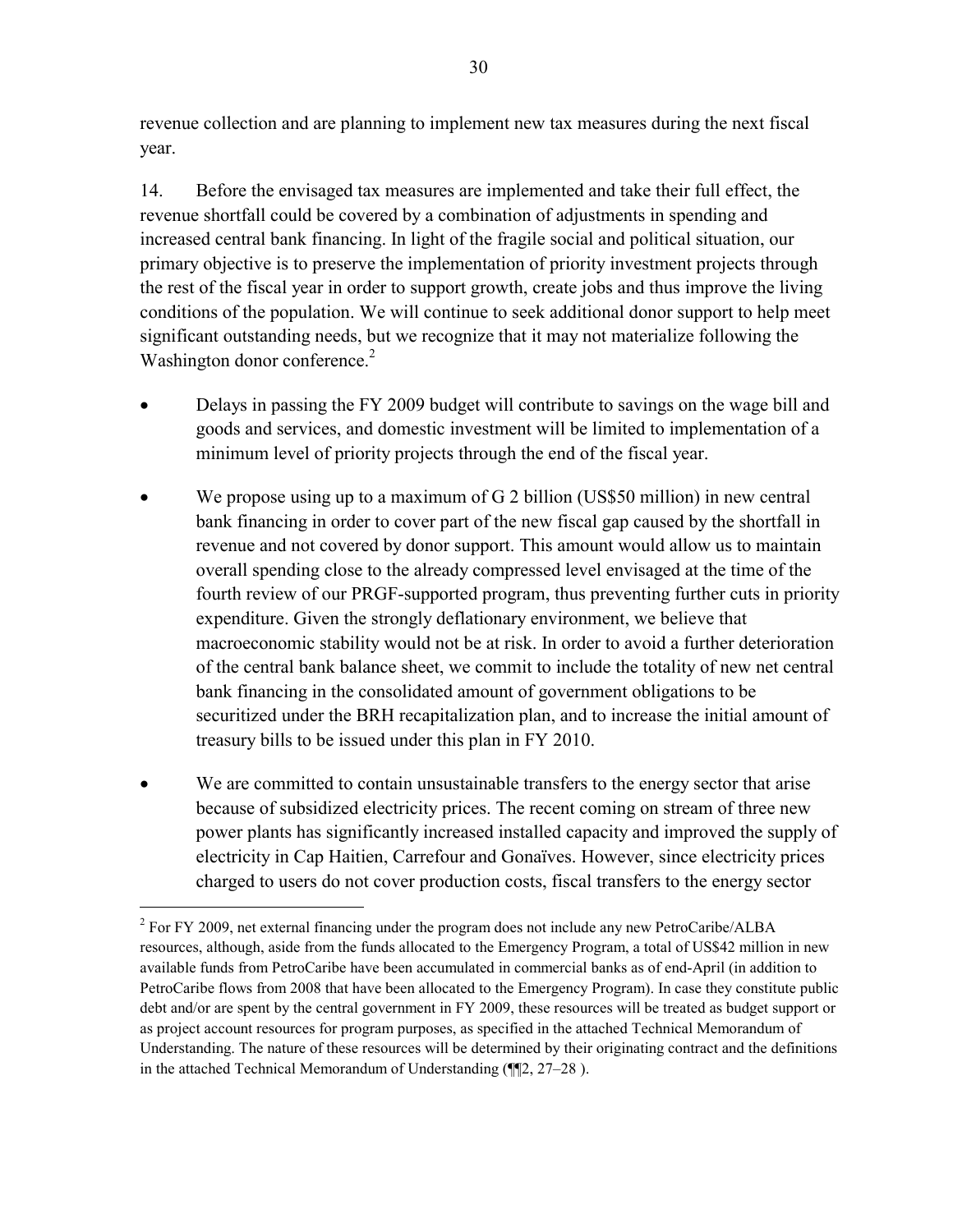revenue collection and are planning to implement new tax measures during the next fiscal year.

14. Before the envisaged tax measures are implemented and take their full effect, the revenue shortfall could be covered by a combination of adjustments in spending and increased central bank financing. In light of the fragile social and political situation, our primary objective is to preserve the implementation of priority investment projects through the rest of the fiscal year in order to support growth, create jobs and thus improve the living conditions of the population. We will continue to seek additional donor support to help meet significant outstanding needs, but we recognize that it may not materialize following the Washington donor conference.[2]

- Delays in passing the FY 2009 budget will contribute to savings on the wage bill and goods and services, and domestic investment will be limited to implementation of a minimum level of priority projects through the end of the fiscal year.
- We propose using up to a maximum of G 2 billion (US$50 million) in new central bank financing in order to cover part of the new fiscal gap caused by the shortfall in revenue and not covered by donor support. This amount would allow us to maintain overall spending close to the already compressed level envisaged at the time of the fourth review of our PRGF-supported program, thus preventing further cuts in priority expenditure. Given the strongly deflationary environment, we believe that macroeconomic stability would not be at risk. In order to avoid a further deterioration of the central bank balance sheet, we commit to include the totality of new net central bank financing in the consolidated amount of government obligations to be securitized under the BRH recapitalization plan, and to increase the initial amount of treasury bills to be issued under this plan in FY 2010.
- We are committed to contain unsustainable transfers to the energy sector that arise because of subsidized electricity prices. The recent coming on stream of three new power plants has significantly increased installed capacity and improved the supply of electricity in Cap Haitien, Carrefour and Gonaïves. However, since electricity prices charged to users do not cover production costs, fiscal transfers to the energy sector

[2] For FY 2009, net external financing under the program does not include any new PetroCaribe/ALBA resources, although, aside from the funds allocated to the Emergency Program, a total of US$42 million in new available funds from PetroCaribe have been accumulated in commercial banks as of end-April (in addition to PetroCaribe flows from 2008 that have been allocated to the Emergency Program). In case they constitute public debt and/or are spent by the central government in FY 2009, these resources will be treated as budget support or as project account resources for program purposes, as specified in the attached Technical Memorandum of Understanding. The nature of these resources will be determined by their originating contract and the definitions in the attached Technical Memorandum of Understanding (¶¶2, 27–28 ).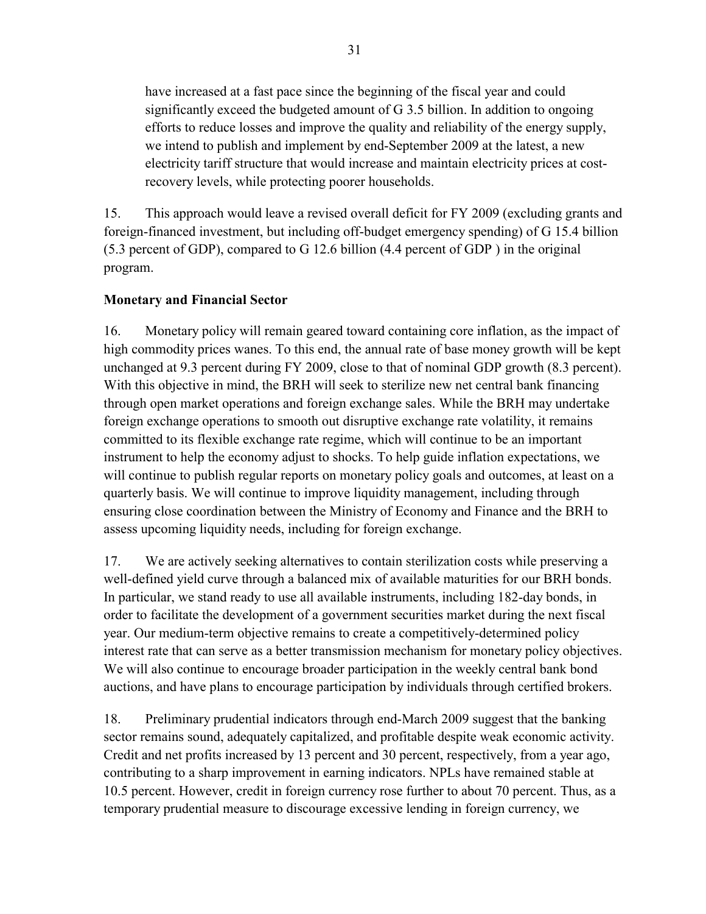have increased at a fast pace since the beginning of the fiscal year and could significantly exceed the budgeted amount of G 3.5 billion. In addition to ongoing efforts to reduce losses and improve the quality and reliability of the energy supply, we intend to publish and implement by end-September 2009 at the latest, a new electricity tariff structure that would increase and maintain electricity prices at cost-recovery levels, while protecting poorer households.

15. This approach would leave a revised overall deficit for FY 2009 (excluding grants and foreign-financed investment, but including off-budget emergency spending) of G 15.4 billion (5.3 percent of GDP), compared to G 12.6 billion (4.4 percent of GDP ) in the original program.

**Monetary and Financial Sector**

16. Monetary policy will remain geared toward containing core inflation, as the impact of high commodity prices wanes. To this end, the annual rate of base money growth will be kept unchanged at 9.3 percent during FY 2009, close to that of nominal GDP growth (8.3 percent). With this objective in mind, the BRH will seek to sterilize new net central bank financing through open market operations and foreign exchange sales. While the BRH may undertake foreign exchange operations to smooth out disruptive exchange rate volatility, it remains committed to its flexible exchange rate regime, which will continue to be an important instrument to help the economy adjust to shocks. To help guide inflation expectations, we will continue to publish regular reports on monetary policy goals and outcomes, at least on a quarterly basis. We will continue to improve liquidity management, including through ensuring close coordination between the Ministry of Economy and Finance and the BRH to assess upcoming liquidity needs, including for foreign exchange.

17. We are actively seeking alternatives to contain sterilization costs while preserving a well-defined yield curve through a balanced mix of available maturities for our BRH bonds. In particular, we stand ready to use all available instruments, including 182-day bonds, in order to facilitate the development of a government securities market during the next fiscal year. Our medium-term objective remains to create a competitively-determined policy interest rate that can serve as a better transmission mechanism for monetary policy objectives. We will also continue to encourage broader participation in the weekly central bank bond auctions, and have plans to encourage participation by individuals through certified brokers.

18. Preliminary prudential indicators through end-March 2009 suggest that the banking sector remains sound, adequately capitalized, and profitable despite weak economic activity. Credit and net profits increased by 13 percent and 30 percent, respectively, from a year ago, contributing to a sharp improvement in earning indicators. NPLs have remained stable at 10.5 percent. However, credit in foreign currency rose further to about 70 percent. Thus, as a temporary prudential measure to discourage excessive lending in foreign currency, we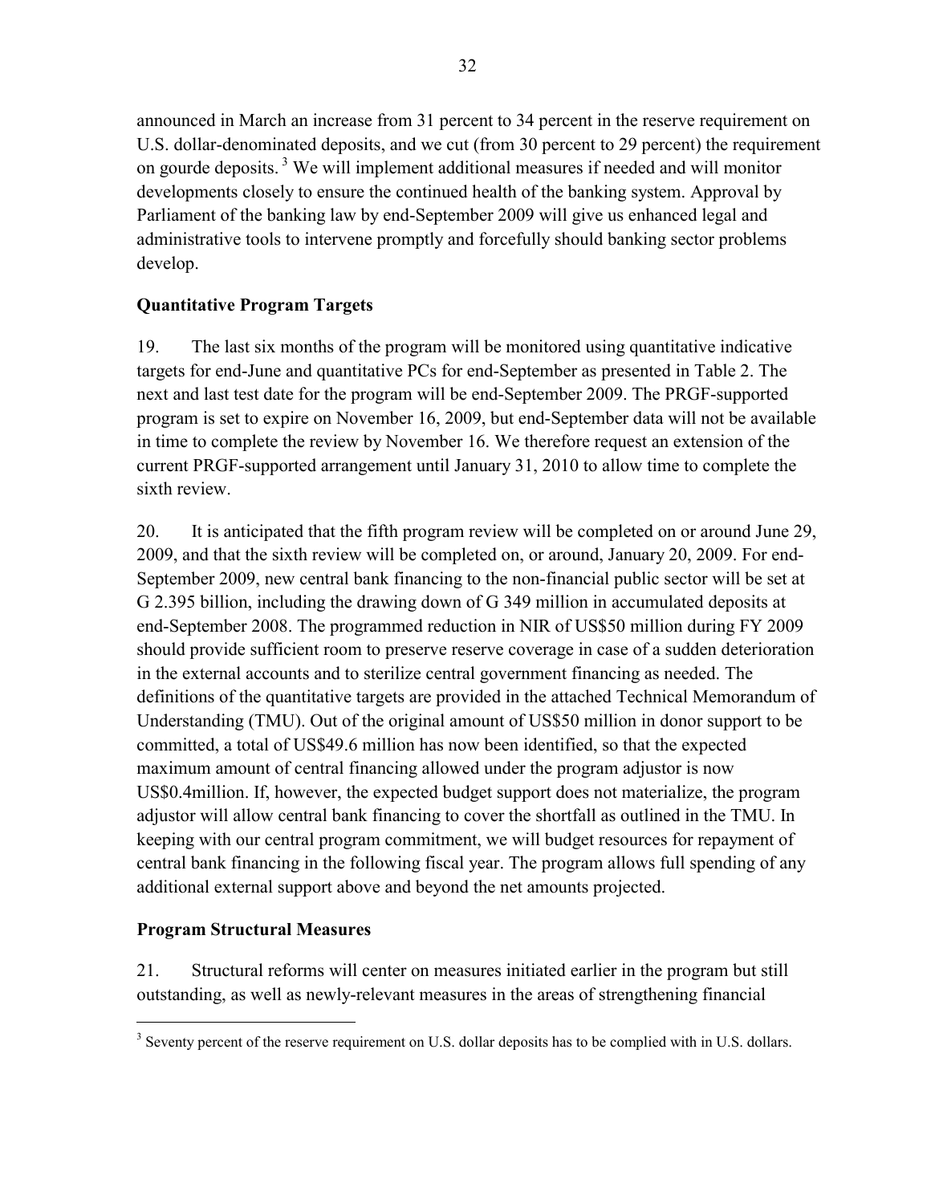announced in March an increase from 31 percent to 34 percent in the reserve requirement on U.S. dollar-denominated deposits, and we cut (from 30 percent to 29 percent) the requirement on gourde deposits.[3] We will implement additional measures if needed and will monitor developments closely to ensure the continued health of the banking system. Approval by Parliament of the banking law by end-September 2009 will give us enhanced legal and administrative tools to intervene promptly and forcefully should banking sector problems develop.

### Quantitative Program Targets

19. The last six months of the program will be monitored using quantitative indicative targets for end-June and quantitative PCs for end-September as presented in Table 2. The next and last test date for the program will be end-September 2009. The PRGF-supported program is set to expire on November 16, 2009, but end-September data will not be available in time to complete the review by November 16. We therefore request an extension of the current PRGF-supported arrangement until January 31, 2010 to allow time to complete the sixth review.

20. It is anticipated that the fifth program review will be completed on or around June 29, 2009, and that the sixth review will be completed on, or around, January 20, 2009. For end-September 2009, new central bank financing to the non-financial public sector will be set at G 2.395 billion, including the drawing down of G 349 million in accumulated deposits at end-September 2008. The programmed reduction in NIR of US$50 million during FY 2009 should provide sufficient room to preserve reserve coverage in case of a sudden deterioration in the external accounts and to sterilize central government financing as needed. The definitions of the quantitative targets are provided in the attached Technical Memorandum of Understanding (TMU). Out of the original amount of US$50 million in donor support to be committed, a total of US$49.6 million has now been identified, so that the expected maximum amount of central financing allowed under the program adjustor is now US$0.4million. If, however, the expected budget support does not materialize, the program adjustor will allow central bank financing to cover the shortfall as outlined in the TMU. In keeping with our central program commitment, we will budget resources for repayment of central bank financing in the following fiscal year. The program allows full spending of any additional external support above and beyond the net amounts projected.

### Program Structural Measures

21. Structural reforms will center on measures initiated earlier in the program but still outstanding, as well as newly-relevant measures in the areas of strengthening financial

---

[3] Seventy percent of the reserve requirement on U.S. dollar deposits has to be complied with in U.S. dollars.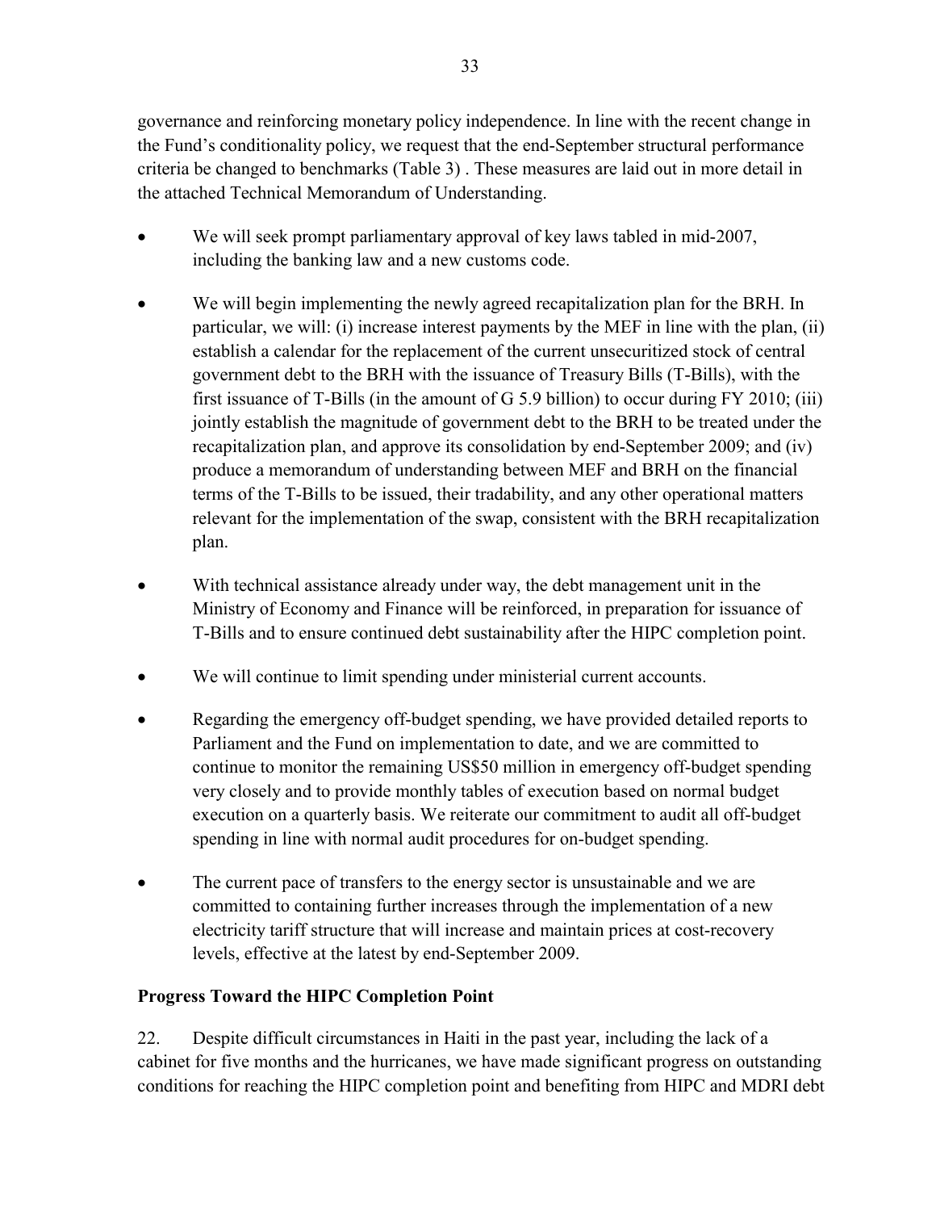governance and reinforcing monetary policy independence. In line with the recent change in the Fund's conditionality policy, we request that the end-September structural performance criteria be changed to benchmarks (Table 3) . These measures are laid out in more detail in the attached Technical Memorandum of Understanding.

- We will seek prompt parliamentary approval of key laws tabled in mid-2007, including the banking law and a new customs code.

- We will begin implementing the newly agreed recapitalization plan for the BRH. In particular, we will: (i) increase interest payments by the MEF in line with the plan, (ii) establish a calendar for the replacement of the current unsecuritized stock of central government debt to the BRH with the issuance of Treasury Bills (T-Bills), with the first issuance of T-Bills (in the amount of G 5.9 billion) to occur during FY 2010; (iii) jointly establish the magnitude of government debt to the BRH to be treated under the recapitalization plan, and approve its consolidation by end-September 2009; and (iv) produce a memorandum of understanding between MEF and BRH on the financial terms of the T-Bills to be issued, their tradability, and any other operational matters relevant for the implementation of the swap, consistent with the BRH recapitalization plan.

- With technical assistance already under way, the debt management unit in the Ministry of Economy and Finance will be reinforced, in preparation for issuance of T-Bills and to ensure continued debt sustainability after the HIPC completion point.

- We will continue to limit spending under ministerial current accounts.

- Regarding the emergency off-budget spending, we have provided detailed reports to Parliament and the Fund on implementation to date, and we are committed to continue to monitor the remaining US$50 million in emergency off-budget spending very closely and to provide monthly tables of execution based on normal budget execution on a quarterly basis. We reiterate our commitment to audit all off-budget spending in line with normal audit procedures for on-budget spending.

- The current pace of transfers to the energy sector is unsustainable and we are committed to containing further increases through the implementation of a new electricity tariff structure that will increase and maintain prices at cost-recovery levels, effective at the latest by end-September 2009.

**Progress Toward the HIPC Completion Point**

22. Despite difficult circumstances in Haiti in the past year, including the lack of a cabinet for five months and the hurricanes, we have made significant progress on outstanding conditions for reaching the HIPC completion point and benefiting from HIPC and MDRI debt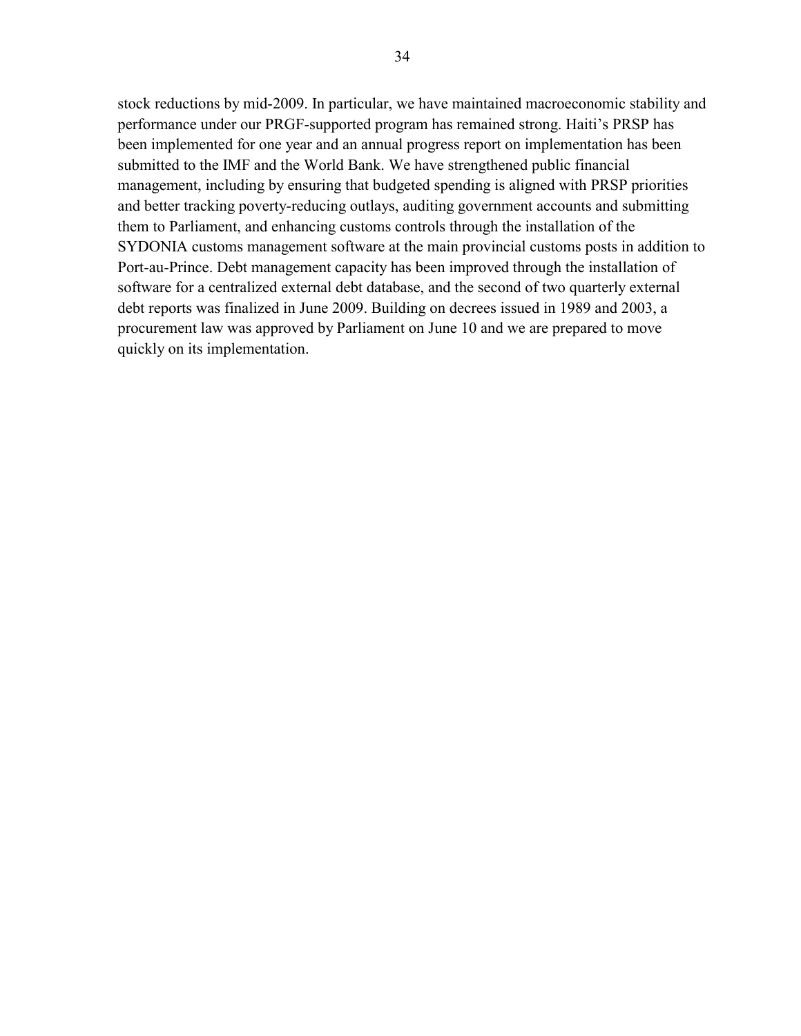stock reductions by mid-2009. In particular, we have maintained macroeconomic stability and performance under our PRGF-supported program has remained strong. Haiti's PRSP has been implemented for one year and an annual progress report on implementation has been submitted to the IMF and the World Bank. We have strengthened public financial management, including by ensuring that budgeted spending is aligned with PRSP priorities and better tracking poverty-reducing outlays, auditing government accounts and submitting them to Parliament, and enhancing customs controls through the installation of the SYDONIA customs management software at the main provincial customs posts in addition to Port-au-Prince. Debt management capacity has been improved through the installation of software for a centralized external debt database, and the second of two quarterly external debt reports was finalized in June 2009. Building on decrees issued in 1989 and 2003, a procurement law was approved by Parliament on June 10 and we are prepared to move quickly on its implementation.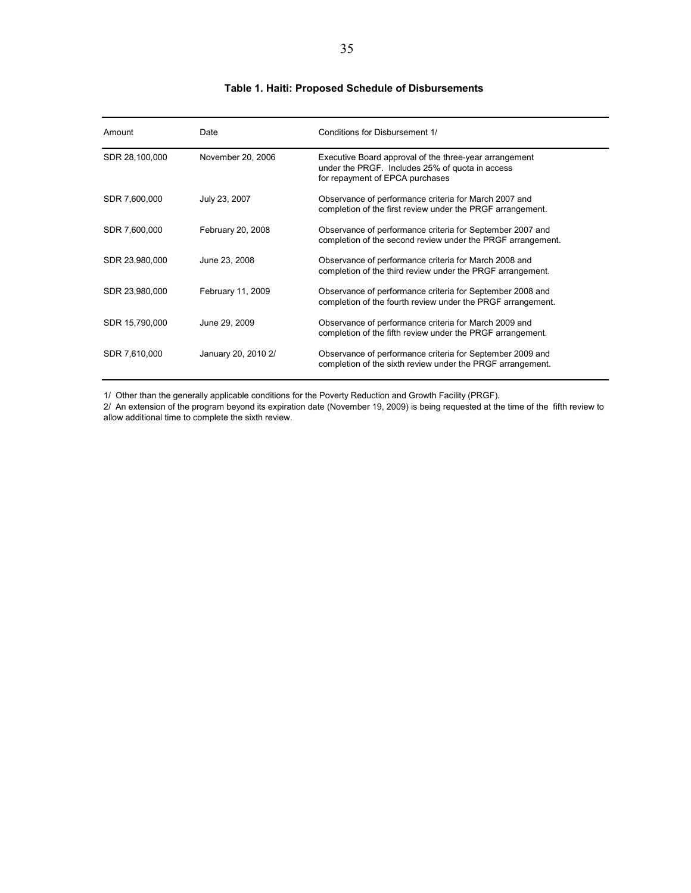**Table 1. Haiti: Proposed Schedule of Disbursements**

| Amount | Date | Conditions for Disbursement 1/ |
|---|---|---|
| SDR 28,100,000 | November 20, 2006 | Executive Board approval of the three-year arrangement under the PRGF. Includes 25% of quota in access for repayment of EPCA purchases |
| SDR 7,600,000 | July 23, 2007 | Observance of performance criteria for March 2007 and completion of the first review under the PRGF arrangement. |
| SDR 7,600,000 | February 20, 2008 | Observance of performance criteria for September 2007 and completion of the second review under the PRGF arrangement. |
| SDR 23,980,000 | June 23, 2008 | Observance of performance criteria for March 2008 and completion of the third review under the PRGF arrangement. |
| SDR 23,980,000 | February 11, 2009 | Observance of performance criteria for September 2008 and completion of the fourth review under the PRGF arrangement. |
| SDR 15,790,000 | June 29, 2009 | Observance of performance criteria for March 2009 and completion of the fifth review under the PRGF arrangement. |
| SDR 7,610,000 | January 20, 2010 2/ | Observance of performance criteria for September 2009 and completion of the sixth review under the PRGF arrangement. |

1/ Other than the generally applicable conditions for the Poverty Reduction and Growth Facility (PRGF).
2/ An extension of the program beyond its expiration date (November 19, 2009) is being requested at the time of the fifth review to allow additional time to complete the sixth review.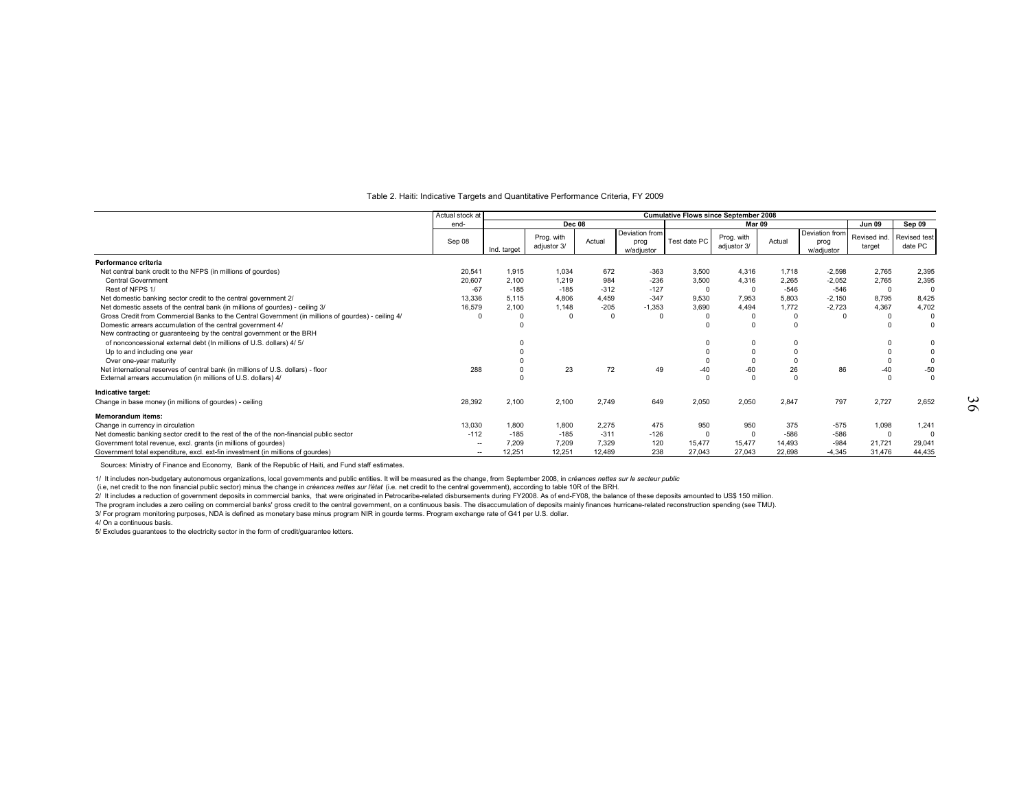Table 2. Haiti: Indicative Targets and Quantitative Performance Criteria, FY 2009

| | Actual stock at end- | Cumulative Flows since September 2008 | | | | | | | | | |
|---|---|---|---|---|---|---|---|---|---|---|---|
| | | Dec 08 | | | | Mar 09 | | | | Jun 09 | Sep 09 |
| | Sep 08 | Ind. target | Prog. with adjustor 3/ | Actual | Deviation from prog w/adjustor | Test date PC | Prog. with adjustor 3/ | Actual | Deviation from prog w/adjustor | Revised ind. target | Revised test date PC |
| **Performance criteria** | | | | | | | | | | | |
| Net central bank credit to the NFPS (in millions of gourdes) | 20,541 | 1,915 | 1,034 | 672 | -363 | 3,500 | 4,316 | 1,718 | -2,598 | 2,765 | 2,395 |
| Central Government | 20,607 | 2,100 | 1,219 | 984 | -236 | 3,500 | 4,316 | 2,265 | -2,052 | 2,765 | 2,395 |
| Rest of NFPS 1/ | -67 | -185 | -185 | -312 | -127 | 0 | 0 | -546 | -546 | 0 | 0 |
| Net domestic banking sector credit to the central government 2/ | 13,336 | 5,115 | 4,806 | 4,459 | -347 | 9,530 | 7,953 | 5,803 | -2,150 | 8,795 | 8,425 |
| Net domestic assets of the central bank (in millions of gourdes) - ceiling 3/ | 16,579 | 2,100 | 1,148 | -205 | -1,353 | 3,690 | 4,494 | 1,772 | -2,723 | 4,367 | 4,702 |
| Gross Credit from Commercial Banks to the Central Government (in millions of gourdes) - ceiling 4/ | 0 | 0 | 0 | 0 | 0 | 0 | 0 | 0 | 0 | 0 | 0 |
| Domestic arrears accumulation of the central government 4/ | | 0 | | | | 0 | 0 | 0 | | 0 | 0 |
| New contracting or guaranteeing by the central government or the BRH | | | | | | | | | | | |
| of nonconcessional external debt (In millions of U.S. dollars) 4/ 5/ | | 0 | | | | 0 | 0 | 0 | | 0 | 0 |
| Up to and including one year | | 0 | | | | 0 | 0 | 0 | | 0 | 0 |
| Over one-year maturity | | 0 | | | | 0 | 0 | 0 | | 0 | 0 |
| Net international reserves of central bank (in millions of U.S. dollars) - floor | 288 | 0 | 23 | 72 | 49 | -40 | -60 | 26 | 86 | -40 | -50 |
| External arrears accumulation (in millions of U.S. dollars) 4/ | | 0 | | | | 0 | 0 | 0 | | 0 | 0 |
| **Indicative target:** | | | | | | | | | | | |
| Change in base money (in millions of gourdes) - ceiling | 28,392 | 2,100 | 2,100 | 2,749 | 649 | 2,050 | 2,050 | 2,847 | 797 | 2,727 | 2,652 |
| **Memorandum items:** | | | | | | | | | | | |
| Change in currency in circulation | 13,030 | 1,800 | 1,800 | 2,275 | 475 | 950 | 950 | 375 | -575 | 1,098 | 1,241 |
| Net domestic banking sector credit to the rest of the of the non-financial public sector | -112 | -185 | -185 | -311 | -126 | 0 | 0 | -586 | -586 | 0 | 0 |
| Government total revenue, excl. grants (in millions of gourdes) | -- | 7,209 | 7,209 | 7,329 | 120 | 15,477 | 15,477 | 14,493 | -984 | 21,721 | 29,041 |
| Government total expenditure, excl. ext-fin investment (in millions of gourdes) | -- | 12,251 | 12,251 | 12,489 | 238 | 27,043 | 27,043 | 22,698 | -4,345 | 31,476 | 44,435 |

Sources: Ministry of Finance and Economy, Bank of the Republic of Haiti, and Fund staff estimates.

1/ It includes non-budgetary autonomous organizations, local governments and public entities. It will be measured as the change, from September 2008, in *créances nettes sur le secteur public* (i.e, net credit to the non financial public sector) minus the change in *créances nettes sur l'état* (i.e. net credit to the central government), according to table 10R of the BRH.

2/ It includes a reduction of government deposits in commercial banks, that were originated in Petrocaribe-related disbursements during FY2008. As of end-FY08, the balance of these deposits amounted to US$ 150 million. The program includes a zero ceiling on commercial banks' gross credit to the central government, on a continuous basis. The disaccumulation of deposits mainly finances hurricane-related reconstruction spending (see TMU).

3/ For program monitoring purposes, NDA is defined as monetary base minus program NIR in gourde terms. Program exchange rate of G41 per U.S. dollar.

4/ On a continuous basis.

5/ Excludes guarantees to the electricity sector in the form of credit/guarantee letters.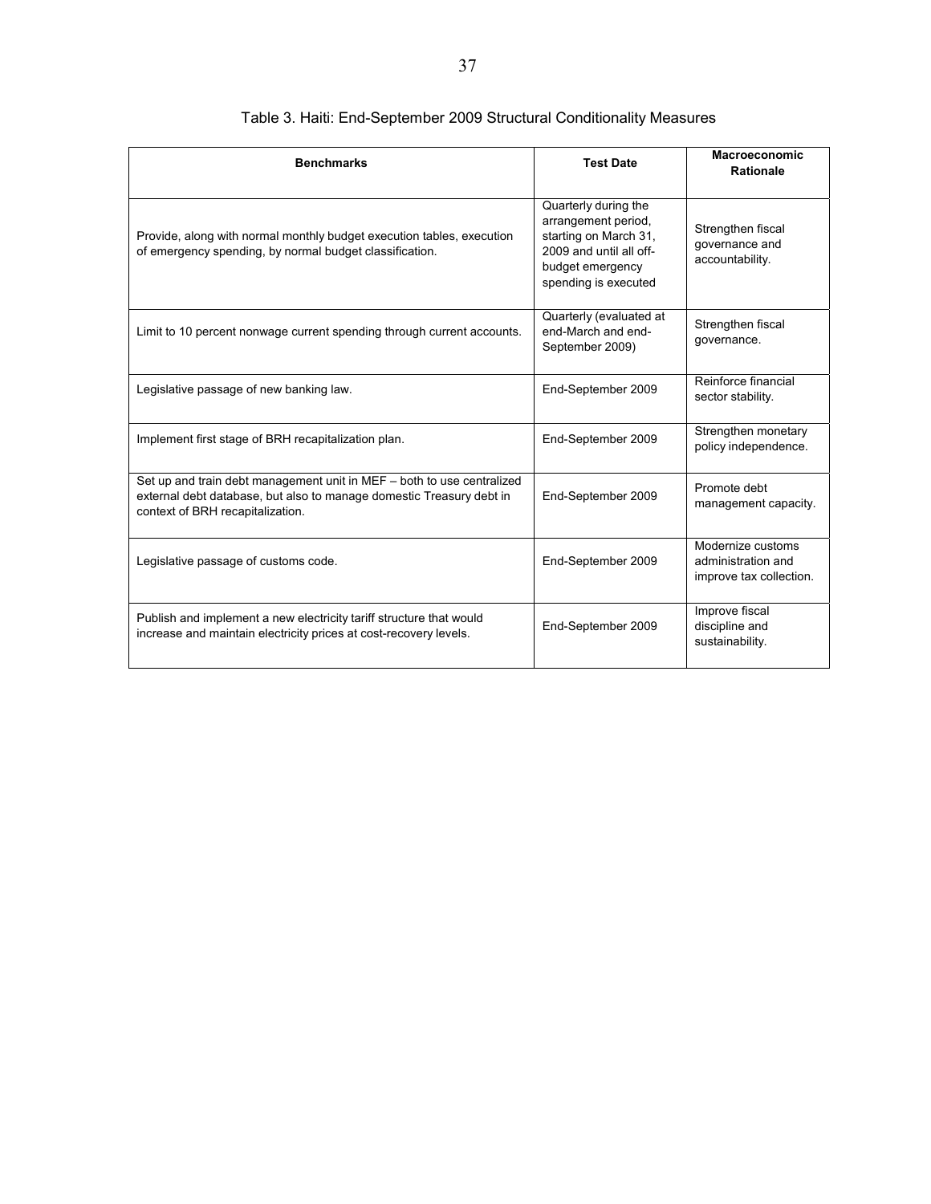# Table 3. Haiti: End-September 2009 Structural Conditionality Measures

| Benchmarks | Test Date | Macroeconomic Rationale |
| --- | --- | --- |
| Provide, along with normal monthly budget execution tables, execution of emergency spending, by normal budget classification. | Quarterly during the arrangement period, starting on March 31, 2009 and until all off-budget emergency spending is executed | Strengthen fiscal governance and accountability. |
| Limit to 10 percent nonwage current spending through current accounts. | Quarterly (evaluated at end-March and end-September 2009) | Strengthen fiscal governance. |
| Legislative passage of new banking law. | End-September 2009 | Reinforce financial sector stability. |
| Implement first stage of BRH recapitalization plan. | End-September 2009 | Strengthen monetary policy independence. |
| Set up and train debt management unit in MEF – both to use centralized external debt database, but also to manage domestic Treasury debt in context of BRH recapitalization. | End-September 2009 | Promote debt management capacity. |
| Legislative passage of customs code. | End-September 2009 | Modernize customs administration and improve tax collection. |
| Publish and implement a new electricity tariff structure that would increase and maintain electricity prices at cost-recovery levels. | End-September 2009 | Improve fiscal discipline and sustainability. |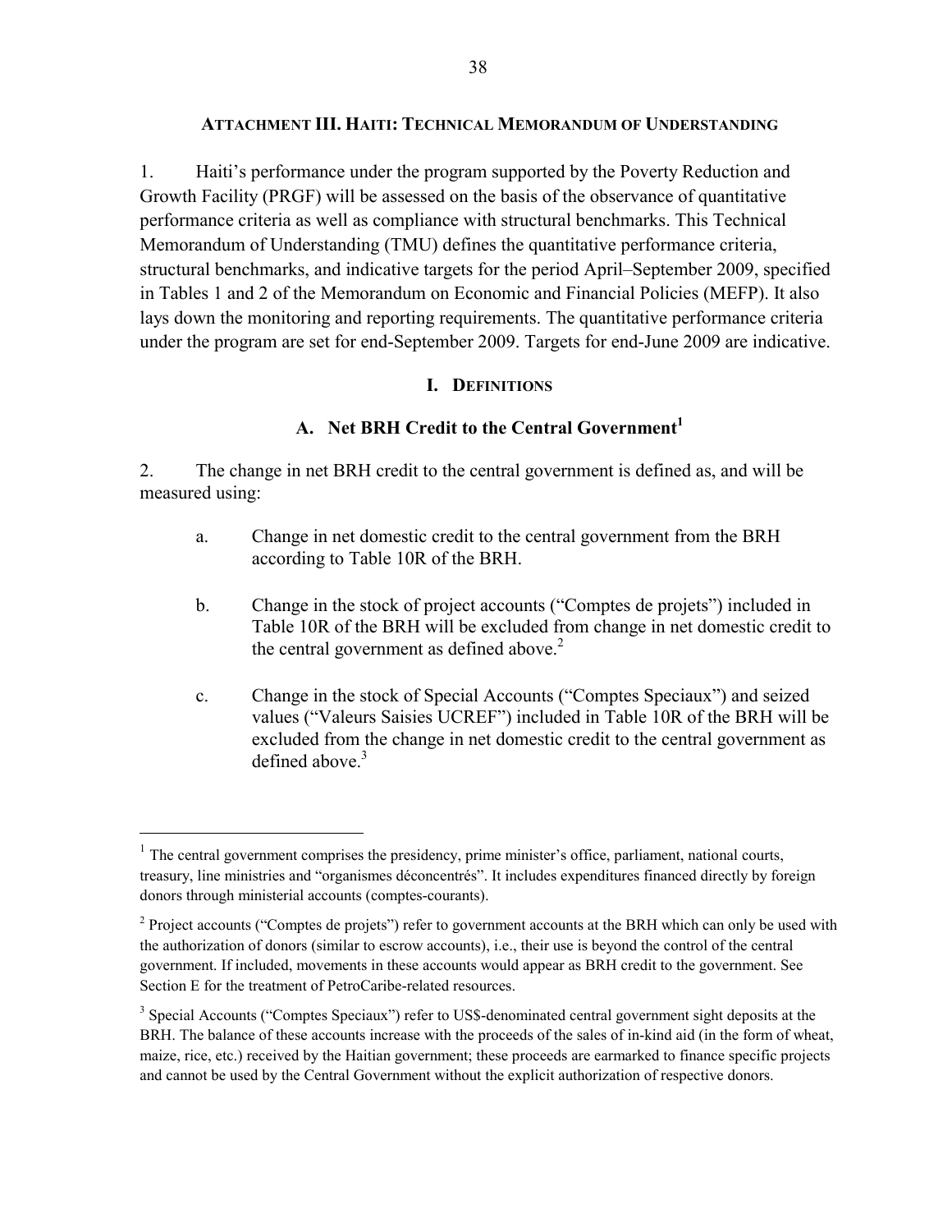## ATTACHMENT III. HAITI: TECHNICAL MEMORANDUM OF UNDERSTANDING

1. Haiti's performance under the program supported by the Poverty Reduction and Growth Facility (PRGF) will be assessed on the basis of the observance of quantitative performance criteria as well as compliance with structural benchmarks. This Technical Memorandum of Understanding (TMU) defines the quantitative performance criteria, structural benchmarks, and indicative targets for the period April–September 2009, specified in Tables 1 and 2 of the Memorandum on Economic and Financial Policies (MEFP). It also lays down the monitoring and reporting requirements. The quantitative performance criteria under the program are set for end-September 2009. Targets for end-June 2009 are indicative.

### I. DEFINITIONS

#### A. Net BRH Credit to the Central Government[1]

2. The change in net BRH credit to the central government is defined as, and will be measured using:

   a. Change in net domestic credit to the central government from the BRH according to Table 10R of the BRH.

   b. Change in the stock of project accounts ("Comptes de projets") included in Table 10R of the BRH will be excluded from change in net domestic credit to the central government as defined above.[2]

   c. Change in the stock of Special Accounts ("Comptes Speciaux") and seized values ("Valeurs Saisies UCREF") included in Table 10R of the BRH will be excluded from the change in net domestic credit to the central government as defined above.[3]

---

[1] The central government comprises the presidency, prime minister's office, parliament, national courts, treasury, line ministries and "organismes déconcentrés". It includes expenditures financed directly by foreign donors through ministerial accounts (comptes-courants).

[2] Project accounts ("Comptes de projets") refer to government accounts at the BRH which can only be used with the authorization of donors (similar to escrow accounts), i.e., their use is beyond the control of the central government. If included, movements in these accounts would appear as BRH credit to the government. See Section E for the treatment of PetroCaribe-related resources.

[3] Special Accounts ("Comptes Speciaux") refer to US$-denominated central government sight deposits at the BRH. The balance of these accounts increase with the proceeds of the sales of in-kind aid (in the form of wheat, maize, rice, etc.) received by the Haitian government; these proceeds are earmarked to finance specific projects and cannot be used by the Central Government without the explicit authorization of respective donors.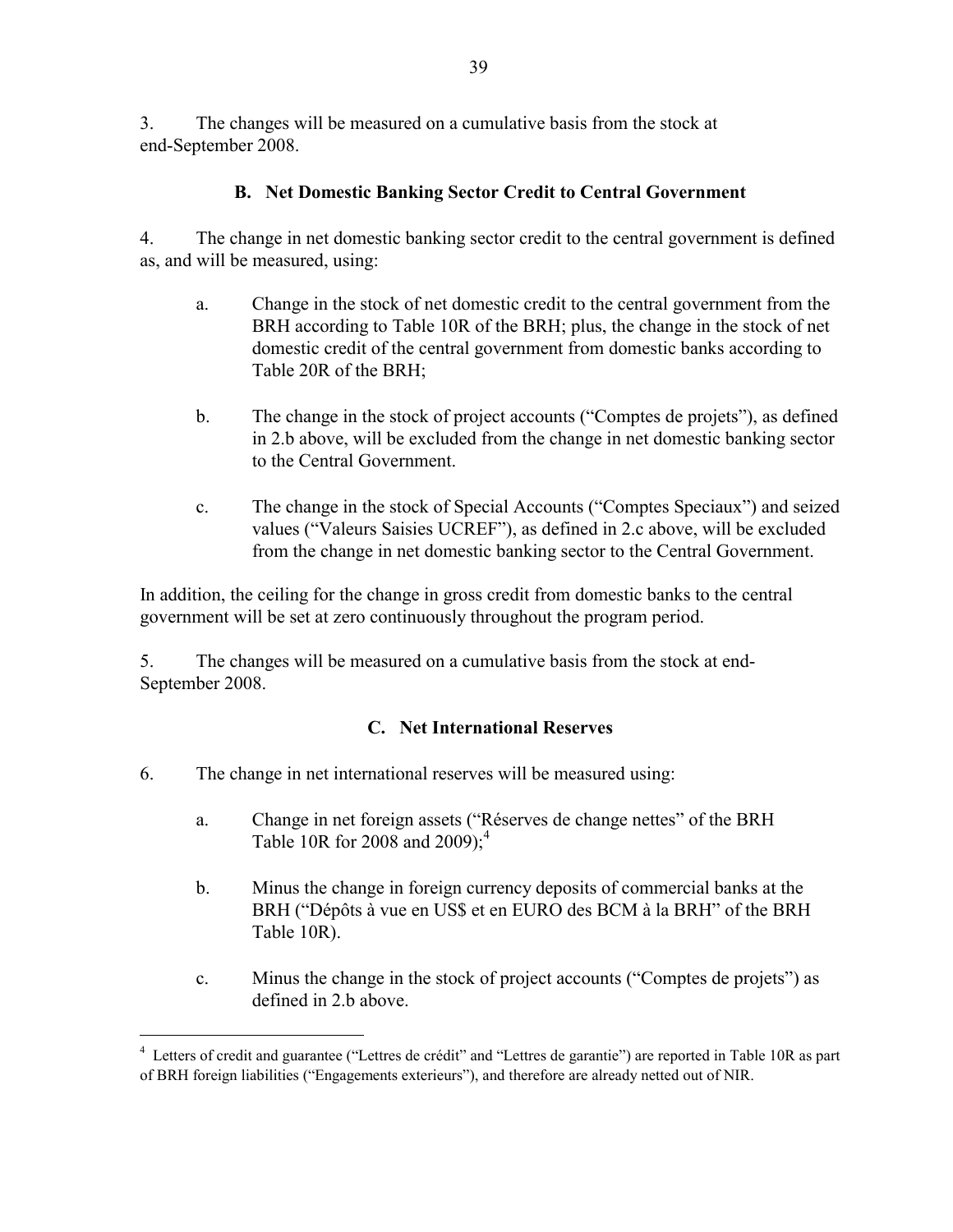3. The changes will be measured on a cumulative basis from the stock at end-September 2008.

### B. Net Domestic Banking Sector Credit to Central Government

4. The change in net domestic banking sector credit to the central government is defined as, and will be measured, using:

   a. Change in the stock of net domestic credit to the central government from the BRH according to Table 10R of the BRH; plus, the change in the stock of net domestic credit of the central government from domestic banks according to Table 20R of the BRH;

   b. The change in the stock of project accounts ("Comptes de projets"), as defined in 2.b above, will be excluded from the change in net domestic banking sector to the Central Government.

   c. The change in the stock of Special Accounts ("Comptes Speciaux") and seized values ("Valeurs Saisies UCREF"), as defined in 2.c above, will be excluded from the change in net domestic banking sector to the Central Government.

In addition, the ceiling for the change in gross credit from domestic banks to the central government will be set at zero continuously throughout the program period.

5. The changes will be measured on a cumulative basis from the stock at end-September 2008.

### C. Net International Reserves

6. The change in net international reserves will be measured using:

   a. Change in net foreign assets ("Réserves de change nettes" of the BRH Table 10R for 2008 and 2009);[4]

   b. Minus the change in foreign currency deposits of commercial banks at the BRH ("Dépôts à vue en US$ et en EURO des BCM à la BRH" of the BRH Table 10R).

   c. Minus the change in the stock of project accounts ("Comptes de projets") as defined in 2.b above.

[4] Letters of credit and guarantee ("Lettres de crédit" and "Lettres de garantie") are reported in Table 10R as part of BRH foreign liabilities ("Engagements exterieurs"), and therefore are already netted out of NIR.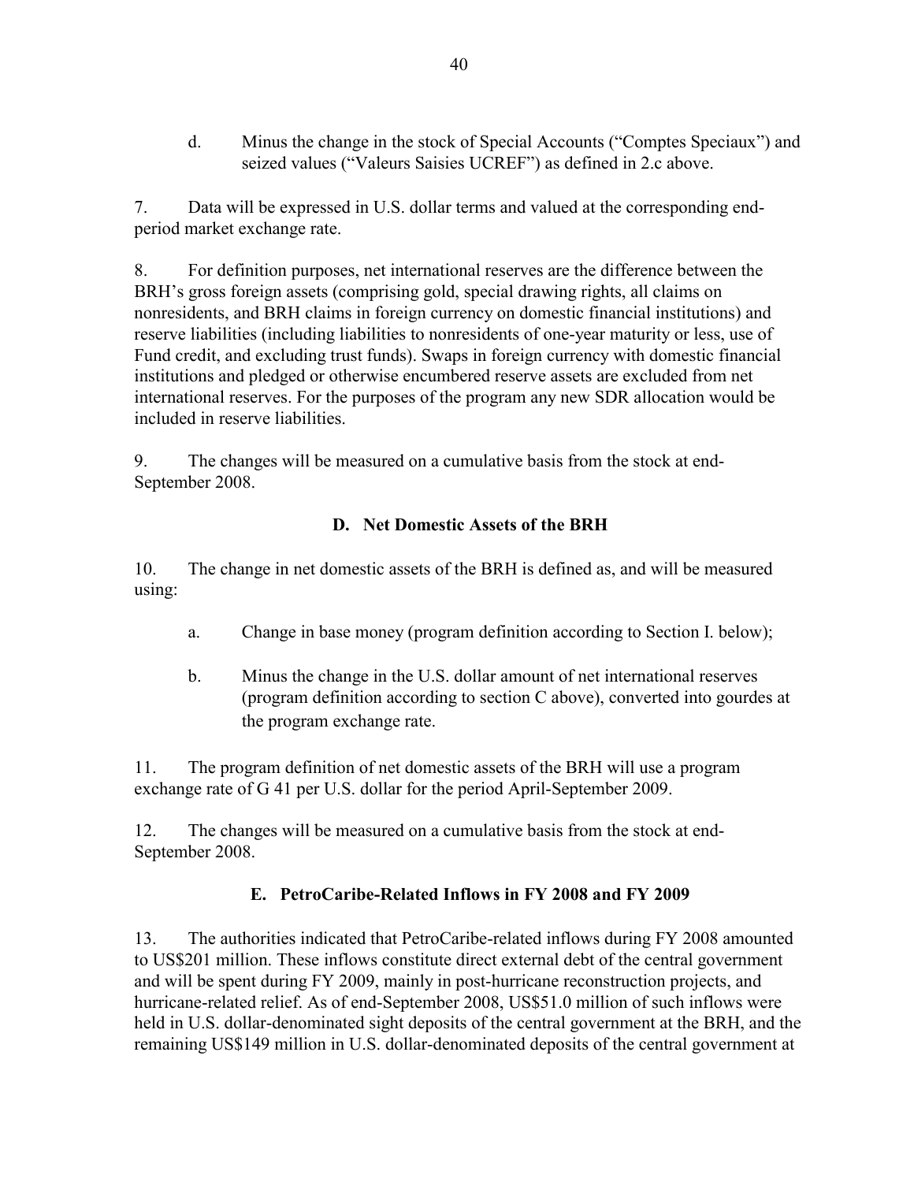d. Minus the change in the stock of Special Accounts ("Comptes Speciaux") and seized values ("Valeurs Saisies UCREF") as defined in 2.c above.

7. Data will be expressed in U.S. dollar terms and valued at the corresponding end-period market exchange rate.

8. For definition purposes, net international reserves are the difference between the BRH's gross foreign assets (comprising gold, special drawing rights, all claims on nonresidents, and BRH claims in foreign currency on domestic financial institutions) and reserve liabilities (including liabilities to nonresidents of one-year maturity or less, use of Fund credit, and excluding trust funds). Swaps in foreign currency with domestic financial institutions and pledged or otherwise encumbered reserve assets are excluded from net international reserves. For the purposes of the program any new SDR allocation would be included in reserve liabilities.

9. The changes will be measured on a cumulative basis from the stock at end-September 2008.

### D. Net Domestic Assets of the BRH

10. The change in net domestic assets of the BRH is defined as, and will be measured using:

a. Change in base money (program definition according to Section I. below);

b. Minus the change in the U.S. dollar amount of net international reserves (program definition according to section C above), converted into gourdes at the program exchange rate.

11. The program definition of net domestic assets of the BRH will use a program exchange rate of G 41 per U.S. dollar for the period April-September 2009.

12. The changes will be measured on a cumulative basis from the stock at end-September 2008.

### E. PetroCaribe-Related Inflows in FY 2008 and FY 2009

13. The authorities indicated that PetroCaribe-related inflows during FY 2008 amounted to US$201 million. These inflows constitute direct external debt of the central government and will be spent during FY 2009, mainly in post-hurricane reconstruction projects, and hurricane-related relief. As of end-September 2008, US$51.0 million of such inflows were held in U.S. dollar-denominated sight deposits of the central government at the BRH, and the remaining US$149 million in U.S. dollar-denominated deposits of the central government at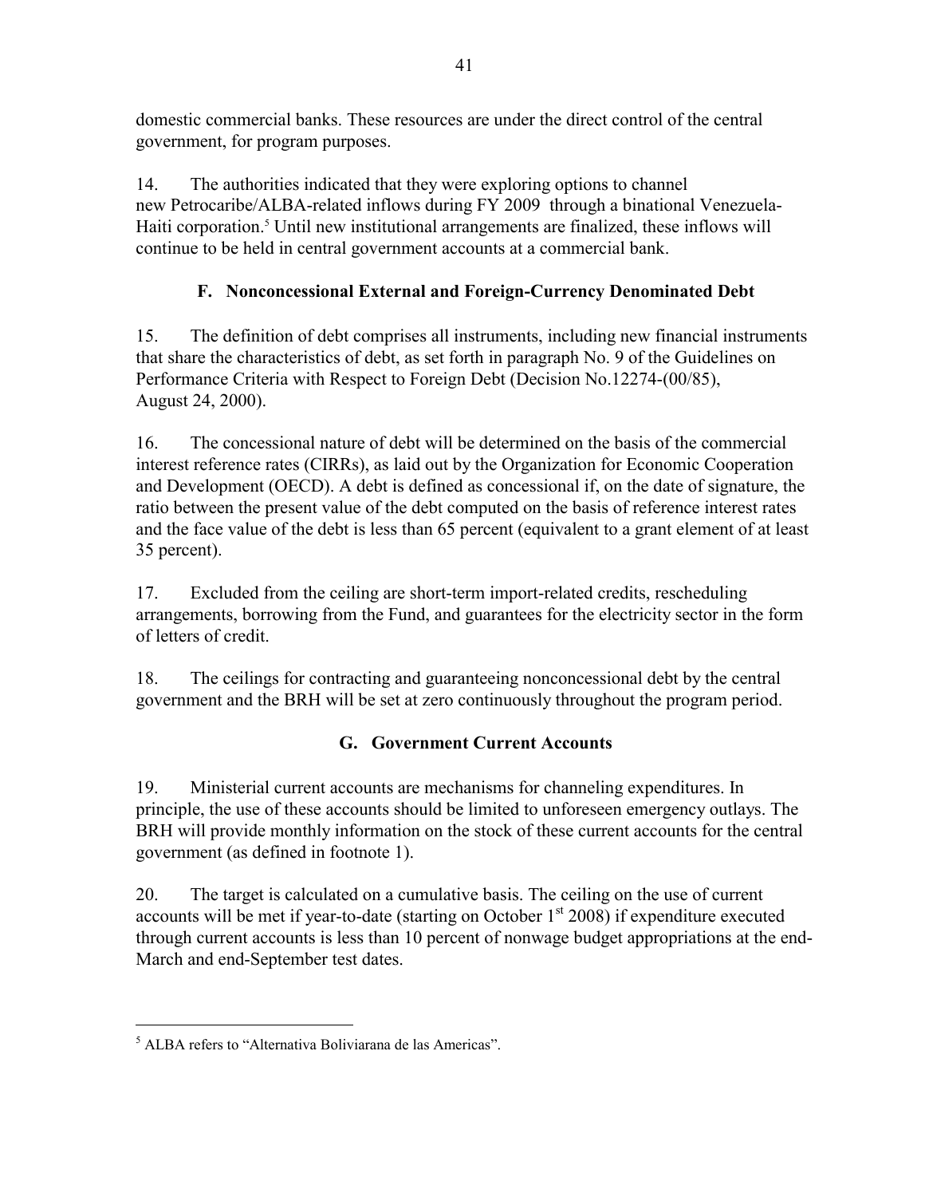domestic commercial banks. These resources are under the direct control of the central government, for program purposes.

14. The authorities indicated that they were exploring options to channel new Petrocaribe/ALBA-related inflows during FY 2009 through a binational Venezuela-Haiti corporation.[5] Until new institutional arrangements are finalized, these inflows will continue to be held in central government accounts at a commercial bank.

## F. Nonconcessional External and Foreign-Currency Denominated Debt

15. The definition of debt comprises all instruments, including new financial instruments that share the characteristics of debt, as set forth in paragraph No. 9 of the Guidelines on Performance Criteria with Respect to Foreign Debt (Decision No.12274-(00/85), August 24, 2000).

16. The concessional nature of debt will be determined on the basis of the commercial interest reference rates (CIRRs), as laid out by the Organization for Economic Cooperation and Development (OECD). A debt is defined as concessional if, on the date of signature, the ratio between the present value of the debt computed on the basis of reference interest rates and the face value of the debt is less than 65 percent (equivalent to a grant element of at least 35 percent).

17. Excluded from the ceiling are short-term import-related credits, rescheduling arrangements, borrowing from the Fund, and guarantees for the electricity sector in the form of letters of credit.

18. The ceilings for contracting and guaranteeing nonconcessional debt by the central government and the BRH will be set at zero continuously throughout the program period.

## G. Government Current Accounts

19. Ministerial current accounts are mechanisms for channeling expenditures. In principle, the use of these accounts should be limited to unforeseen emergency outlays. The BRH will provide monthly information on the stock of these current accounts for the central government (as defined in footnote 1).

20. The target is calculated on a cumulative basis. The ceiling on the use of current accounts will be met if year-to-date (starting on October 1st 2008) if expenditure executed through current accounts is less than 10 percent of nonwage budget appropriations at the end-March and end-September test dates.

[5] ALBA refers to "Alternativa Boliviarana de las Americas".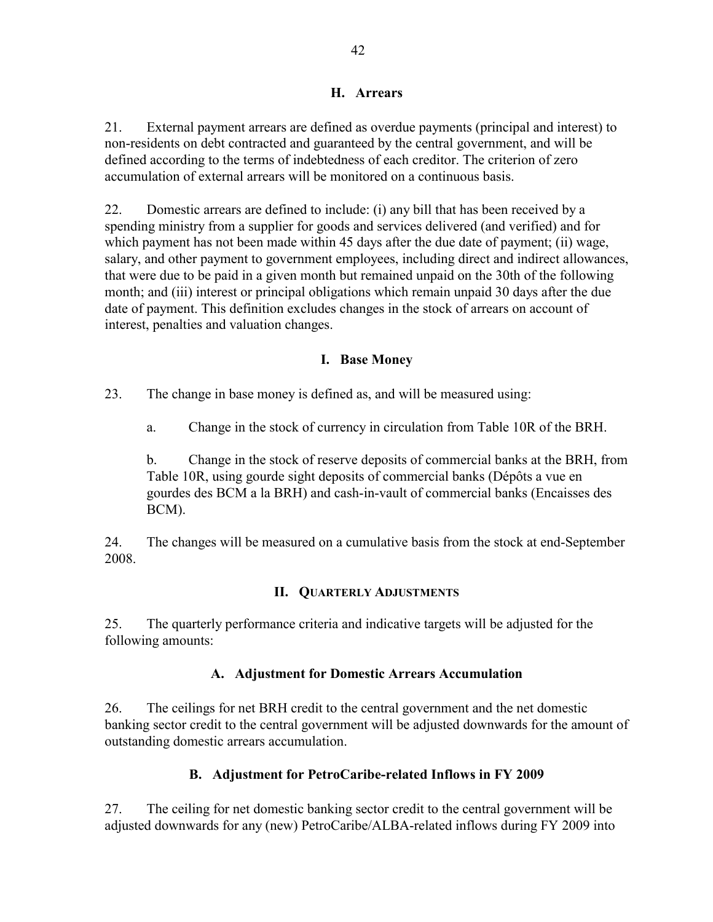### H. Arrears

21. External payment arrears are defined as overdue payments (principal and interest) to non-residents on debt contracted and guaranteed by the central government, and will be defined according to the terms of indebtedness of each creditor. The criterion of zero accumulation of external arrears will be monitored on a continuous basis.

22. Domestic arrears are defined to include: (i) any bill that has been received by a spending ministry from a supplier for goods and services delivered (and verified) and for which payment has not been made within 45 days after the due date of payment; (ii) wage, salary, and other payment to government employees, including direct and indirect allowances, that were due to be paid in a given month but remained unpaid on the 30th of the following month; and (iii) interest or principal obligations which remain unpaid 30 days after the due date of payment. This definition excludes changes in the stock of arrears on account of interest, penalties and valuation changes.

### I. Base Money

23. The change in base money is defined as, and will be measured using:

a. Change in the stock of currency in circulation from Table 10R of the BRH.

b. Change in the stock of reserve deposits of commercial banks at the BRH, from Table 10R, using gourde sight deposits of commercial banks (Dépôts a vue en gourdes des BCM a la BRH) and cash-in-vault of commercial banks (Encaisses des BCM).

24. The changes will be measured on a cumulative basis from the stock at end-September 2008.

## II. Quarterly Adjustments

25. The quarterly performance criteria and indicative targets will be adjusted for the following amounts:

### A. Adjustment for Domestic Arrears Accumulation

26. The ceilings for net BRH credit to the central government and the net domestic banking sector credit to the central government will be adjusted downwards for the amount of outstanding domestic arrears accumulation.

### B. Adjustment for PetroCaribe-related Inflows in FY 2009

27. The ceiling for net domestic banking sector credit to the central government will be adjusted downwards for any (new) PetroCaribe/ALBA-related inflows during FY 2009 into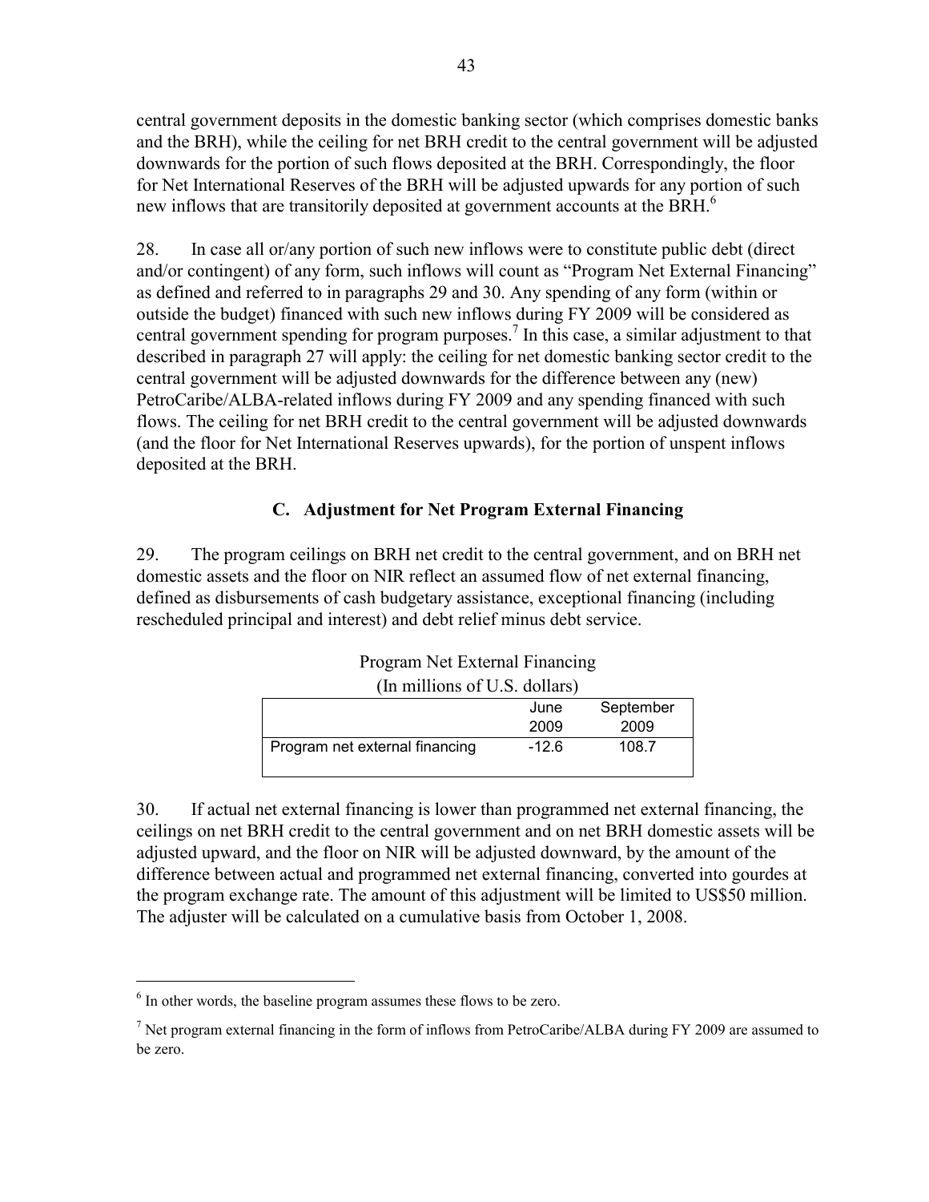central government deposits in the domestic banking sector (which comprises domestic banks and the BRH), while the ceiling for net BRH credit to the central government will be adjusted downwards for the portion of such flows deposited at the BRH. Correspondingly, the floor for Net International Reserves of the BRH will be adjusted upwards for any portion of such new inflows that are transitorily deposited at government accounts at the BRH.[6]

28. In case all or/any portion of such new inflows were to constitute public debt (direct and/or contingent) of any form, such inflows will count as "Program Net External Financing" as defined and referred to in paragraphs 29 and 30. Any spending of any form (within or outside the budget) financed with such new inflows during FY 2009 will be considered as central government spending for program purposes.[7] In this case, a similar adjustment to that described in paragraph 27 will apply: the ceiling for net domestic banking sector credit to the central government will be adjusted downwards for the difference between any (new) PetroCaribe/ALBA-related inflows during FY 2009 and any spending financed with such flows. The ceiling for net BRH credit to the central government will be adjusted downwards (and the floor for Net International Reserves upwards), for the portion of unspent inflows deposited at the BRH.

### C. Adjustment for Net Program External Financing

29. The program ceilings on BRH net credit to the central government, and on BRH net domestic assets and the floor on NIR reflect an assumed flow of net external financing, defined as disbursements of cash budgetary assistance, exceptional financing (including rescheduled principal and interest) and debt relief minus debt service.

Program Net External Financing
(In millions of U.S. dollars)

| | June 2009 | September 2009 |
|---|---|---|
| Program net external financing | -12.6 | 108.7 |

30. If actual net external financing is lower than programmed net external financing, the ceilings on net BRH credit to the central government and on net BRH domestic assets will be adjusted upward, and the floor on NIR will be adjusted downward, by the amount of the difference between actual and programmed net external financing, converted into gourdes at the program exchange rate. The amount of this adjustment will be limited to US$50 million. The adjuster will be calculated on a cumulative basis from October 1, 2008.

[6] In other words, the baseline program assumes these flows to be zero.

[7] Net program external financing in the form of inflows from PetroCaribe/ALBA during FY 2009 are assumed to be zero.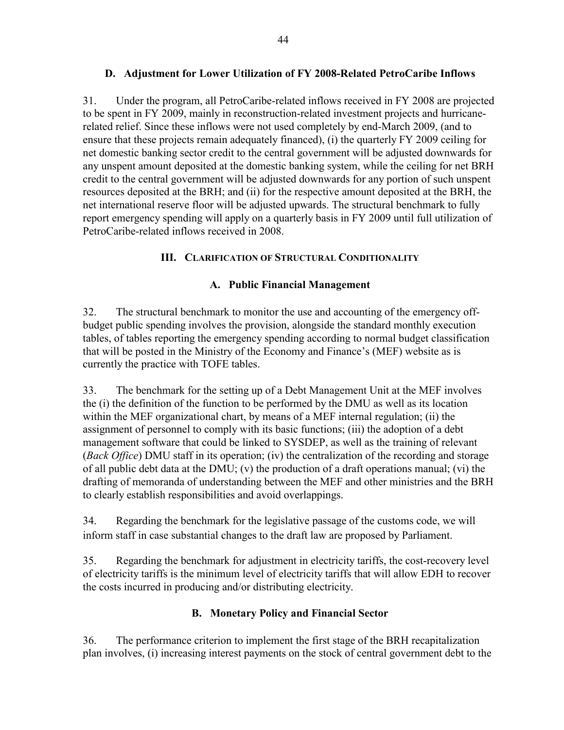### D. Adjustment for Lower Utilization of FY 2008-Related PetroCaribe Inflows

31. Under the program, all PetroCaribe-related inflows received in FY 2008 are projected to be spent in FY 2009, mainly in reconstruction-related investment projects and hurricane-related relief. Since these inflows were not used completely by end-March 2009, (and to ensure that these projects remain adequately financed), (i) the quarterly FY 2009 ceiling for net domestic banking sector credit to the central government will be adjusted downwards for any unspent amount deposited at the domestic banking system, while the ceiling for net BRH credit to the central government will be adjusted downwards for any portion of such unspent resources deposited at the BRH; and (ii) for the respective amount deposited at the BRH, the net international reserve floor will be adjusted upwards. The structural benchmark to fully report emergency spending will apply on a quarterly basis in FY 2009 until full utilization of PetroCaribe-related inflows received in 2008.

## III. Clarification of Structural Conditionality

### A. Public Financial Management

32. The structural benchmark to monitor the use and accounting of the emergency off-budget public spending involves the provision, alongside the standard monthly execution tables, of tables reporting the emergency spending according to normal budget classification that will be posted in the Ministry of the Economy and Finance's (MEF) website as is currently the practice with TOFE tables.

33. The benchmark for the setting up of a Debt Management Unit at the MEF involves the (i) the definition of the function to be performed by the DMU as well as its location within the MEF organizational chart, by means of a MEF internal regulation; (ii) the assignment of personnel to comply with its basic functions; (iii) the adoption of a debt management software that could be linked to SYSDEP, as well as the training of relevant (*Back Office*) DMU staff in its operation; (iv) the centralization of the recording and storage of all public debt data at the DMU; (v) the production of a draft operations manual; (vi) the drafting of memoranda of understanding between the MEF and other ministries and the BRH to clearly establish responsibilities and avoid overlappings.

34. Regarding the benchmark for the legislative passage of the customs code, we will inform staff in case substantial changes to the draft law are proposed by Parliament.

35. Regarding the benchmark for adjustment in electricity tariffs, the cost-recovery level of electricity tariffs is the minimum level of electricity tariffs that will allow EDH to recover the costs incurred in producing and/or distributing electricity.

### B. Monetary Policy and Financial Sector

36. The performance criterion to implement the first stage of the BRH recapitalization plan involves, (i) increasing interest payments on the stock of central government debt to the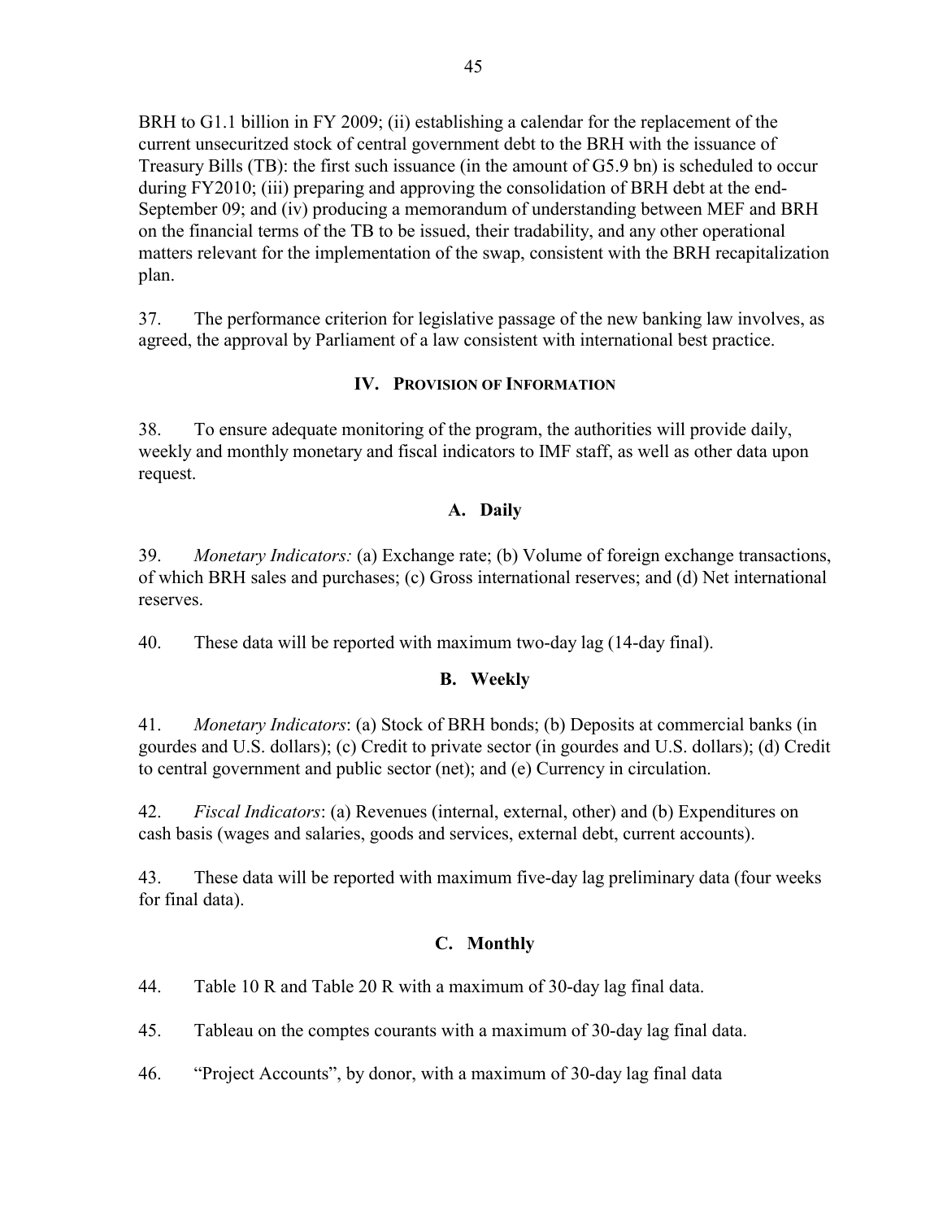BRH to G1.1 billion in FY 2009; (ii) establishing a calendar for the replacement of the current unsecuritzed stock of central government debt to the BRH with the issuance of Treasury Bills (TB): the first such issuance (in the amount of G5.9 bn) is scheduled to occur during FY2010; (iii) preparing and approving the consolidation of BRH debt at the end-September 09; and (iv) producing a memorandum of understanding between MEF and BRH on the financial terms of the TB to be issued, their tradability, and any other operational matters relevant for the implementation of the swap, consistent with the BRH recapitalization plan.

37. The performance criterion for legislative passage of the new banking law involves, as agreed, the approval by Parliament of a law consistent with international best practice.

## IV. Provision of Information

38. To ensure adequate monitoring of the program, the authorities will provide daily, weekly and monthly monetary and fiscal indicators to IMF staff, as well as other data upon request.

### A. Daily

39. *Monetary Indicators:* (a) Exchange rate; (b) Volume of foreign exchange transactions, of which BRH sales and purchases; (c) Gross international reserves; and (d) Net international reserves.

40. These data will be reported with maximum two-day lag (14-day final).

### B. Weekly

41. *Monetary Indicators*: (a) Stock of BRH bonds; (b) Deposits at commercial banks (in gourdes and U.S. dollars); (c) Credit to private sector (in gourdes and U.S. dollars); (d) Credit to central government and public sector (net); and (e) Currency in circulation.

42. *Fiscal Indicators*: (a) Revenues (internal, external, other) and (b) Expenditures on cash basis (wages and salaries, goods and services, external debt, current accounts).

43. These data will be reported with maximum five-day lag preliminary data (four weeks for final data).

### C. Monthly

44. Table 10 R and Table 20 R with a maximum of 30-day lag final data.

45. Tableau on the comptes courants with a maximum of 30-day lag final data.

46. "Project Accounts", by donor, with a maximum of 30-day lag final data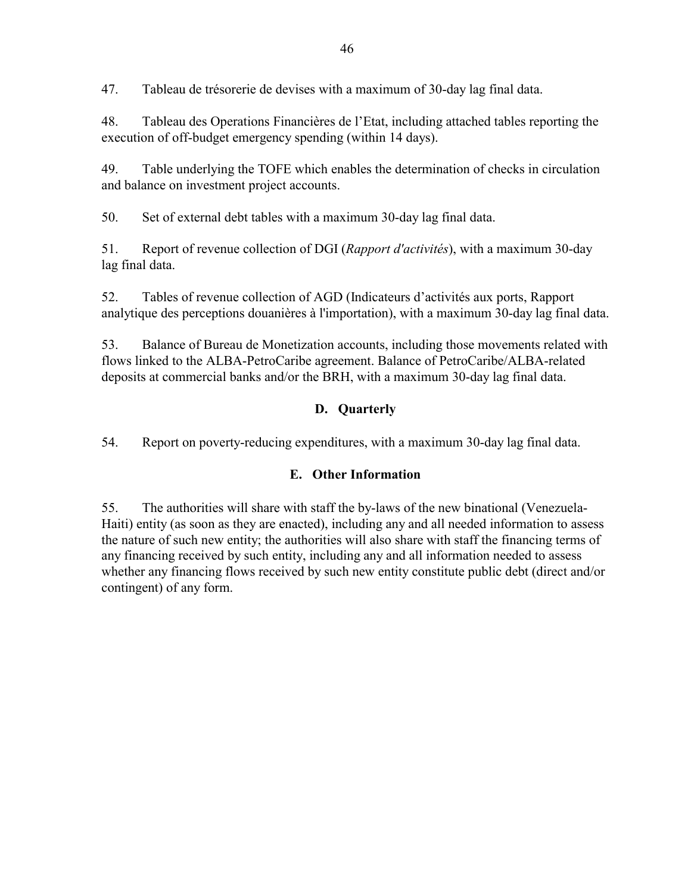47. Tableau de trésorerie de devises with a maximum of 30-day lag final data.

48. Tableau des Operations Financières de l'Etat, including attached tables reporting the execution of off-budget emergency spending (within 14 days).

49. Table underlying the TOFE which enables the determination of checks in circulation and balance on investment project accounts.

50. Set of external debt tables with a maximum 30-day lag final data.

51. Report of revenue collection of DGI (*Rapport d'activités*), with a maximum 30-day lag final data.

52. Tables of revenue collection of AGD (Indicateurs d'activités aux ports, Rapport analytique des perceptions douanières à l'importation), with a maximum 30-day lag final data.

53. Balance of Bureau de Monetization accounts, including those movements related with flows linked to the ALBA-PetroCaribe agreement. Balance of PetroCaribe/ALBA-related deposits at commercial banks and/or the BRH, with a maximum 30-day lag final data.

### D. Quarterly

54. Report on poverty-reducing expenditures, with a maximum 30-day lag final data.

### E. Other Information

55. The authorities will share with staff the by-laws of the new binational (Venezuela-Haiti) entity (as soon as they are enacted), including any and all needed information to assess the nature of such new entity; the authorities will also share with staff the financing terms of any financing received by such entity, including any and all information needed to assess whether any financing flows received by such new entity constitute public debt (direct and/or contingent) of any form.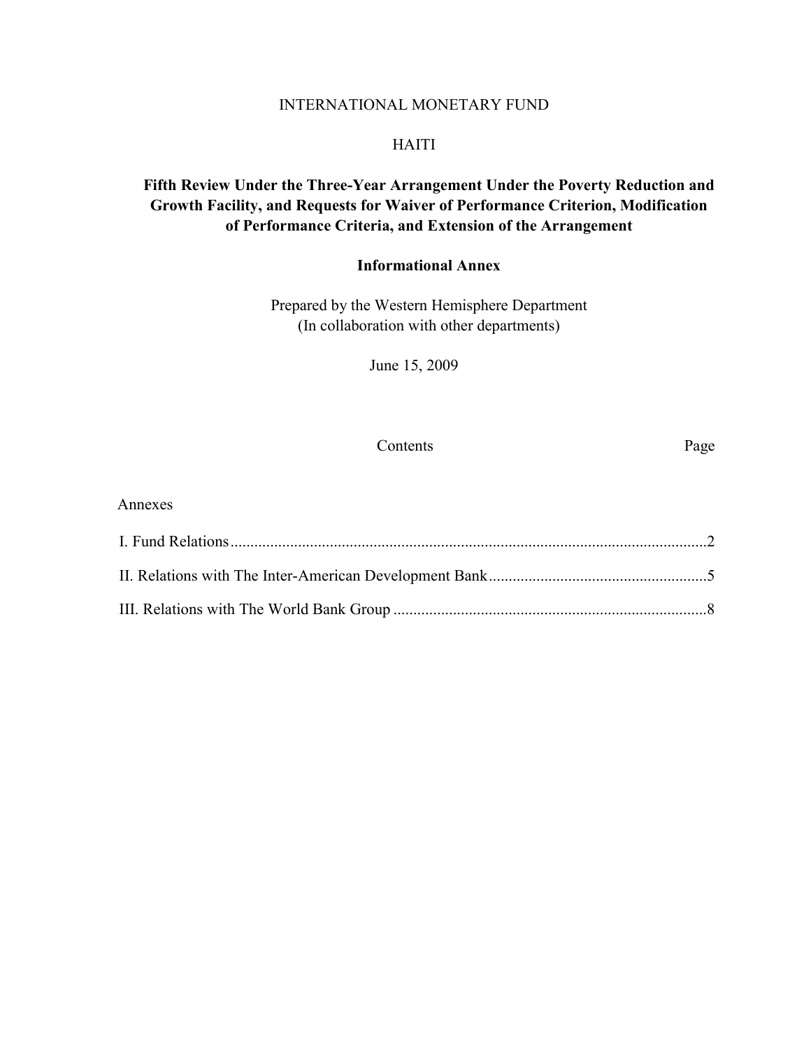INTERNATIONAL MONETARY FUND

HAITI

**Fifth Review Under the Three-Year Arrangement Under the Poverty Reduction and Growth Facility, and Requests for Waiver of Performance Criterion, Modification of Performance Criteria, and Extension of the Arrangement**

**Informational Annex**

Prepared by the Western Hemisphere Department
(In collaboration with other departments)

June 15, 2009

| Contents | Page |
|---|---|
| **Annexes** | |
| I. Fund Relations | 2 |
| II. Relations with The Inter-American Development Bank | 5 |
| III. Relations with The World Bank Group | 8 |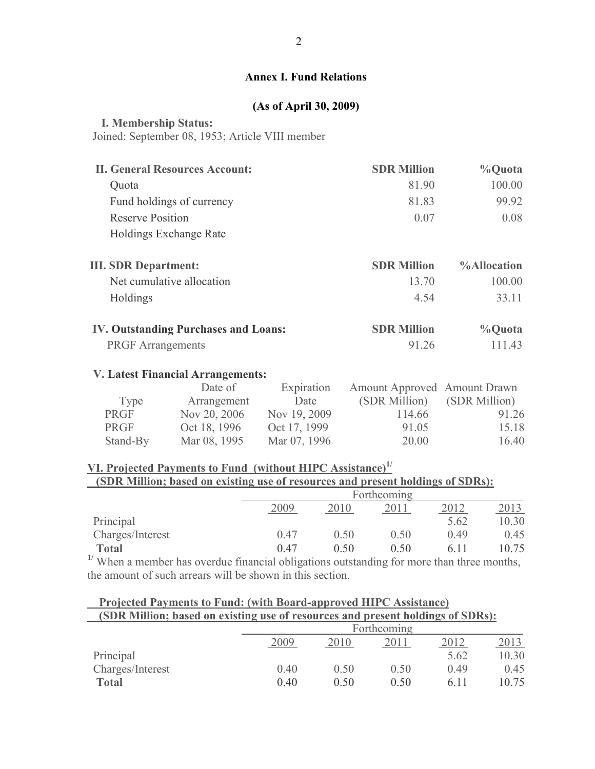## Annex I. Fund Relations

**(As of April 30, 2009)**

**I. Membership Status:**

Joined: September 08, 1953; Article VIII member

| **II. General Resources Account:** | **SDR Million** | **%Quota** |
|---|---|---|
| Quota | 81.90 | 100.00 |
| Fund holdings of currency | 81.83 | 99.92 |
| Reserve Position | 0.07 | 0.08 |
| Holdings Exchange Rate | | |

| **III. SDR Department:** | **SDR Million** | **%Allocation** |
|---|---|---|
| Net cumulative allocation | 13.70 | 100.00 |
| Holdings | 4.54 | 33.11 |

| **IV. Outstanding Purchases and Loans:** | **SDR Million** | **%Quota** |
|---|---|---|
| PRGF Arrangements | 91.26 | 111.43 |

**V. Latest Financial Arrangements:**

| Type | Date of Arrangement | Expiration Date | Amount Approved (SDR Million) | Amount Drawn (SDR Million) |
|---|---|---|---|---|
| PRGF | Nov 20, 2006 | Nov 19, 2009 | 114.66 | 91.26 |
| PRGF | Oct 18, 1996 | Oct 17, 1999 | 91.05 | 15.18 |
| Stand-By | Mar 08, 1995 | Mar 07, 1996 | 20.00 | 16.40 |

**VI. Projected Payments to Fund (without HIPC Assistance)[1/]**
**(SDR Million; based on existing use of resources and present holdings of SDRs):**

| | Forthcoming | | | | |
|---|---|---|---|---|---|
| | 2009 | 2010 | 2011 | 2012 | 2013 |
| Principal | | | | 5.62 | 10.30 |
| Charges/Interest | 0.47 | 0.50 | 0.50 | 0.49 | 0.45 |
| **Total** | 0.47 | 0.50 | 0.50 | 6.11 | 10.75 |

[1/] When a member has overdue financial obligations outstanding for more than three months, the amount of such arrears will be shown in this section.

**Projected Payments to Fund: (with Board-approved HIPC Assistance)**
**(SDR Million; based on existing use of resources and present holdings of SDRs):**

| | Forthcoming | | | | |
|---|---|---|---|---|---|
| | 2009 | 2010 | 2011 | 2012 | 2013 |
| Principal | | | | 5.62 | 10.30 |
| Charges/Interest | 0.40 | 0.50 | 0.50 | 0.49 | 0.45 |
| **Total** | 0.40 | 0.50 | 0.50 | 6.11 | 10.75 |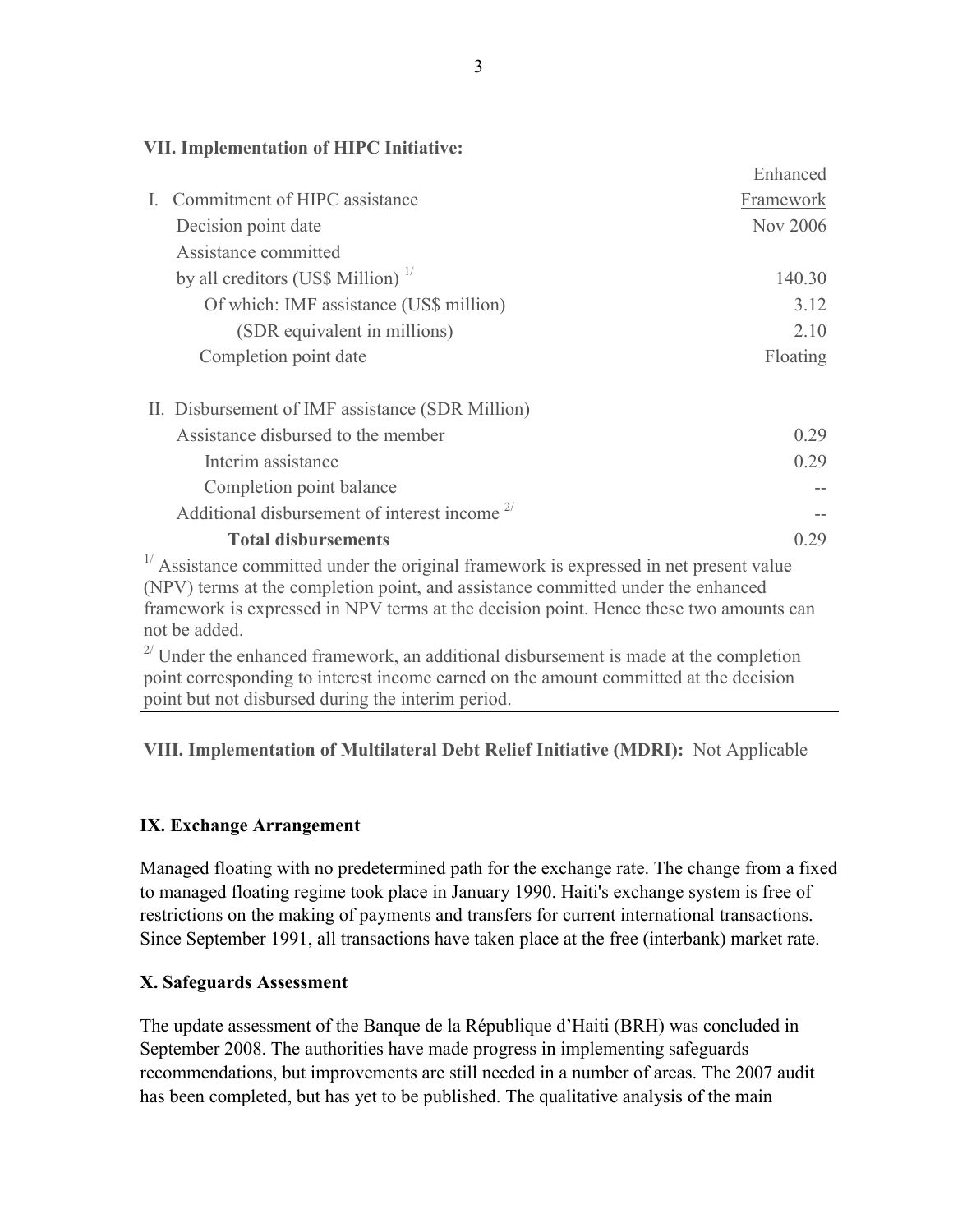**VII. Implementation of HIPC Initiative:**

| | Enhanced Framework |
|---|---|
| I. Commitment of HIPC assistance | |
| Decision point date | Nov 2006 |
| Assistance committed by all creditors (US$ Million) [1/] | 140.30 |
| Of which: IMF assistance (US$ million) | 3.12 |
| (SDR equivalent in millions) | 2.10 |
| Completion point date | Floating |
| | |
| II. Disbursement of IMF assistance (SDR Million) | |
| Assistance disbursed to the member | 0.29 |
| Interim assistance | 0.29 |
| Completion point balance | -- |
| Additional disbursement of interest income [2/] | -- |
| **Total disbursements** | 0.29 |

[1/] Assistance committed under the original framework is expressed in net present value (NPV) terms at the completion point, and assistance committed under the enhanced framework is expressed in NPV terms at the decision point. Hence these two amounts can not be added.

[2/] Under the enhanced framework, an additional disbursement is made at the completion point corresponding to interest income earned on the amount committed at the decision point but not disbursed during the interim period.

**VIII. Implementation of Multilateral Debt Relief Initiative (MDRI):** Not Applicable

**IX. Exchange Arrangement**

Managed floating with no predetermined path for the exchange rate. The change from a fixed to managed floating regime took place in January 1990. Haiti's exchange system is free of restrictions on the making of payments and transfers for current international transactions. Since September 1991, all transactions have taken place at the free (interbank) market rate.

**X. Safeguards Assessment**

The update assessment of the Banque de la République d'Haiti (BRH) was concluded in September 2008. The authorities have made progress in implementing safeguards recommendations, but improvements are still needed in a number of areas. The 2007 audit has been completed, but has yet to be published. The qualitative analysis of the main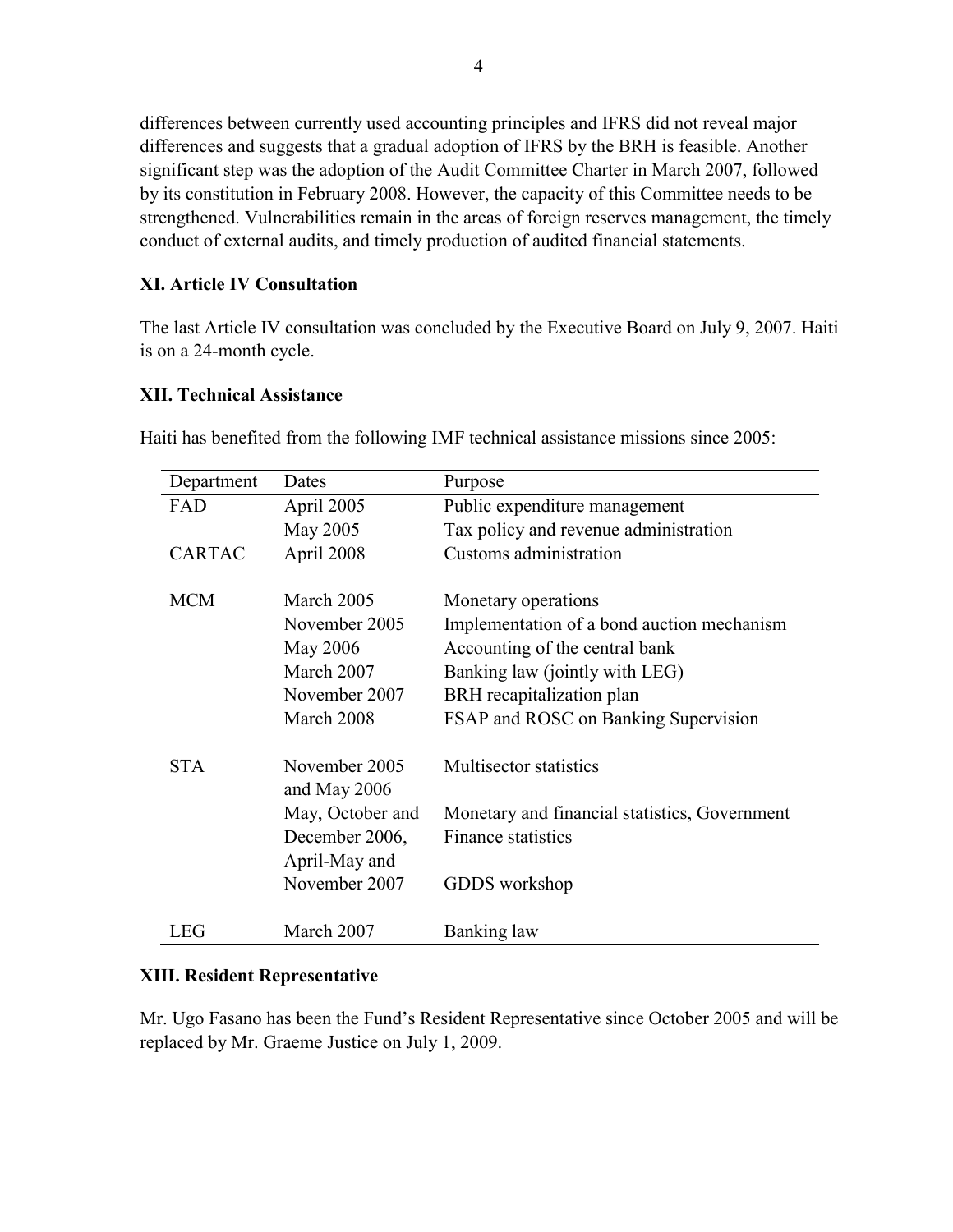differences between currently used accounting principles and IFRS did not reveal major differences and suggests that a gradual adoption of IFRS by the BRH is feasible. Another significant step was the adoption of the Audit Committee Charter in March 2007, followed by its constitution in February 2008. However, the capacity of this Committee needs to be strengthened. Vulnerabilities remain in the areas of foreign reserves management, the timely conduct of external audits, and timely production of audited financial statements.

**XI. Article IV Consultation**

The last Article IV consultation was concluded by the Executive Board on July 9, 2007. Haiti is on a 24-month cycle.

**XII. Technical Assistance**

Haiti has benefited from the following IMF technical assistance missions since 2005:

| Department | Dates | Purpose |
|---|---|---|
| FAD | April 2005 | Public expenditure management |
| | May 2005 | Tax policy and revenue administration |
| CARTAC | April 2008 | Customs administration |
| MCM | March 2005 | Monetary operations |
| | November 2005 | Implementation of a bond auction mechanism |
| | May 2006 | Accounting of the central bank |
| | March 2007 | Banking law (jointly with LEG) |
| | November 2007 | BRH recapitalization plan |
| | March 2008 | FSAP and ROSC on Banking Supervision |
| STA | November 2005 and May 2006 | Multisector statistics |
| | May, October and December 2006, April-May and | Monetary and financial statistics, Government Finance statistics |
| | November 2007 | GDDS workshop |
| LEG | March 2007 | Banking law |

**XIII. Resident Representative**

Mr. Ugo Fasano has been the Fund's Resident Representative since October 2005 and will be replaced by Mr. Graeme Justice on July 1, 2009.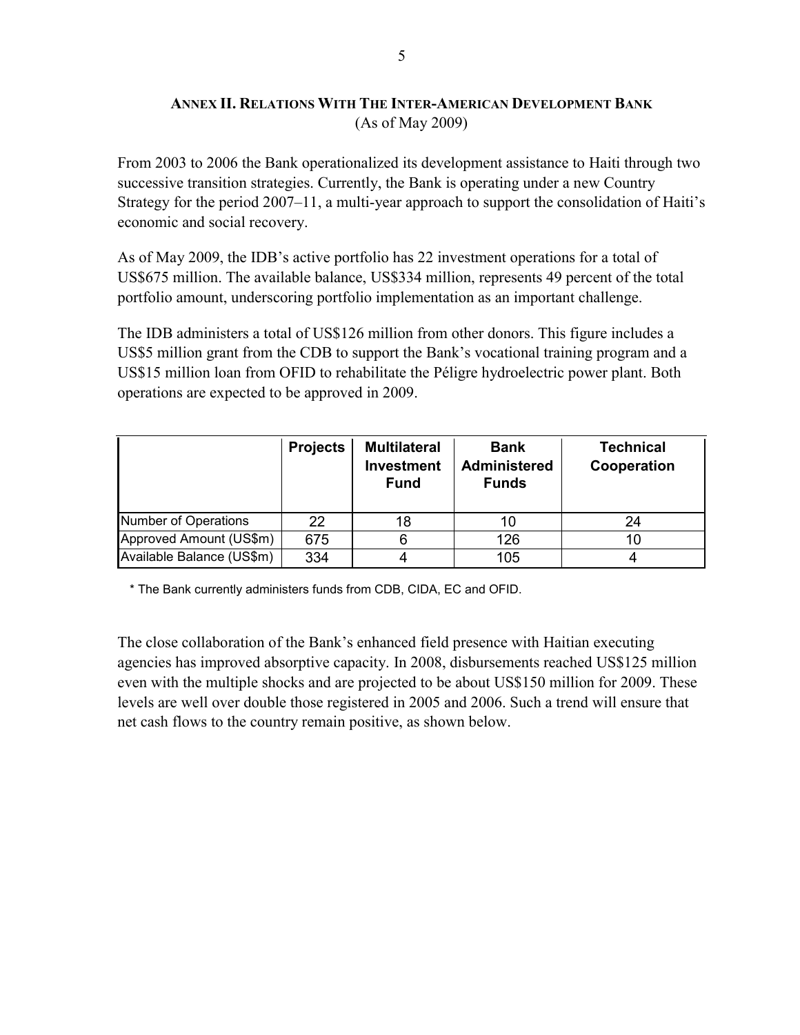## ANNEX II. RELATIONS WITH THE INTER-AMERICAN DEVELOPMENT BANK

(As of May 2009)

From 2003 to 2006 the Bank operationalized its development assistance to Haiti through two successive transition strategies. Currently, the Bank is operating under a new Country Strategy for the period 2007–11, a multi-year approach to support the consolidation of Haiti's economic and social recovery.

As of May 2009, the IDB's active portfolio has 22 investment operations for a total of US$675 million. The available balance, US$334 million, represents 49 percent of the total portfolio amount, underscoring portfolio implementation as an important challenge.

The IDB administers a total of US$126 million from other donors. This figure includes a US$5 million grant from the CDB to support the Bank's vocational training program and a US$15 million loan from OFID to rehabilitate the Péligre hydroelectric power plant. Both operations are expected to be approved in 2009.

| | Projects | Multilateral Investment Fund | Bank Administered Funds | Technical Cooperation |
|---|---|---|---|---|
| Number of Operations | 22 | 18 | 10 | 24 |
| Approved Amount (US$m) | 675 | 6 | 126 | 10 |
| Available Balance (US$m) | 334 | 4 | 105 | 4 |

\* The Bank currently administers funds from CDB, CIDA, EC and OFID.

The close collaboration of the Bank's enhanced field presence with Haitian executing agencies has improved absorptive capacity. In 2008, disbursements reached US$125 million even with the multiple shocks and are projected to be about US$150 million for 2009. These levels are well over double those registered in 2005 and 2006. Such a trend will ensure that net cash flows to the country remain positive, as shown below.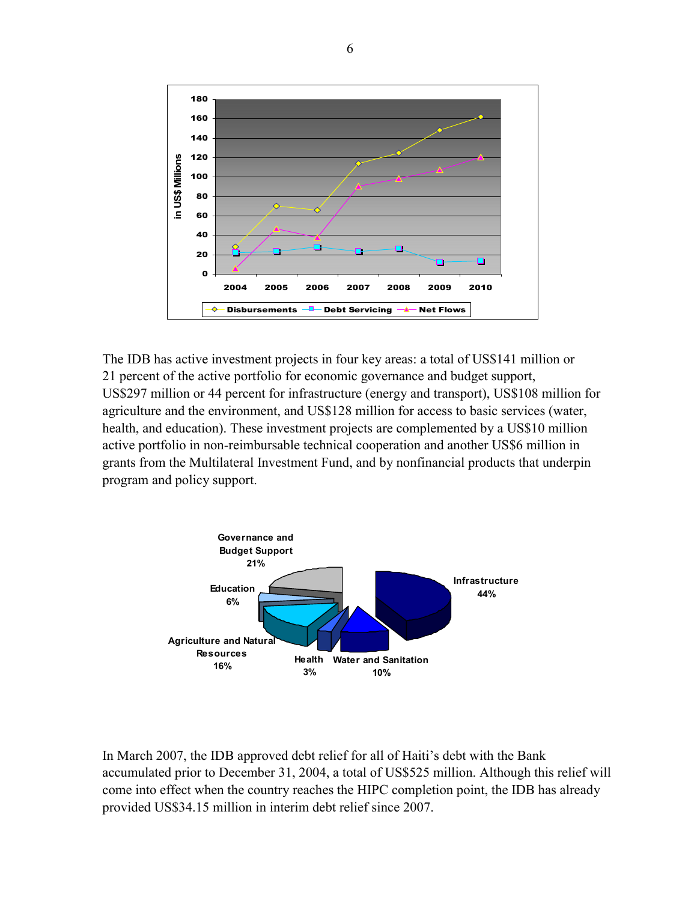The IDB has active investment projects in four key areas: a total of US$141 million or 21 percent of the active portfolio for economic governance and budget support, US$297 million or 44 percent for infrastructure (energy and transport), US$108 million for agriculture and the environment, and US$128 million for access to basic services (water, health, and education). These investment projects are complemented by a US$10 million active portfolio in non-reimbursable technical cooperation and another US$6 million in grants from the Multilateral Investment Fund, and by nonfinancial products that underpin program and policy support.

In March 2007, the IDB approved debt relief for all of Haiti's debt with the Bank accumulated prior to December 31, 2004, a total of US$525 million. Although this relief will come into effect when the country reaches the HIPC completion point, the IDB has already provided US$34.15 million in interim debt relief since 2007.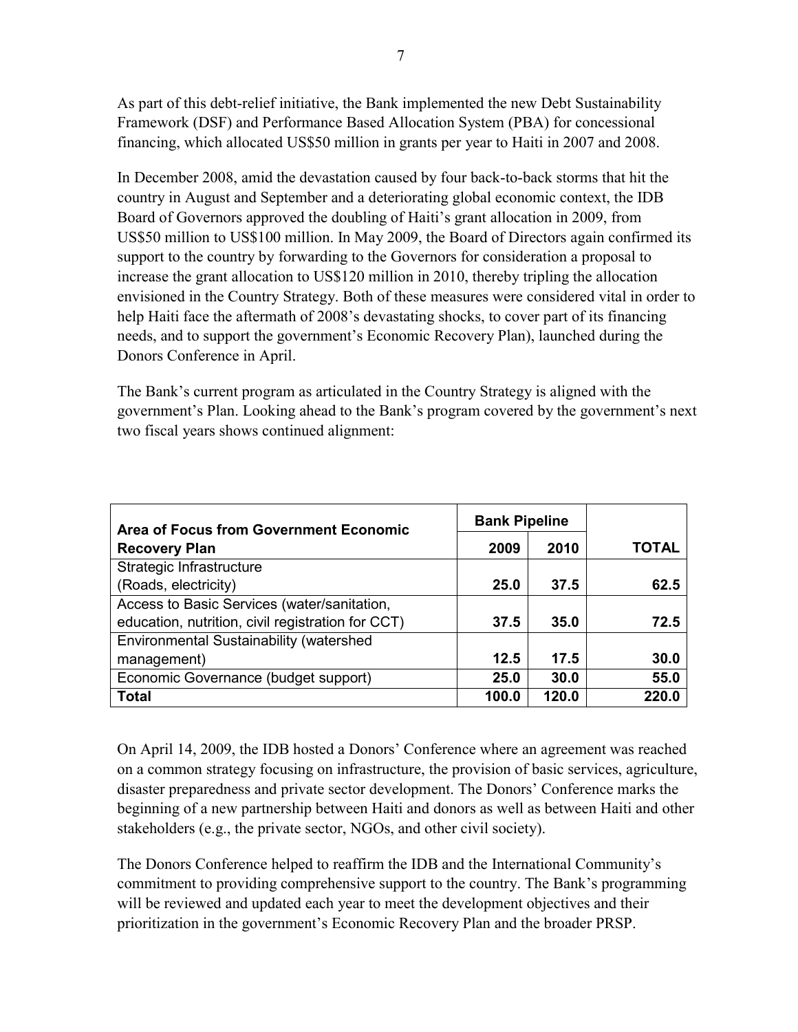As part of this debt-relief initiative, the Bank implemented the new Debt Sustainability Framework (DSF) and Performance Based Allocation System (PBA) for concessional financing, which allocated US$50 million in grants per year to Haiti in 2007 and 2008.

In December 2008, amid the devastation caused by four back-to-back storms that hit the country in August and September and a deteriorating global economic context, the IDB Board of Governors approved the doubling of Haiti's grant allocation in 2009, from US$50 million to US$100 million. In May 2009, the Board of Directors again confirmed its support to the country by forwarding to the Governors for consideration a proposal to increase the grant allocation to US$120 million in 2010, thereby tripling the allocation envisioned in the Country Strategy. Both of these measures were considered vital in order to help Haiti face the aftermath of 2008's devastating shocks, to cover part of its financing needs, and to support the government's Economic Recovery Plan), launched during the Donors Conference in April.

The Bank's current program as articulated in the Country Strategy is aligned with the government's Plan. Looking ahead to the Bank's program covered by the government's next two fiscal years shows continued alignment:

| Area of Focus from Government Economic Recovery Plan | Bank Pipeline | | TOTAL |
|---|---|---|---|
| | 2009 | 2010 | |
| Strategic Infrastructure (Roads, electricity) | 25.0 | 37.5 | 62.5 |
| Access to Basic Services (water/sanitation, education, nutrition, civil registration for CCT) | 37.5 | 35.0 | 72.5 |
| Environmental Sustainability (watershed management) | 12.5 | 17.5 | 30.0 |
| Economic Governance (budget support) | 25.0 | 30.0 | 55.0 |
| **Total** | **100.0** | **120.0** | **220.0** |

On April 14, 2009, the IDB hosted a Donors' Conference where an agreement was reached on a common strategy focusing on infrastructure, the provision of basic services, agriculture, disaster preparedness and private sector development. The Donors' Conference marks the beginning of a new partnership between Haiti and donors as well as between Haiti and other stakeholders (e.g., the private sector, NGOs, and other civil society).

The Donors Conference helped to reaffirm the IDB and the International Community's commitment to providing comprehensive support to the country. The Bank's programming will be reviewed and updated each year to meet the development objectives and their prioritization in the government's Economic Recovery Plan and the broader PRSP.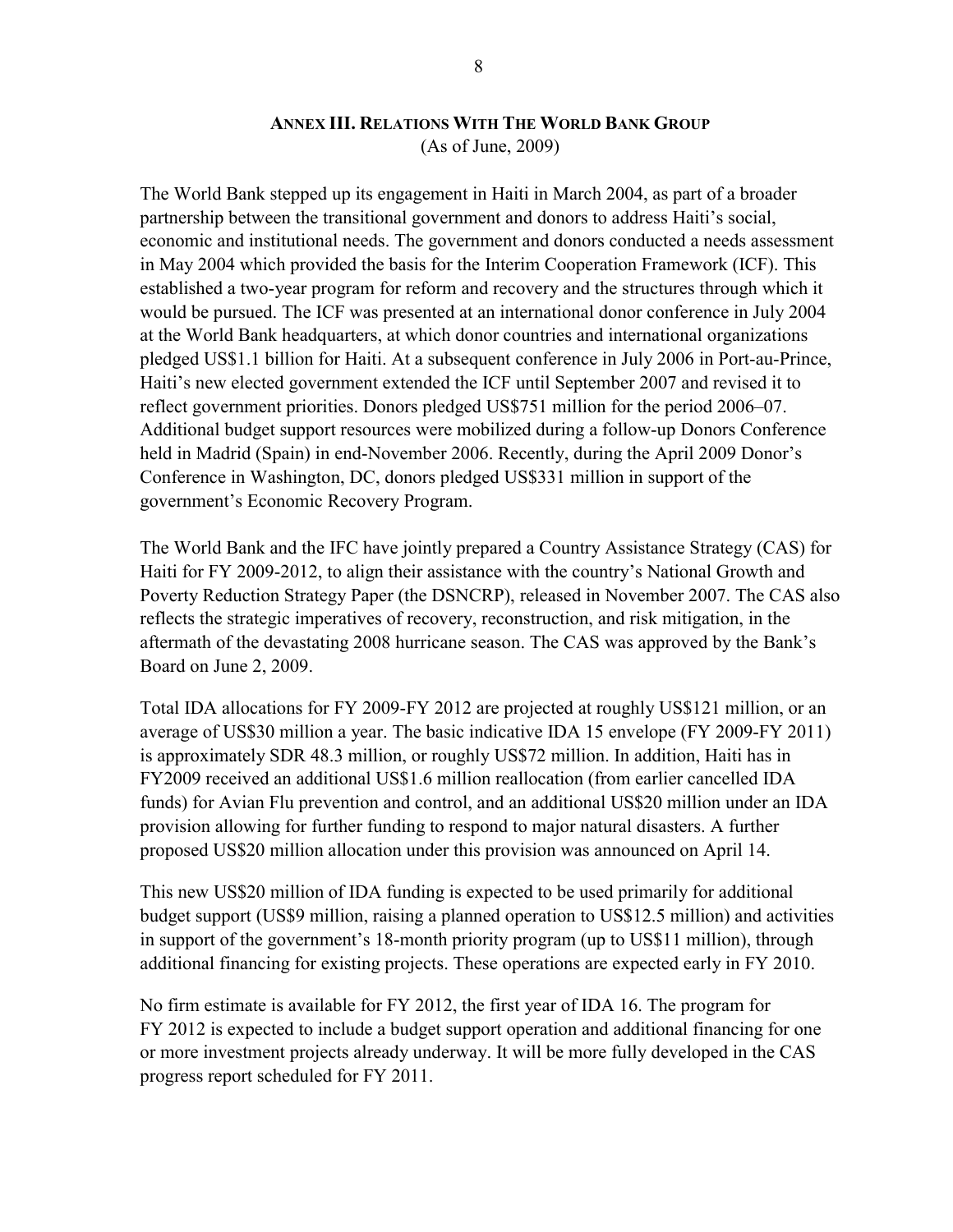## ANNEX III. RELATIONS WITH THE WORLD BANK GROUP

(As of June, 2009)

The World Bank stepped up its engagement in Haiti in March 2004, as part of a broader partnership between the transitional government and donors to address Haiti's social, economic and institutional needs. The government and donors conducted a needs assessment in May 2004 which provided the basis for the Interim Cooperation Framework (ICF). This established a two-year program for reform and recovery and the structures through which it would be pursued. The ICF was presented at an international donor conference in July 2004 at the World Bank headquarters, at which donor countries and international organizations pledged US$1.1 billion for Haiti. At a subsequent conference in July 2006 in Port-au-Prince, Haiti's new elected government extended the ICF until September 2007 and revised it to reflect government priorities. Donors pledged US$751 million for the period 2006–07. Additional budget support resources were mobilized during a follow-up Donors Conference held in Madrid (Spain) in end-November 2006. Recently, during the April 2009 Donor's Conference in Washington, DC, donors pledged US$331 million in support of the government's Economic Recovery Program.

The World Bank and the IFC have jointly prepared a Country Assistance Strategy (CAS) for Haiti for FY 2009-2012, to align their assistance with the country's National Growth and Poverty Reduction Strategy Paper (the DSNCRP), released in November 2007. The CAS also reflects the strategic imperatives of recovery, reconstruction, and risk mitigation, in the aftermath of the devastating 2008 hurricane season. The CAS was approved by the Bank's Board on June 2, 2009.

Total IDA allocations for FY 2009-FY 2012 are projected at roughly US$121 million, or an average of US$30 million a year. The basic indicative IDA 15 envelope (FY 2009-FY 2011) is approximately SDR 48.3 million, or roughly US$72 million. In addition, Haiti has in FY2009 received an additional US$1.6 million reallocation (from earlier cancelled IDA funds) for Avian Flu prevention and control, and an additional US$20 million under an IDA provision allowing for further funding to respond to major natural disasters. A further proposed US$20 million allocation under this provision was announced on April 14.

This new US$20 million of IDA funding is expected to be used primarily for additional budget support (US$9 million, raising a planned operation to US$12.5 million) and activities in support of the government's 18-month priority program (up to US$11 million), through additional financing for existing projects. These operations are expected early in FY 2010.

No firm estimate is available for FY 2012, the first year of IDA 16. The program for FY 2012 is expected to include a budget support operation and additional financing for one or more investment projects already underway. It will be more fully developed in the CAS progress report scheduled for FY 2011.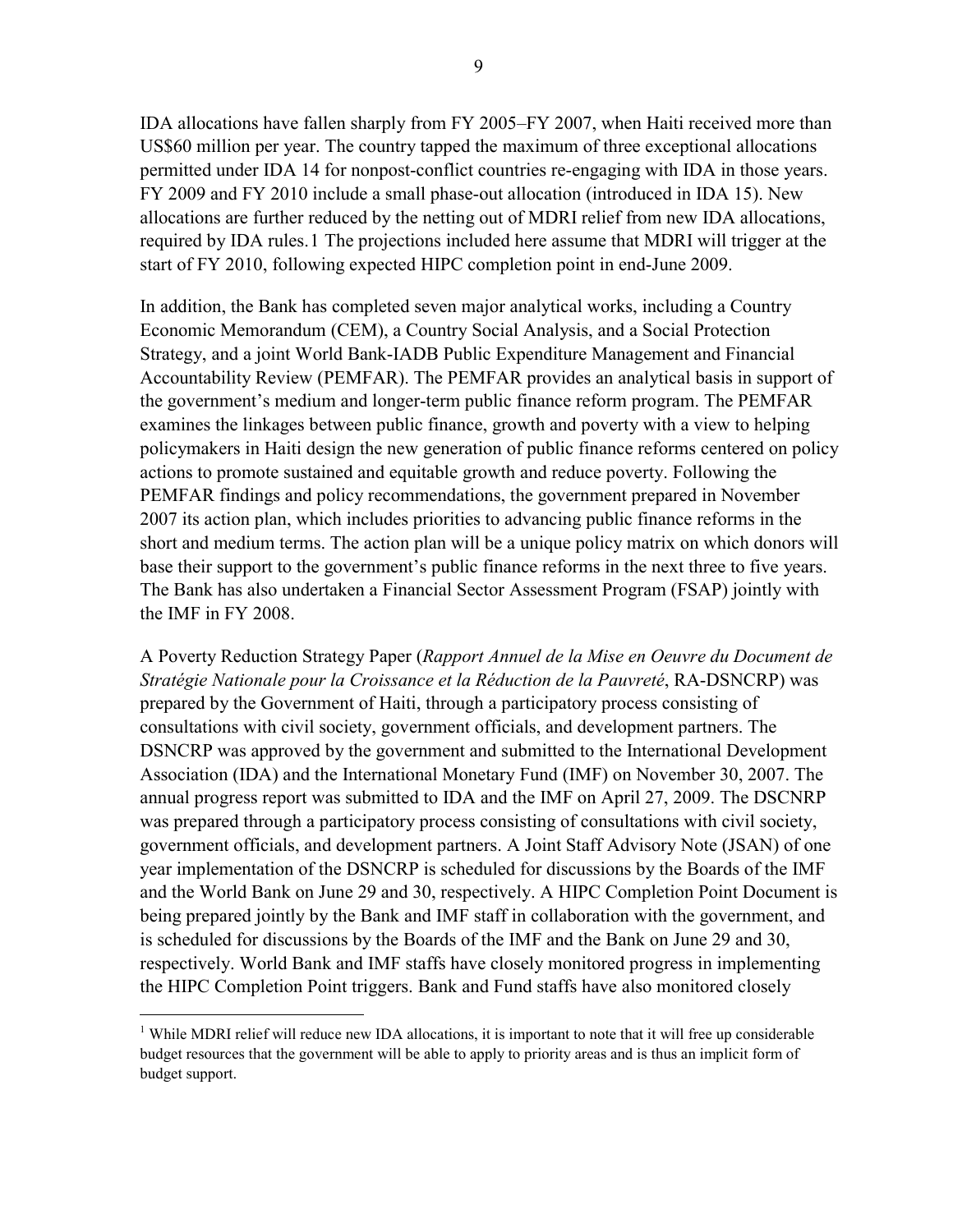IDA allocations have fallen sharply from FY 2005–FY 2007, when Haiti received more than US$60 million per year. The country tapped the maximum of three exceptional allocations permitted under IDA 14 for nonpost-conflict countries re-engaging with IDA in those years. FY 2009 and FY 2010 include a small phase-out allocation (introduced in IDA 15). New allocations are further reduced by the netting out of MDRI relief from new IDA allocations, required by IDA rules.[1] The projections included here assume that MDRI will trigger at the start of FY 2010, following expected HIPC completion point in end-June 2009.

In addition, the Bank has completed seven major analytical works, including a Country Economic Memorandum (CEM), a Country Social Analysis, and a Social Protection Strategy, and a joint World Bank-IADB Public Expenditure Management and Financial Accountability Review (PEMFAR). The PEMFAR provides an analytical basis in support of the government's medium and longer-term public finance reform program. The PEMFAR examines the linkages between public finance, growth and poverty with a view to helping policymakers in Haiti design the new generation of public finance reforms centered on policy actions to promote sustained and equitable growth and reduce poverty. Following the PEMFAR findings and policy recommendations, the government prepared in November 2007 its action plan, which includes priorities to advancing public finance reforms in the short and medium terms. The action plan will be a unique policy matrix on which donors will base their support to the government's public finance reforms in the next three to five years. The Bank has also undertaken a Financial Sector Assessment Program (FSAP) jointly with the IMF in FY 2008.

A Poverty Reduction Strategy Paper (*Rapport Annuel de la Mise en Oeuvre du Document de Stratégie Nationale pour la Croissance et la Réduction de la Pauvreté*, RA-DSNCRP) was prepared by the Government of Haiti, through a participatory process consisting of consultations with civil society, government officials, and development partners. The DSNCRP was approved by the government and submitted to the International Development Association (IDA) and the International Monetary Fund (IMF) on November 30, 2007. The annual progress report was submitted to IDA and the IMF on April 27, 2009. The DSCNRP was prepared through a participatory process consisting of consultations with civil society, government officials, and development partners. A Joint Staff Advisory Note (JSAN) of one year implementation of the DSNCRP is scheduled for discussions by the Boards of the IMF and the World Bank on June 29 and 30, respectively. A HIPC Completion Point Document is being prepared jointly by the Bank and IMF staff in collaboration with the government, and is scheduled for discussions by the Boards of the IMF and the Bank on June 29 and 30, respectively. World Bank and IMF staffs have closely monitored progress in implementing the HIPC Completion Point triggers. Bank and Fund staffs have also monitored closely

[1] While MDRI relief will reduce new IDA allocations, it is important to note that it will free up considerable budget resources that the government will be able to apply to priority areas and is thus an implicit form of budget support.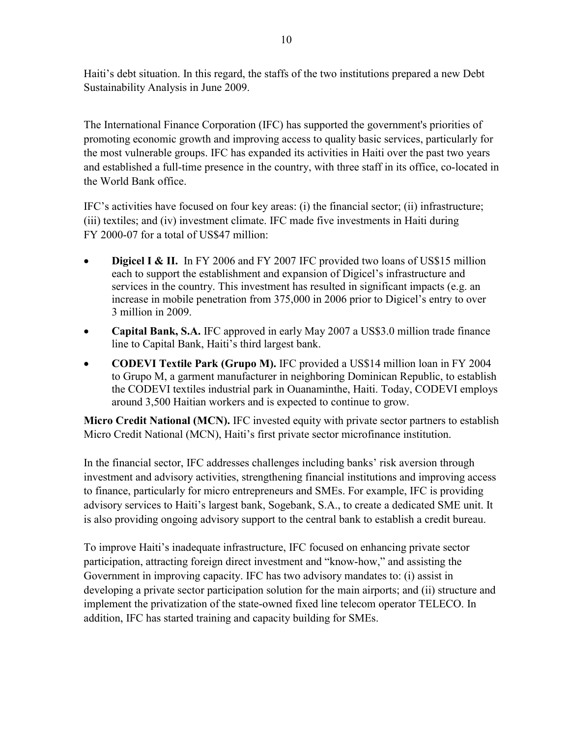Haiti's debt situation. In this regard, the staffs of the two institutions prepared a new Debt Sustainability Analysis in June 2009.

The International Finance Corporation (IFC) has supported the government's priorities of promoting economic growth and improving access to quality basic services, particularly for the most vulnerable groups. IFC has expanded its activities in Haiti over the past two years and established a full-time presence in the country, with three staff in its office, co-located in the World Bank office.

IFC's activities have focused on four key areas: (i) the financial sector; (ii) infrastructure; (iii) textiles; and (iv) investment climate. IFC made five investments in Haiti during FY 2000-07 for a total of US$47 million:

- **Digicel I & II.** In FY 2006 and FY 2007 IFC provided two loans of US$15 million each to support the establishment and expansion of Digicel's infrastructure and services in the country. This investment has resulted in significant impacts (e.g. an increase in mobile penetration from 375,000 in 2006 prior to Digicel's entry to over 3 million in 2009.
- **Capital Bank, S.A.** IFC approved in early May 2007 a US$3.0 million trade finance line to Capital Bank, Haiti's third largest bank.
- **CODEVI Textile Park (Grupo M).** IFC provided a US$14 million loan in FY 2004 to Grupo M, a garment manufacturer in neighboring Dominican Republic, to establish the CODEVI textiles industrial park in Ouanaminthe, Haiti. Today, CODEVI employs around 3,500 Haitian workers and is expected to continue to grow.

**Micro Credit National (MCN).** IFC invested equity with private sector partners to establish Micro Credit National (MCN), Haiti's first private sector microfinance institution.

In the financial sector, IFC addresses challenges including banks' risk aversion through investment and advisory activities, strengthening financial institutions and improving access to finance, particularly for micro entrepreneurs and SMEs. For example, IFC is providing advisory services to Haiti's largest bank, Sogebank, S.A., to create a dedicated SME unit. It is also providing ongoing advisory support to the central bank to establish a credit bureau.

To improve Haiti's inadequate infrastructure, IFC focused on enhancing private sector participation, attracting foreign direct investment and "know-how," and assisting the Government in improving capacity. IFC has two advisory mandates to: (i) assist in developing a private sector participation solution for the main airports; and (ii) structure and implement the privatization of the state-owned fixed line telecom operator TELECO. In addition, IFC has started training and capacity building for SMEs.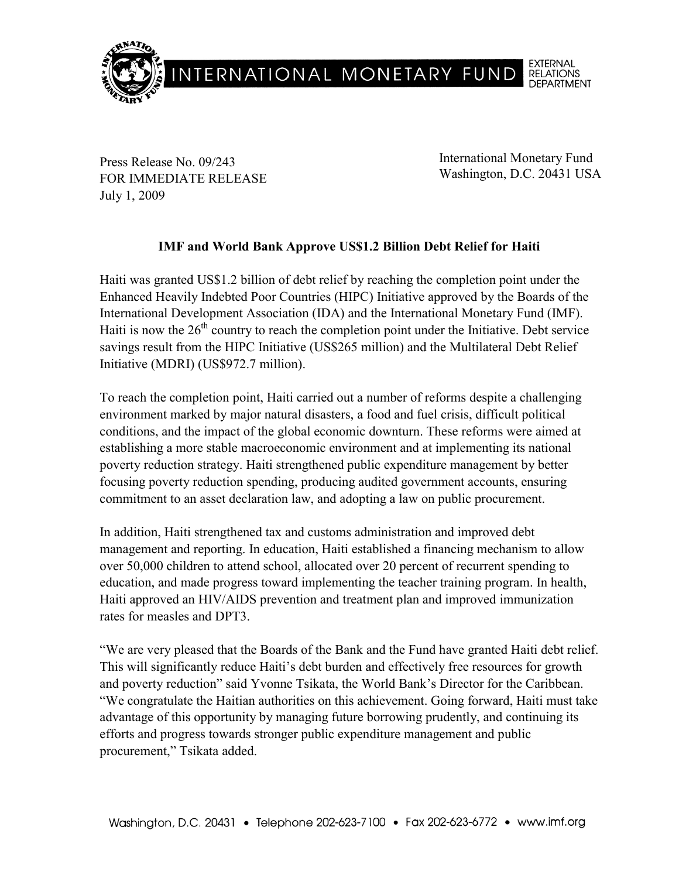INTERNATIONAL MONETARY FUND — EXTERNAL RELATIONS DEPARTMENT

Press Release No. 09/243
FOR IMMEDIATE RELEASE
July 1, 2009

International Monetary Fund
Washington, D.C. 20431 USA

**IMF and World Bank Approve US$1.2 Billion Debt Relief for Haiti**

Haiti was granted US$1.2 billion of debt relief by reaching the completion point under the Enhanced Heavily Indebted Poor Countries (HIPC) Initiative approved by the Boards of the International Development Association (IDA) and the International Monetary Fund (IMF). Haiti is now the 26th country to reach the completion point under the Initiative. Debt service savings result from the HIPC Initiative (US$265 million) and the Multilateral Debt Relief Initiative (MDRI) (US$972.7 million).

To reach the completion point, Haiti carried out a number of reforms despite a challenging environment marked by major natural disasters, a food and fuel crisis, difficult political conditions, and the impact of the global economic downturn. These reforms were aimed at establishing a more stable macroeconomic environment and at implementing its national poverty reduction strategy. Haiti strengthened public expenditure management by better focusing poverty reduction spending, producing audited government accounts, ensuring commitment to an asset declaration law, and adopting a law on public procurement.

In addition, Haiti strengthened tax and customs administration and improved debt management and reporting. In education, Haiti established a financing mechanism to allow over 50,000 children to attend school, allocated over 20 percent of recurrent spending to education, and made progress toward implementing the teacher training program. In health, Haiti approved an HIV/AIDS prevention and treatment plan and improved immunization rates for measles and DPT3.

"We are very pleased that the Boards of the Bank and the Fund have granted Haiti debt relief. This will significantly reduce Haiti's debt burden and effectively free resources for growth and poverty reduction" said Yvonne Tsikata, the World Bank's Director for the Caribbean. "We congratulate the Haitian authorities on this achievement. Going forward, Haiti must take advantage of this opportunity by managing future borrowing prudently, and continuing its efforts and progress towards stronger public expenditure management and public procurement," Tsikata added.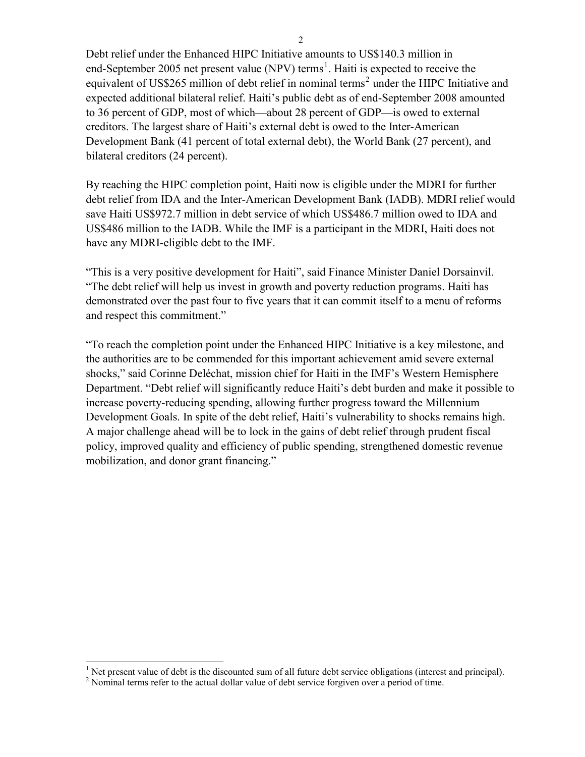Debt relief under the Enhanced HIPC Initiative amounts to US$140.3 million in end-September 2005 net present value (NPV) terms[1]. Haiti is expected to receive the equivalent of US$265 million of debt relief in nominal terms[2] under the HIPC Initiative and expected additional bilateral relief. Haiti's public debt as of end-September 2008 amounted to 36 percent of GDP, most of which—about 28 percent of GDP—is owed to external creditors. The largest share of Haiti's external debt is owed to the Inter-American Development Bank (41 percent of total external debt), the World Bank (27 percent), and bilateral creditors (24 percent).

By reaching the HIPC completion point, Haiti now is eligible under the MDRI for further debt relief from IDA and the Inter-American Development Bank (IADB). MDRI relief would save Haiti US$972.7 million in debt service of which US$486.7 million owed to IDA and US$486 million to the IADB. While the IMF is a participant in the MDRI, Haiti does not have any MDRI-eligible debt to the IMF.

"This is a very positive development for Haiti", said Finance Minister Daniel Dorsainvil. "The debt relief will help us invest in growth and poverty reduction programs. Haiti has demonstrated over the past four to five years that it can commit itself to a menu of reforms and respect this commitment."

"To reach the completion point under the Enhanced HIPC Initiative is a key milestone, and the authorities are to be commended for this important achievement amid severe external shocks," said Corinne Deléchat, mission chief for Haiti in the IMF's Western Hemisphere Department. "Debt relief will significantly reduce Haiti's debt burden and make it possible to increase poverty-reducing spending, allowing further progress toward the Millennium Development Goals. In spite of the debt relief, Haiti's vulnerability to shocks remains high. A major challenge ahead will be to lock in the gains of debt relief through prudent fiscal policy, improved quality and efficiency of public spending, strengthened domestic revenue mobilization, and donor grant financing."

[1] Net present value of debt is the discounted sum of all future debt service obligations (interest and principal).

[2] Nominal terms refer to the actual dollar value of debt service forgiven over a period of time.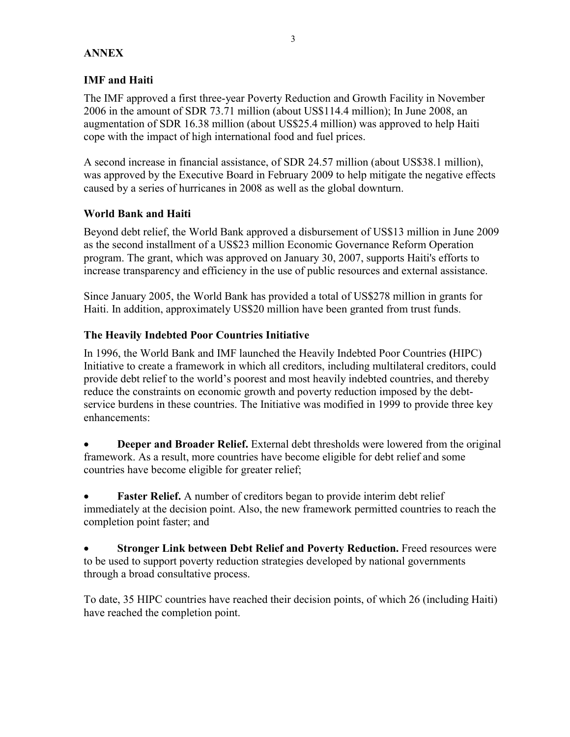## ANNEX

### IMF and Haiti

The IMF approved a first three-year Poverty Reduction and Growth Facility in November 2006 in the amount of SDR 73.71 million (about US$114.4 million); In June 2008, an augmentation of SDR 16.38 million (about US$25.4 million) was approved to help Haiti cope with the impact of high international food and fuel prices.

A second increase in financial assistance, of SDR 24.57 million (about US$38.1 million), was approved by the Executive Board in February 2009 to help mitigate the negative effects caused by a series of hurricanes in 2008 as well as the global downturn.

### World Bank and Haiti

Beyond debt relief, the World Bank approved a disbursement of US$13 million in June 2009 as the second installment of a US$23 million Economic Governance Reform Operation program. The grant, which was approved on January 30, 2007, supports Haiti's efforts to increase transparency and efficiency in the use of public resources and external assistance.

Since January 2005, the World Bank has provided a total of US$278 million in grants for Haiti. In addition, approximately US$20 million have been granted from trust funds.

### The Heavily Indebted Poor Countries Initiative

In 1996, the World Bank and IMF launched the Heavily Indebted Poor Countries (HIPC) Initiative to create a framework in which all creditors, including multilateral creditors, could provide debt relief to the world's poorest and most heavily indebted countries, and thereby reduce the constraints on economic growth and poverty reduction imposed by the debt-service burdens in these countries. The Initiative was modified in 1999 to provide three key enhancements:

- **Deeper and Broader Relief.** External debt thresholds were lowered from the original framework. As a result, more countries have become eligible for debt relief and some countries have become eligible for greater relief;

- **Faster Relief.** A number of creditors began to provide interim debt relief immediately at the decision point. Also, the new framework permitted countries to reach the completion point faster; and

- **Stronger Link between Debt Relief and Poverty Reduction.** Freed resources were to be used to support poverty reduction strategies developed by national governments through a broad consultative process.

To date, 35 HIPC countries have reached their decision points, of which 26 (including Haiti) have reached the completion point.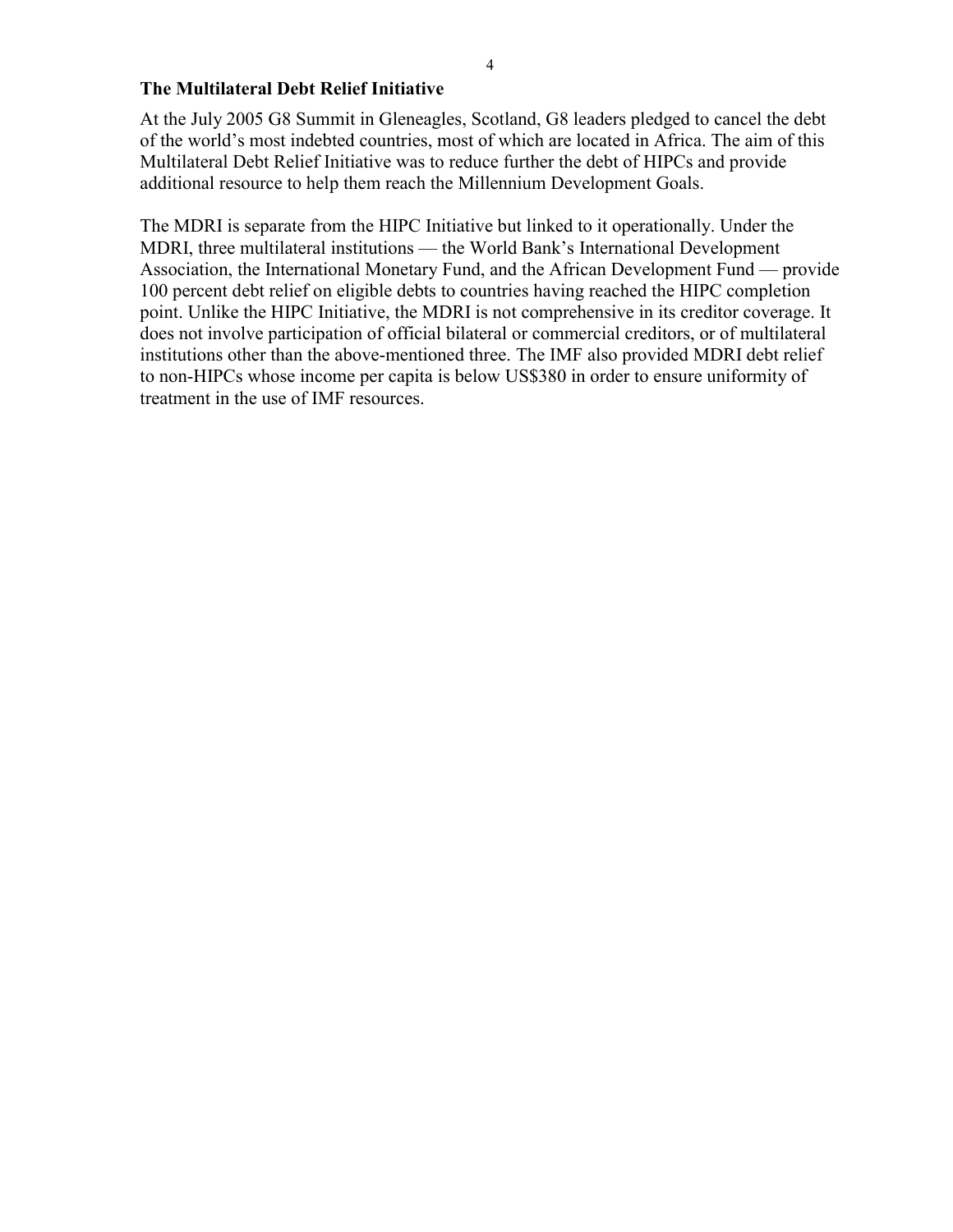### The Multilateral Debt Relief Initiative

At the July 2005 G8 Summit in Gleneagles, Scotland, G8 leaders pledged to cancel the debt of the world's most indebted countries, most of which are located in Africa. The aim of this Multilateral Debt Relief Initiative was to reduce further the debt of HIPCs and provide additional resource to help them reach the Millennium Development Goals.

The MDRI is separate from the HIPC Initiative but linked to it operationally. Under the MDRI, three multilateral institutions — the World Bank's International Development Association, the International Monetary Fund, and the African Development Fund — provide 100 percent debt relief on eligible debts to countries having reached the HIPC completion point. Unlike the HIPC Initiative, the MDRI is not comprehensive in its creditor coverage. It does not involve participation of official bilateral or commercial creditors, or of multilateral institutions other than the above-mentioned three. The IMF also provided MDRI debt relief to non-HIPCs whose income per capita is below US$380 in order to ensure uniformity of treatment in the use of IMF resources.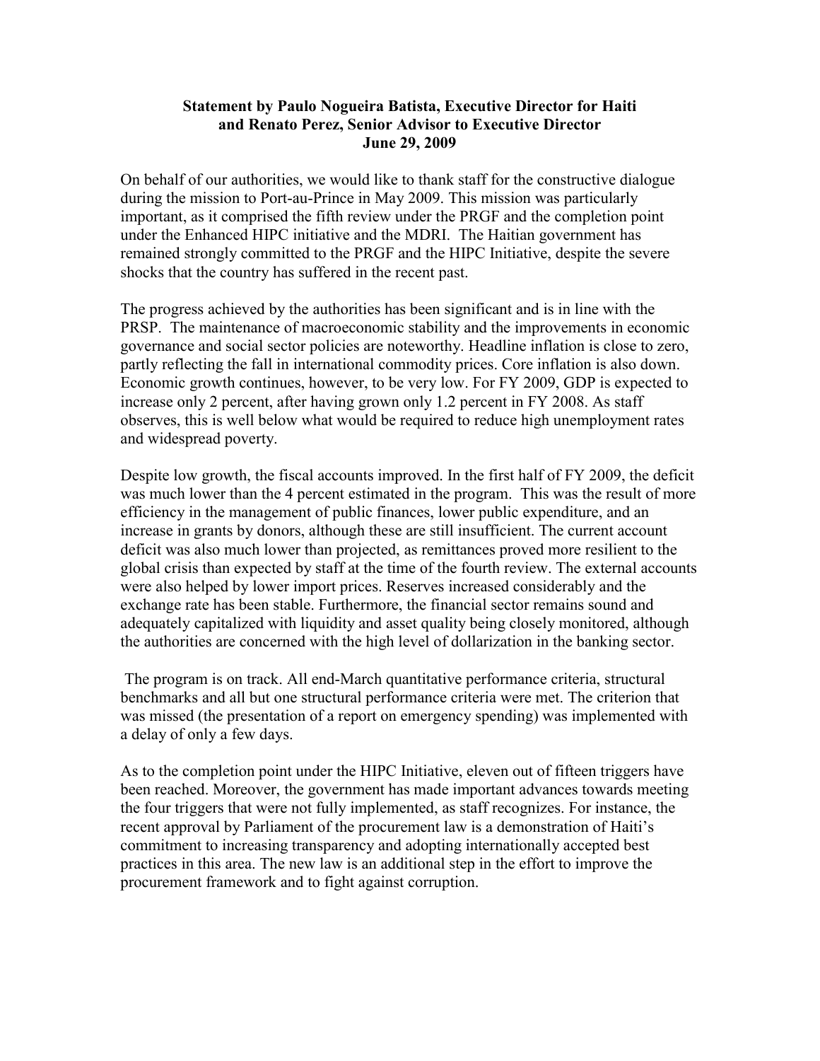**Statement by Paulo Nogueira Batista, Executive Director for Haiti and Renato Perez, Senior Advisor to Executive Director June 29, 2009**

On behalf of our authorities, we would like to thank staff for the constructive dialogue during the mission to Port-au-Prince in May 2009. This mission was particularly important, as it comprised the fifth review under the PRGF and the completion point under the Enhanced HIPC initiative and the MDRI. The Haitian government has remained strongly committed to the PRGF and the HIPC Initiative, despite the severe shocks that the country has suffered in the recent past.

The progress achieved by the authorities has been significant and is in line with the PRSP. The maintenance of macroeconomic stability and the improvements in economic governance and social sector policies are noteworthy. Headline inflation is close to zero, partly reflecting the fall in international commodity prices. Core inflation is also down. Economic growth continues, however, to be very low. For FY 2009, GDP is expected to increase only 2 percent, after having grown only 1.2 percent in FY 2008. As staff observes, this is well below what would be required to reduce high unemployment rates and widespread poverty.

Despite low growth, the fiscal accounts improved. In the first half of FY 2009, the deficit was much lower than the 4 percent estimated in the program. This was the result of more efficiency in the management of public finances, lower public expenditure, and an increase in grants by donors, although these are still insufficient. The current account deficit was also much lower than projected, as remittances proved more resilient to the global crisis than expected by staff at the time of the fourth review. The external accounts were also helped by lower import prices. Reserves increased considerably and the exchange rate has been stable. Furthermore, the financial sector remains sound and adequately capitalized with liquidity and asset quality being closely monitored, although the authorities are concerned with the high level of dollarization in the banking sector.

The program is on track. All end-March quantitative performance criteria, structural benchmarks and all but one structural performance criteria were met. The criterion that was missed (the presentation of a report on emergency spending) was implemented with a delay of only a few days.

As to the completion point under the HIPC Initiative, eleven out of fifteen triggers have been reached. Moreover, the government has made important advances towards meeting the four triggers that were not fully implemented, as staff recognizes. For instance, the recent approval by Parliament of the procurement law is a demonstration of Haiti's commitment to increasing transparency and adopting internationally accepted best practices in this area. The new law is an additional step in the effort to improve the procurement framework and to fight against corruption.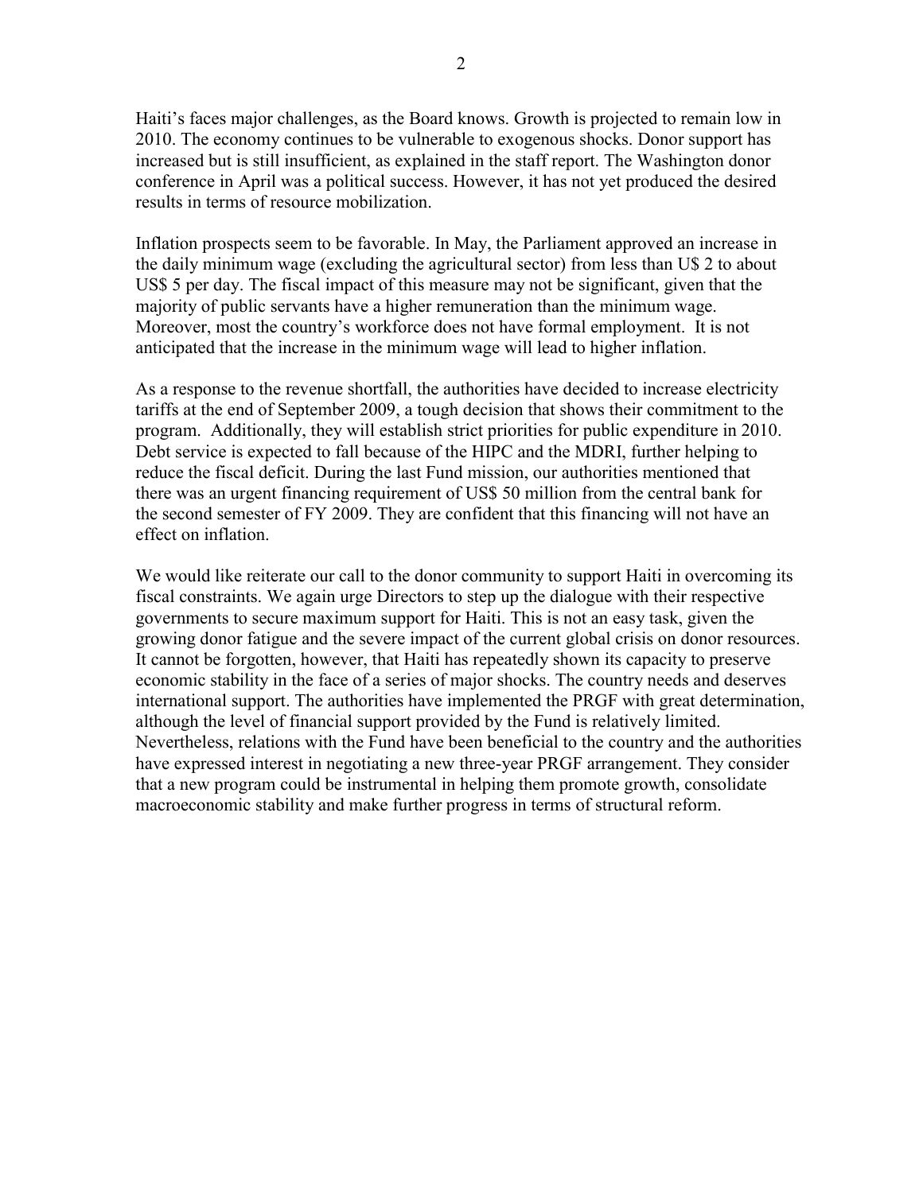Haiti's faces major challenges, as the Board knows. Growth is projected to remain low in 2010. The economy continues to be vulnerable to exogenous shocks. Donor support has increased but is still insufficient, as explained in the staff report. The Washington donor conference in April was a political success. However, it has not yet produced the desired results in terms of resource mobilization.

Inflation prospects seem to be favorable. In May, the Parliament approved an increase in the daily minimum wage (excluding the agricultural sector) from less than U$ 2 to about US$ 5 per day. The fiscal impact of this measure may not be significant, given that the majority of public servants have a higher remuneration than the minimum wage. Moreover, most the country's workforce does not have formal employment. It is not anticipated that the increase in the minimum wage will lead to higher inflation.

As a response to the revenue shortfall, the authorities have decided to increase electricity tariffs at the end of September 2009, a tough decision that shows their commitment to the program. Additionally, they will establish strict priorities for public expenditure in 2010. Debt service is expected to fall because of the HIPC and the MDRI, further helping to reduce the fiscal deficit. During the last Fund mission, our authorities mentioned that there was an urgent financing requirement of US$ 50 million from the central bank for the second semester of FY 2009. They are confident that this financing will not have an effect on inflation.

We would like reiterate our call to the donor community to support Haiti in overcoming its fiscal constraints. We again urge Directors to step up the dialogue with their respective governments to secure maximum support for Haiti. This is not an easy task, given the growing donor fatigue and the severe impact of the current global crisis on donor resources. It cannot be forgotten, however, that Haiti has repeatedly shown its capacity to preserve economic stability in the face of a series of major shocks. The country needs and deserves international support. The authorities have implemented the PRGF with great determination, although the level of financial support provided by the Fund is relatively limited. Nevertheless, relations with the Fund have been beneficial to the country and the authorities have expressed interest in negotiating a new three-year PRGF arrangement. They consider that a new program could be instrumental in helping them promote growth, consolidate macroeconomic stability and make further progress in terms of structural reform.